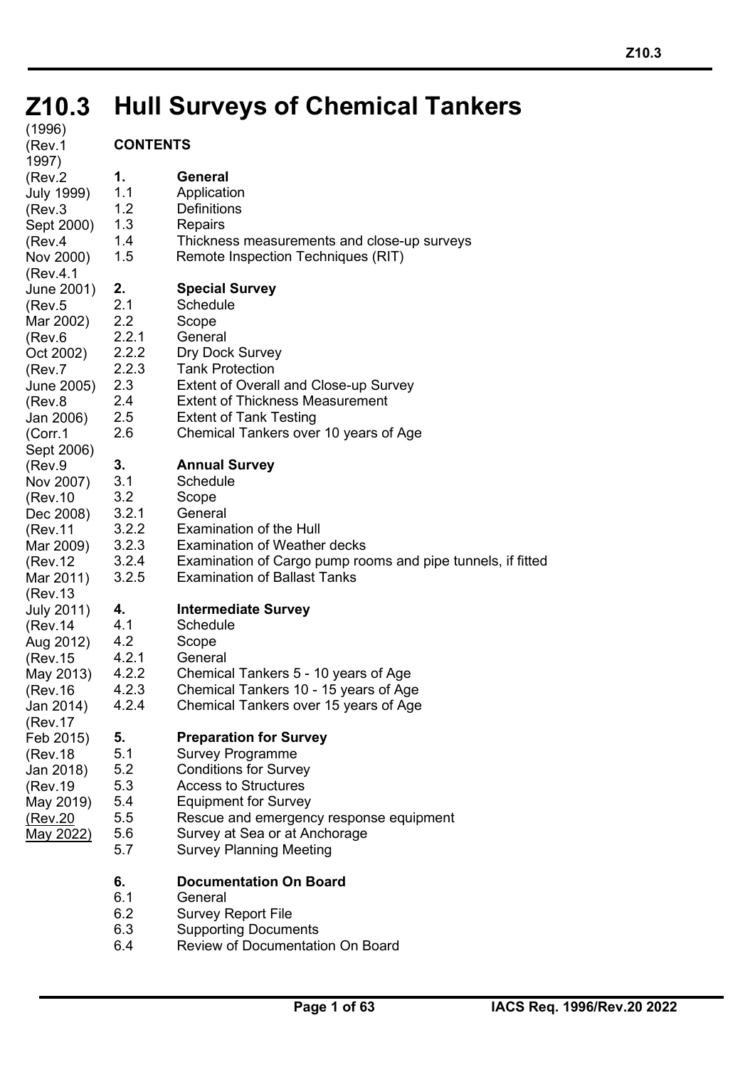# Z10.3 Hull Surveys of Chemical Tankers

(1996)
(Rev.1 1997)
(Rev.2 July 1999)
(Rev.3 Sept 2000)
(Rev.4 Nov 2000)
(Rev.4.1 June 2001)
(Rev.5 Mar 2002)
(Rev.6 Oct 2002)
(Rev.7 June 2005)
(Rev.8 Jan 2006)
(Corr.1 Sept 2006)
(Rev.9 Nov 2007)
(Rev.10 Dec 2008)
(Rev.11 Mar 2009)
(Rev.12 Mar 2011)
(Rev.13 July 2011)
(Rev.14 Aug 2012)
(Rev.15 May 2013)
(Rev.16 Jan 2014)
(Rev.17 Feb 2015)
(Rev.18 Jan 2018)
(Rev.19 May 2019)
(Rev.20 May 2022)

**CONTENTS**

**1. General**
- 1.1 Application
- 1.2 Definitions
- 1.3 Repairs
- 1.4 Thickness measurements and close-up surveys
- 1.5 Remote Inspection Techniques (RIT)

**2. Special Survey**
- 2.1 Schedule
- 2.2 Scope
- 2.2.1 General
- 2.2.2 Dry Dock Survey
- 2.2.3 Tank Protection
- 2.3 Extent of Overall and Close-up Survey
- 2.4 Extent of Thickness Measurement
- 2.5 Extent of Tank Testing
- 2.6 Chemical Tankers over 10 years of Age

**3. Annual Survey**
- 3.1 Schedule
- 3.2 Scope
- 3.2.1 General
- 3.2.2 Examination of the Hull
- 3.2.3 Examination of Weather decks
- 3.2.4 Examination of Cargo pump rooms and pipe tunnels, if fitted
- 3.2.5 Examination of Ballast Tanks

**4. Intermediate Survey**
- 4.1 Schedule
- 4.2 Scope
- 4.2.1 General
- 4.2.2 Chemical Tankers 5 - 10 years of Age
- 4.2.3 Chemical Tankers 10 - 15 years of Age
- 4.2.4 Chemical Tankers over 15 years of Age

**5. Preparation for Survey**
- 5.1 Survey Programme
- 5.2 Conditions for Survey
- 5.3 Access to Structures
- 5.4 Equipment for Survey
- 5.5 Rescue and emergency response equipment
- 5.6 Survey at Sea or at Anchorage
- 5.7 Survey Planning Meeting

**6. Documentation On Board**
- 6.1 General
- 6.2 Survey Report File
- 6.3 Supporting Documents
- 6.4 Review of Documentation On Board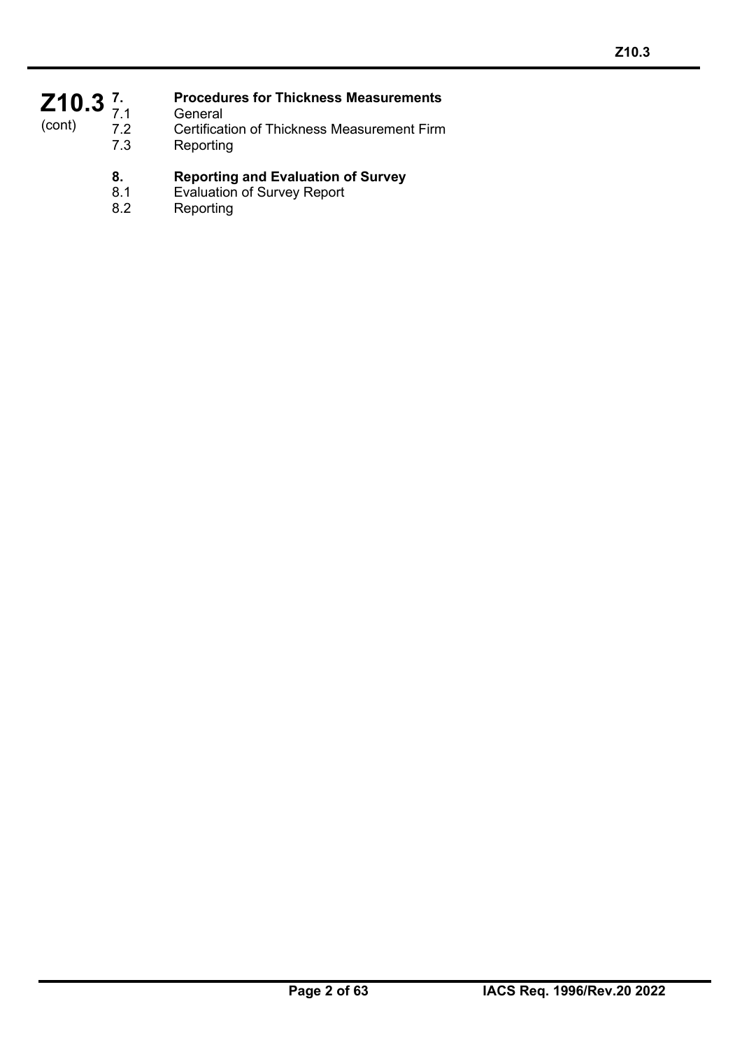**Z10.3** (cont)

**7. Procedures for Thickness Measurements**

7.1 General

7.2 Certification of Thickness Measurement Firm

7.3 Reporting

**8. Reporting and Evaluation of Survey**

8.1 Evaluation of Survey Report

8.2 Reporting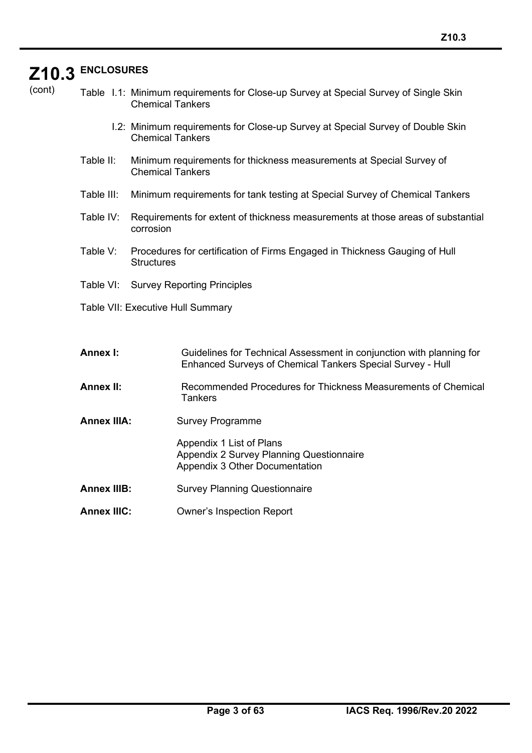# Z10.3 ENCLOSURES

(cont)

Table I.1: Minimum requirements for Close-up Survey at Special Survey of Single Skin Chemical Tankers

I.2: Minimum requirements for Close-up Survey at Special Survey of Double Skin Chemical Tankers

Table II: Minimum requirements for thickness measurements at Special Survey of Chemical Tankers

Table III: Minimum requirements for tank testing at Special Survey of Chemical Tankers

Table IV: Requirements for extent of thickness measurements at those areas of substantial corrosion

Table V: Procedures for certification of Firms Engaged in Thickness Gauging of Hull Structures

Table VI: Survey Reporting Principles

Table VII: Executive Hull Summary

**Annex I:** Guidelines for Technical Assessment in conjunction with planning for Enhanced Surveys of Chemical Tankers Special Survey - Hull

**Annex II:** Recommended Procedures for Thickness Measurements of Chemical Tankers

**Annex IIIA:** Survey Programme

Appendix 1 List of Plans
Appendix 2 Survey Planning Questionnaire
Appendix 3 Other Documentation

**Annex IIIB:** Survey Planning Questionnaire

**Annex IIIC:** Owner's Inspection Report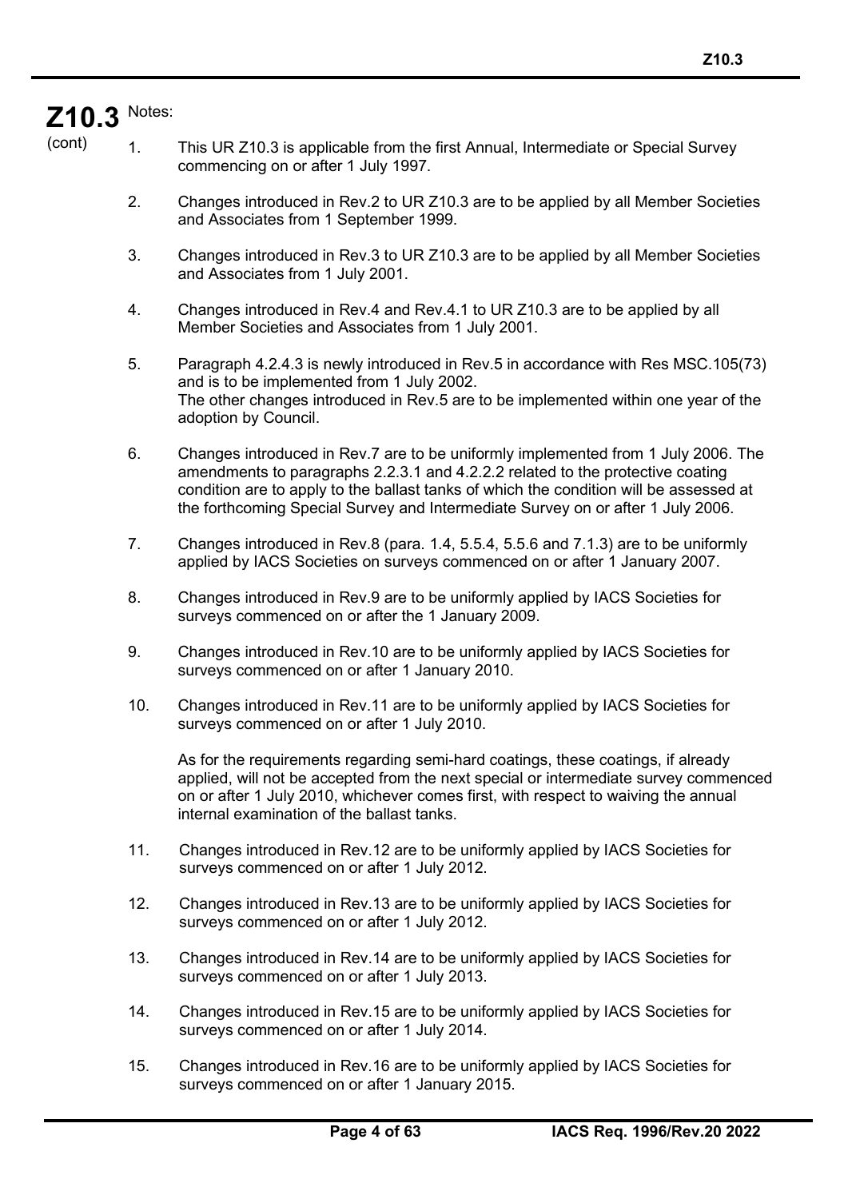**Z10.3** (cont)

Notes:

1. This UR Z10.3 is applicable from the first Annual, Intermediate or Special Survey commencing on or after 1 July 1997.

2. Changes introduced in Rev.2 to UR Z10.3 are to be applied by all Member Societies and Associates from 1 September 1999.

3. Changes introduced in Rev.3 to UR Z10.3 are to be applied by all Member Societies and Associates from 1 July 2001.

4. Changes introduced in Rev.4 and Rev.4.1 to UR Z10.3 are to be applied by all Member Societies and Associates from 1 July 2001.

5. Paragraph 4.2.4.3 is newly introduced in Rev.5 in accordance with Res MSC.105(73) and is to be implemented from 1 July 2002.
   The other changes introduced in Rev.5 are to be implemented within one year of the adoption by Council.

6. Changes introduced in Rev.7 are to be uniformly implemented from 1 July 2006. The amendments to paragraphs 2.2.3.1 and 4.2.2.2 related to the protective coating condition are to apply to the ballast tanks of which the condition will be assessed at the forthcoming Special Survey and Intermediate Survey on or after 1 July 2006.

7. Changes introduced in Rev.8 (para. 1.4, 5.5.4, 5.5.6 and 7.1.3) are to be uniformly applied by IACS Societies on surveys commenced on or after 1 January 2007.

8. Changes introduced in Rev.9 are to be uniformly applied by IACS Societies for surveys commenced on or after the 1 January 2009.

9. Changes introduced in Rev.10 are to be uniformly applied by IACS Societies for surveys commenced on or after 1 January 2010.

10. Changes introduced in Rev.11 are to be uniformly applied by IACS Societies for surveys commenced on or after 1 July 2010.

    As for the requirements regarding semi-hard coatings, these coatings, if already applied, will not be accepted from the next special or intermediate survey commenced on or after 1 July 2010, whichever comes first, with respect to waiving the annual internal examination of the ballast tanks.

11. Changes introduced in Rev.12 are to be uniformly applied by IACS Societies for surveys commenced on or after 1 July 2012.

12. Changes introduced in Rev.13 are to be uniformly applied by IACS Societies for surveys commenced on or after 1 July 2012.

13. Changes introduced in Rev.14 are to be uniformly applied by IACS Societies for surveys commenced on or after 1 July 2013.

14. Changes introduced in Rev.15 are to be uniformly applied by IACS Societies for surveys commenced on or after 1 July 2014.

15. Changes introduced in Rev.16 are to be uniformly applied by IACS Societies for surveys commenced on or after 1 January 2015.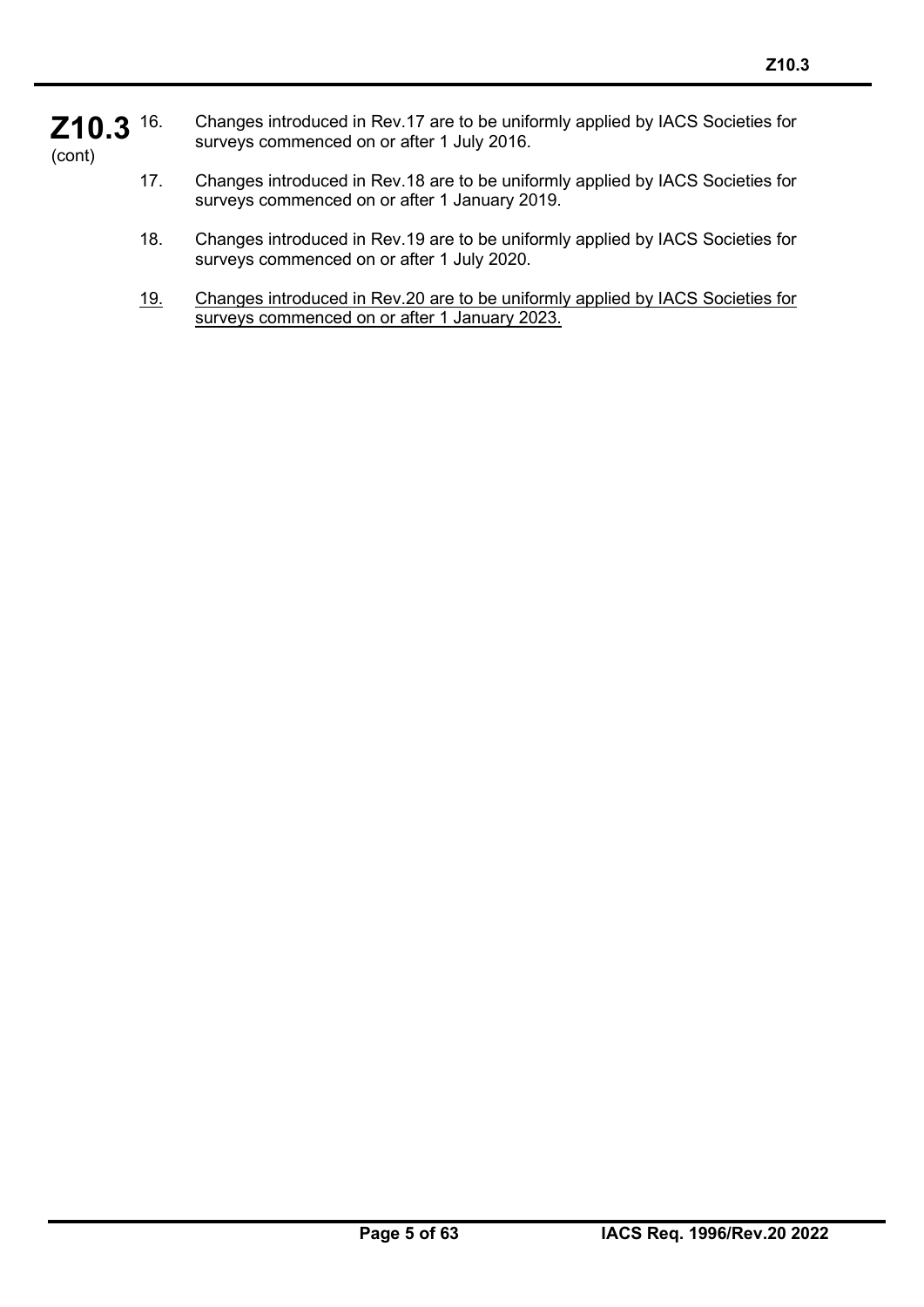**Z10.3** (cont)

16. Changes introduced in Rev.17 are to be uniformly applied by IACS Societies for surveys commenced on or after 1 July 2016.

17. Changes introduced in Rev.18 are to be uniformly applied by IACS Societies for surveys commenced on or after 1 January 2019.

18. Changes introduced in Rev.19 are to be uniformly applied by IACS Societies for surveys commenced on or after 1 July 2020.

19. Changes introduced in Rev.20 are to be uniformly applied by IACS Societies for surveys commenced on or after 1 January 2023.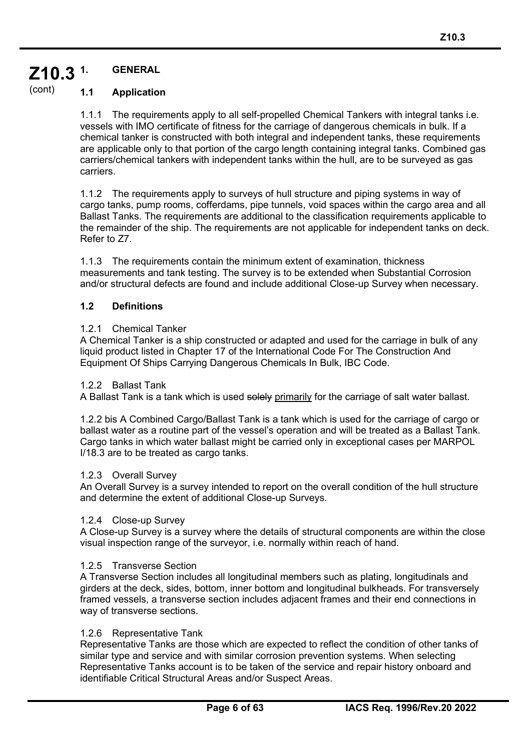## 1. GENERAL

### 1.1 Application

1.1.1 The requirements apply to all self-propelled Chemical Tankers with integral tanks i.e. vessels with IMO certificate of fitness for the carriage of dangerous chemicals in bulk. If a chemical tanker is constructed with both integral and independent tanks, these requirements are applicable only to that portion of the cargo length containing integral tanks. Combined gas carriers/chemical tankers with independent tanks within the hull, are to be surveyed as gas carriers.

1.1.2 The requirements apply to surveys of hull structure and piping systems in way of cargo tanks, pump rooms, cofferdams, pipe tunnels, void spaces within the cargo area and all Ballast Tanks. The requirements are additional to the classification requirements applicable to the remainder of the ship. The requirements are not applicable for independent tanks on deck. Refer to Z7.

1.1.3 The requirements contain the minimum extent of examination, thickness measurements and tank testing. The survey is to be extended when Substantial Corrosion and/or structural defects are found and include additional Close-up Survey when necessary.

### 1.2 Definitions

1.2.1 Chemical Tanker
A Chemical Tanker is a ship constructed or adapted and used for the carriage in bulk of any liquid product listed in Chapter 17 of the International Code For The Construction And Equipment Of Ships Carrying Dangerous Chemicals In Bulk, IBC Code.

1.2.2 Ballast Tank
A Ballast Tank is a tank which is used ~~solely~~ primarily for the carriage of salt water ballast.

1.2.2 bis A Combined Cargo/Ballast Tank is a tank which is used for the carriage of cargo or ballast water as a routine part of the vessel's operation and will be treated as a Ballast Tank. Cargo tanks in which water ballast might be carried only in exceptional cases per MARPOL I/18.3 are to be treated as cargo tanks.

1.2.3 Overall Survey
An Overall Survey is a survey intended to report on the overall condition of the hull structure and determine the extent of additional Close-up Surveys.

1.2.4 Close-up Survey
A Close-up Survey is a survey where the details of structural components are within the close visual inspection range of the surveyor, i.e. normally within reach of hand.

1.2.5 Transverse Section
A Transverse Section includes all longitudinal members such as plating, longitudinals and girders at the deck, sides, bottom, inner bottom and longitudinal bulkheads. For transversely framed vessels, a transverse section includes adjacent frames and their end connections in way of transverse sections.

1.2.6 Representative Tank
Representative Tanks are those which are expected to reflect the condition of other tanks of similar type and service and with similar corrosion prevention systems. When selecting Representative Tanks account is to be taken of the service and repair history onboard and identifiable Critical Structural Areas and/or Suspect Areas.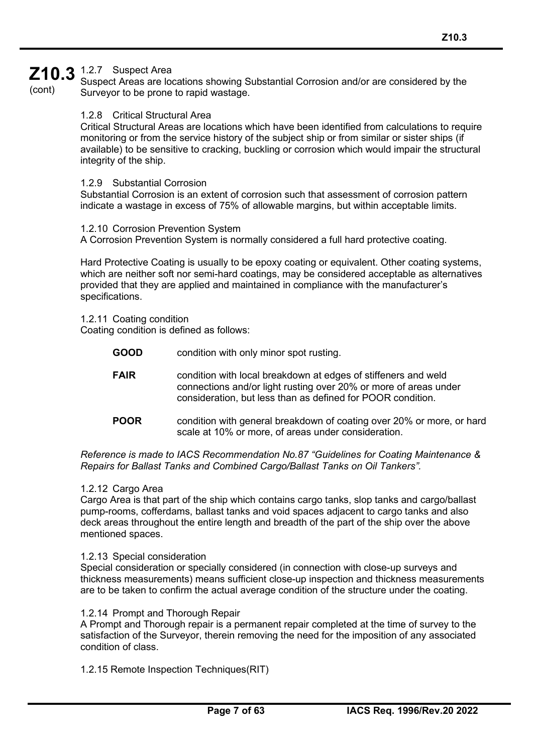#### 1.2.7 Suspect Area

Suspect Areas are locations showing Substantial Corrosion and/or are considered by the Surveyor to be prone to rapid wastage.

#### 1.2.8 Critical Structural Area

Critical Structural Areas are locations which have been identified from calculations to require monitoring or from the service history of the subject ship or from similar or sister ships (if available) to be sensitive to cracking, buckling or corrosion which would impair the structural integrity of the ship.

#### 1.2.9 Substantial Corrosion

Substantial Corrosion is an extent of corrosion such that assessment of corrosion pattern indicate a wastage in excess of 75% of allowable margins, but within acceptable limits.

#### 1.2.10 Corrosion Prevention System

A Corrosion Prevention System is normally considered a full hard protective coating.

Hard Protective Coating is usually to be epoxy coating or equivalent. Other coating systems, which are neither soft nor semi-hard coatings, may be considered acceptable as alternatives provided that they are applied and maintained in compliance with the manufacturer's specifications.

#### 1.2.11 Coating condition

Coating condition is defined as follows:

| | |
|---|---|
| **GOOD** | condition with only minor spot rusting. |
| **FAIR** | condition with local breakdown at edges of stiffeners and weld connections and/or light rusting over 20% or more of areas under consideration, but less than as defined for POOR condition. |
| **POOR** | condition with general breakdown of coating over 20% or more, or hard scale at 10% or more, of areas under consideration. |

*Reference is made to IACS Recommendation No.87 "Guidelines for Coating Maintenance & Repairs for Ballast Tanks and Combined Cargo/Ballast Tanks on Oil Tankers".*

#### 1.2.12 Cargo Area

Cargo Area is that part of the ship which contains cargo tanks, slop tanks and cargo/ballast pump-rooms, cofferdams, ballast tanks and void spaces adjacent to cargo tanks and also deck areas throughout the entire length and breadth of the part of the ship over the above mentioned spaces.

#### 1.2.13 Special consideration

Special consideration or specially considered (in connection with close-up surveys and thickness measurements) means sufficient close-up inspection and thickness measurements are to be taken to confirm the actual average condition of the structure under the coating.

#### 1.2.14 Prompt and Thorough Repair

A Prompt and Thorough repair is a permanent repair completed at the time of survey to the satisfaction of the Surveyor, therein removing the need for the imposition of any associated condition of class.

#### 1.2.15 Remote Inspection Techniques(RIT)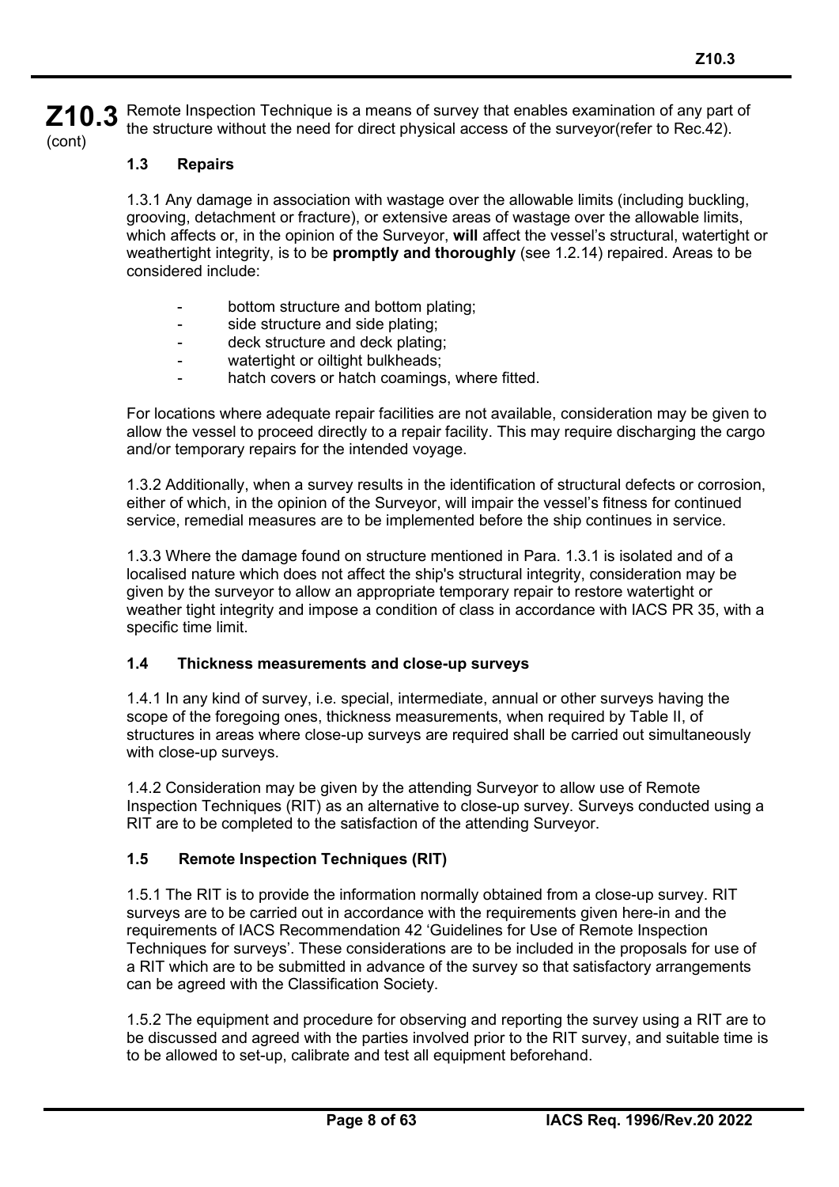Remote Inspection Technique is a means of survey that enables examination of any part of the structure without the need for direct physical access of the surveyor(refer to Rec.42).

### 1.3 Repairs

1.3.1 Any damage in association with wastage over the allowable limits (including buckling, grooving, detachment or fracture), or extensive areas of wastage over the allowable limits, which affects or, in the opinion of the Surveyor, **will** affect the vessel's structural, watertight or weathertight integrity, is to be **promptly and thoroughly** (see 1.2.14) repaired. Areas to be considered include:

- bottom structure and bottom plating;
- side structure and side plating;
- deck structure and deck plating;
- watertight or oiltight bulkheads;
- hatch covers or hatch coamings, where fitted.

For locations where adequate repair facilities are not available, consideration may be given to allow the vessel to proceed directly to a repair facility. This may require discharging the cargo and/or temporary repairs for the intended voyage.

1.3.2 Additionally, when a survey results in the identification of structural defects or corrosion, either of which, in the opinion of the Surveyor, will impair the vessel's fitness for continued service, remedial measures are to be implemented before the ship continues in service.

1.3.3 Where the damage found on structure mentioned in Para. 1.3.1 is isolated and of a localised nature which does not affect the ship's structural integrity, consideration may be given by the surveyor to allow an appropriate temporary repair to restore watertight or weather tight integrity and impose a condition of class in accordance with IACS PR 35, with a specific time limit.

### 1.4 Thickness measurements and close-up surveys

1.4.1 In any kind of survey, i.e. special, intermediate, annual or other surveys having the scope of the foregoing ones, thickness measurements, when required by Table II, of structures in areas where close-up surveys are required shall be carried out simultaneously with close-up surveys.

1.4.2 Consideration may be given by the attending Surveyor to allow use of Remote Inspection Techniques (RIT) as an alternative to close-up survey. Surveys conducted using a RIT are to be completed to the satisfaction of the attending Surveyor.

### 1.5 Remote Inspection Techniques (RIT)

1.5.1 The RIT is to provide the information normally obtained from a close-up survey. RIT surveys are to be carried out in accordance with the requirements given here-in and the requirements of IACS Recommendation 42 'Guidelines for Use of Remote Inspection Techniques for surveys'. These considerations are to be included in the proposals for use of a RIT which are to be submitted in advance of the survey so that satisfactory arrangements can be agreed with the Classification Society.

1.5.2 The equipment and procedure for observing and reporting the survey using a RIT are to be discussed and agreed with the parties involved prior to the RIT survey, and suitable time is to be allowed to set-up, calibrate and test all equipment beforehand.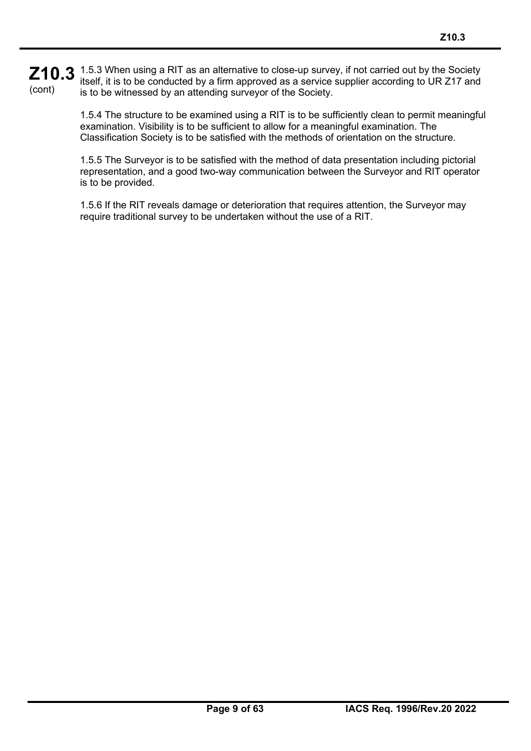1.5.3 When using a RIT as an alternative to close-up survey, if not carried out by the Society itself, it is to be conducted by a firm approved as a service supplier according to UR Z17 and is to be witnessed by an attending surveyor of the Society.

1.5.4 The structure to be examined using a RIT is to be sufficiently clean to permit meaningful examination. Visibility is to be sufficient to allow for a meaningful examination. The Classification Society is to be satisfied with the methods of orientation on the structure.

1.5.5 The Surveyor is to be satisfied with the method of data presentation including pictorial representation, and a good two-way communication between the Surveyor and RIT operator is to be provided.

1.5.6 If the RIT reveals damage or deterioration that requires attention, the Surveyor may require traditional survey to be undertaken without the use of a RIT.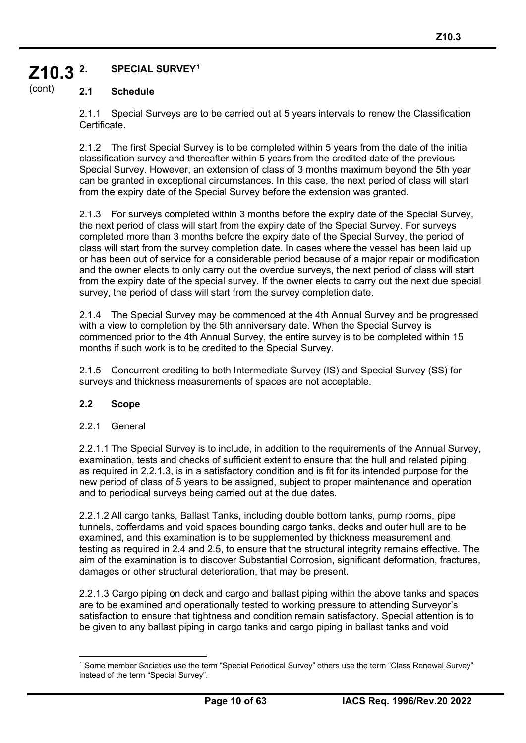## 2. SPECIAL SURVEY[1]

### 2.1 Schedule

2.1.1 Special Surveys are to be carried out at 5 years intervals to renew the Classification Certificate.

2.1.2 The first Special Survey is to be completed within 5 years from the date of the initial classification survey and thereafter within 5 years from the credited date of the previous Special Survey. However, an extension of class of 3 months maximum beyond the 5th year can be granted in exceptional circumstances. In this case, the next period of class will start from the expiry date of the Special Survey before the extension was granted.

2.1.3 For surveys completed within 3 months before the expiry date of the Special Survey, the next period of class will start from the expiry date of the Special Survey. For surveys completed more than 3 months before the expiry date of the Special Survey, the period of class will start from the survey completion date. In cases where the vessel has been laid up or has been out of service for a considerable period because of a major repair or modification and the owner elects to only carry out the overdue surveys, the next period of class will start from the expiry date of the special survey. If the owner elects to carry out the next due special survey, the period of class will start from the survey completion date.

2.1.4 The Special Survey may be commenced at the 4th Annual Survey and be progressed with a view to completion by the 5th anniversary date. When the Special Survey is commenced prior to the 4th Annual Survey, the entire survey is to be completed within 15 months if such work is to be credited to the Special Survey.

2.1.5 Concurrent crediting to both Intermediate Survey (IS) and Special Survey (SS) for surveys and thickness measurements of spaces are not acceptable.

### 2.2 Scope

2.2.1 General

2.2.1.1 The Special Survey is to include, in addition to the requirements of the Annual Survey, examination, tests and checks of sufficient extent to ensure that the hull and related piping, as required in 2.2.1.3, is in a satisfactory condition and is fit for its intended purpose for the new period of class of 5 years to be assigned, subject to proper maintenance and operation and to periodical surveys being carried out at the due dates.

2.2.1.2 All cargo tanks, Ballast Tanks, including double bottom tanks, pump rooms, pipe tunnels, cofferdams and void spaces bounding cargo tanks, decks and outer hull are to be examined, and this examination is to be supplemented by thickness measurement and testing as required in 2.4 and 2.5, to ensure that the structural integrity remains effective. The aim of the examination is to discover Substantial Corrosion, significant deformation, fractures, damages or other structural deterioration, that may be present.

2.2.1.3 Cargo piping on deck and cargo and ballast piping within the above tanks and spaces are to be examined and operationally tested to working pressure to attending Surveyor's satisfaction to ensure that tightness and condition remain satisfactory. Special attention is to be given to any ballast piping in cargo tanks and cargo piping in ballast tanks and void

[1] Some member Societies use the term "Special Periodical Survey" others use the term "Class Renewal Survey" instead of the term "Special Survey".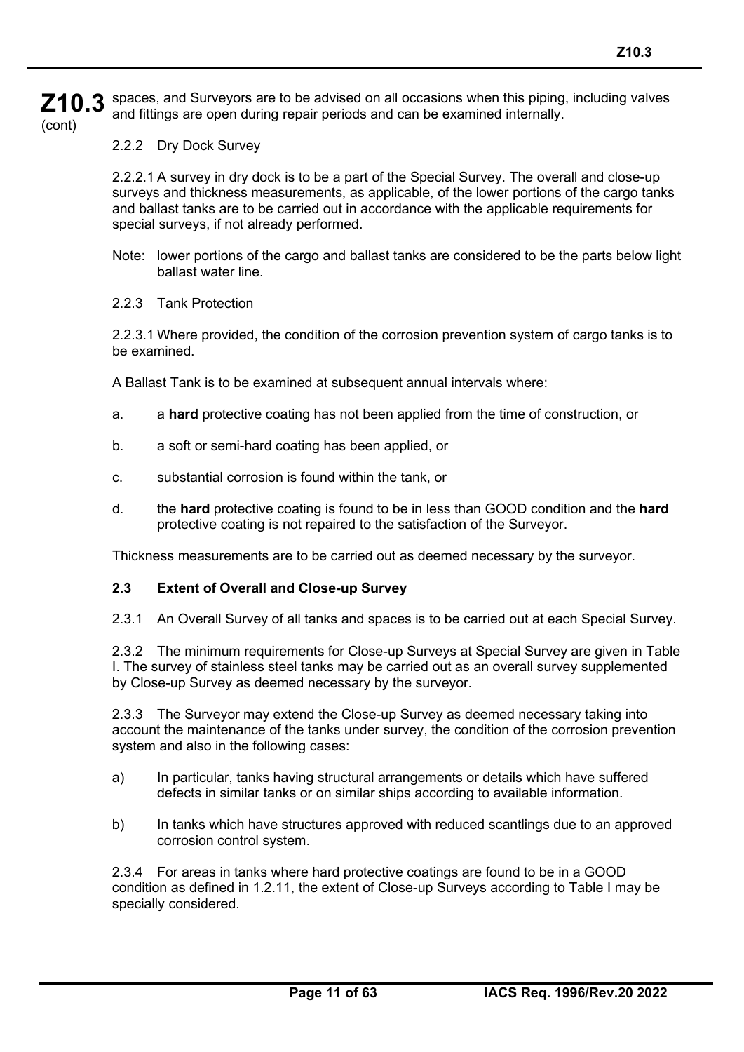spaces, and Surveyors are to be advised on all occasions when this piping, including valves and fittings are open during repair periods and can be examined internally.

2.2.2 Dry Dock Survey

2.2.2.1 A survey in dry dock is to be a part of the Special Survey. The overall and close-up surveys and thickness measurements, as applicable, of the lower portions of the cargo tanks and ballast tanks are to be carried out in accordance with the applicable requirements for special surveys, if not already performed.

Note: lower portions of the cargo and ballast tanks are considered to be the parts below light ballast water line.

2.2.3 Tank Protection

2.2.3.1 Where provided, the condition of the corrosion prevention system of cargo tanks is to be examined.

A Ballast Tank is to be examined at subsequent annual intervals where:

a. a **hard** protective coating has not been applied from the time of construction, or

b. a soft or semi-hard coating has been applied, or

c. substantial corrosion is found within the tank, or

d. the **hard** protective coating is found to be in less than GOOD condition and the **hard** protective coating is not repaired to the satisfaction of the Surveyor.

Thickness measurements are to be carried out as deemed necessary by the surveyor.

### 2.3 Extent of Overall and Close-up Survey

2.3.1 An Overall Survey of all tanks and spaces is to be carried out at each Special Survey.

2.3.2 The minimum requirements for Close-up Surveys at Special Survey are given in Table I. The survey of stainless steel tanks may be carried out as an overall survey supplemented by Close-up Survey as deemed necessary by the surveyor.

2.3.3 The Surveyor may extend the Close-up Survey as deemed necessary taking into account the maintenance of the tanks under survey, the condition of the corrosion prevention system and also in the following cases:

a) In particular, tanks having structural arrangements or details which have suffered defects in similar tanks or on similar ships according to available information.

b) In tanks which have structures approved with reduced scantlings due to an approved corrosion control system.

2.3.4 For areas in tanks where hard protective coatings are found to be in a GOOD condition as defined in 1.2.11, the extent of Close-up Surveys according to Table I may be specially considered.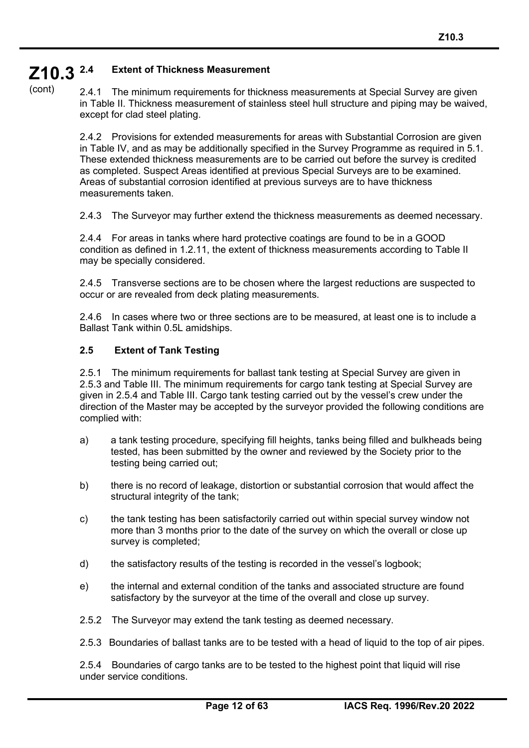### 2.4 Extent of Thickness Measurement

2.4.1 The minimum requirements for thickness measurements at Special Survey are given in Table II. Thickness measurement of stainless steel hull structure and piping may be waived, except for clad steel plating.

2.4.2 Provisions for extended measurements for areas with Substantial Corrosion are given in Table IV, and as may be additionally specified in the Survey Programme as required in 5.1. These extended thickness measurements are to be carried out before the survey is credited as completed. Suspect Areas identified at previous Special Surveys are to be examined. Areas of substantial corrosion identified at previous surveys are to have thickness measurements taken.

2.4.3 The Surveyor may further extend the thickness measurements as deemed necessary.

2.4.4 For areas in tanks where hard protective coatings are found to be in a GOOD condition as defined in 1.2.11, the extent of thickness measurements according to Table II may be specially considered.

2.4.5 Transverse sections are to be chosen where the largest reductions are suspected to occur or are revealed from deck plating measurements.

2.4.6 In cases where two or three sections are to be measured, at least one is to include a Ballast Tank within 0.5L amidships.

### 2.5 Extent of Tank Testing

2.5.1 The minimum requirements for ballast tank testing at Special Survey are given in 2.5.3 and Table III. The minimum requirements for cargo tank testing at Special Survey are given in 2.5.4 and Table III. Cargo tank testing carried out by the vessel's crew under the direction of the Master may be accepted by the surveyor provided the following conditions are complied with:

a) a tank testing procedure, specifying fill heights, tanks being filled and bulkheads being tested, has been submitted by the owner and reviewed by the Society prior to the testing being carried out;

b) there is no record of leakage, distortion or substantial corrosion that would affect the structural integrity of the tank;

c) the tank testing has been satisfactorily carried out within special survey window not more than 3 months prior to the date of the survey on which the overall or close up survey is completed;

d) the satisfactory results of the testing is recorded in the vessel's logbook;

e) the internal and external condition of the tanks and associated structure are found satisfactory by the surveyor at the time of the overall and close up survey.

2.5.2 The Surveyor may extend the tank testing as deemed necessary.

2.5.3 Boundaries of ballast tanks are to be tested with a head of liquid to the top of air pipes.

2.5.4 Boundaries of cargo tanks are to be tested to the highest point that liquid will rise under service conditions.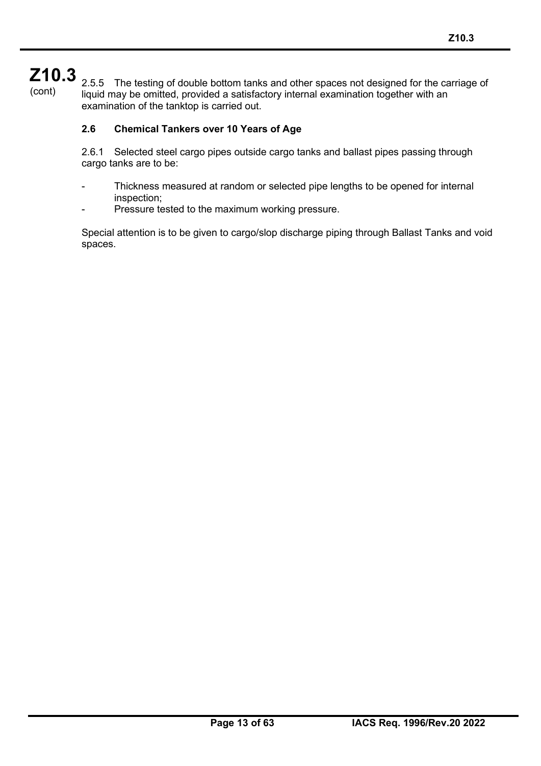2.5.5 The testing of double bottom tanks and other spaces not designed for the carriage of liquid may be omitted, provided a satisfactory internal examination together with an examination of the tanktop is carried out.

### 2.6 Chemical Tankers over 10 Years of Age

2.6.1 Selected steel cargo pipes outside cargo tanks and ballast pipes passing through cargo tanks are to be:

- Thickness measured at random or selected pipe lengths to be opened for internal inspection;
- Pressure tested to the maximum working pressure.

Special attention is to be given to cargo/slop discharge piping through Ballast Tanks and void spaces.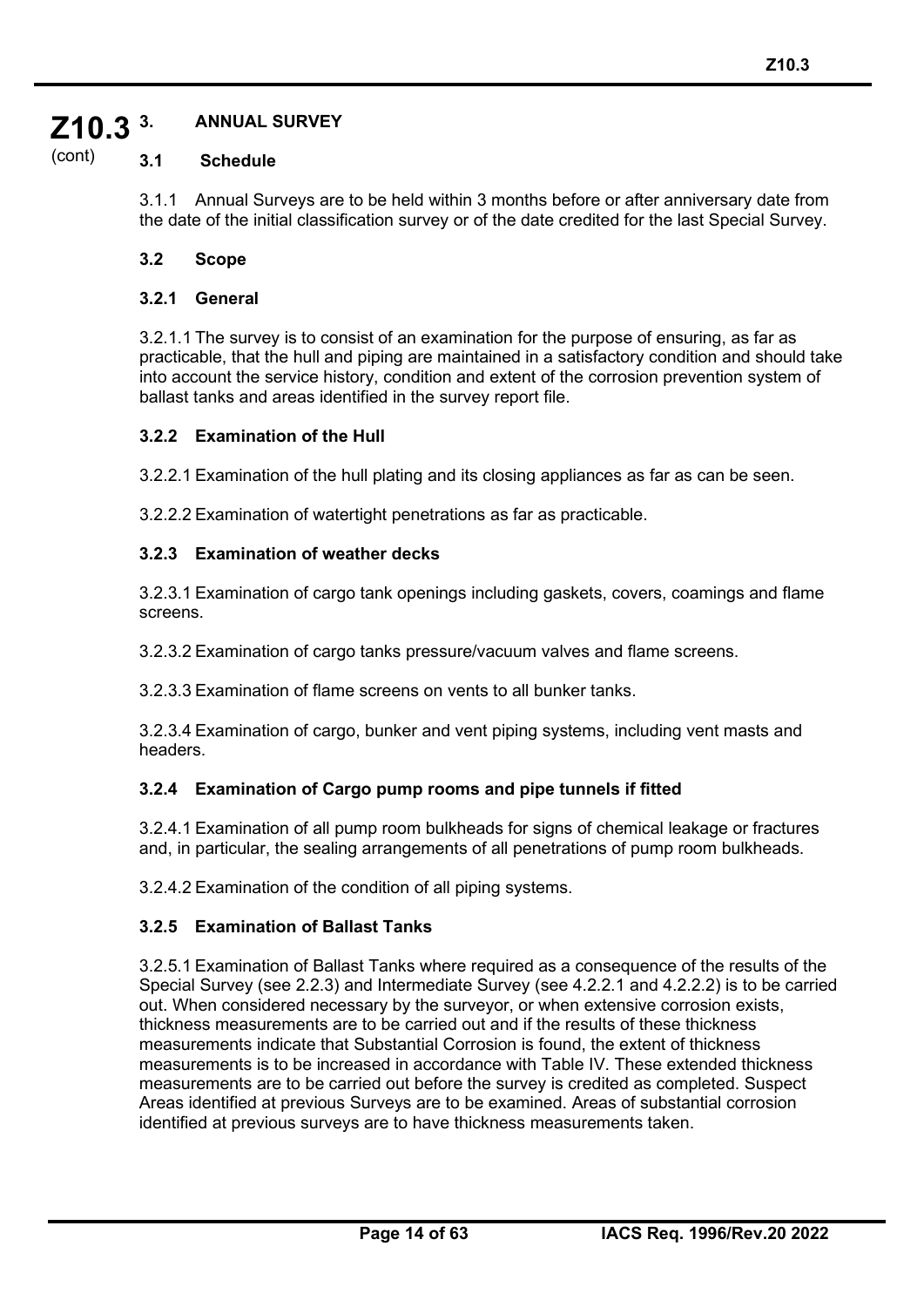# 3. ANNUAL SURVEY

## 3.1 Schedule

3.1.1 Annual Surveys are to be held within 3 months before or after anniversary date from the date of the initial classification survey or of the date credited for the last Special Survey.

## 3.2 Scope

### 3.2.1 General

3.2.1.1 The survey is to consist of an examination for the purpose of ensuring, as far as practicable, that the hull and piping are maintained in a satisfactory condition and should take into account the service history, condition and extent of the corrosion prevention system of ballast tanks and areas identified in the survey report file.

### 3.2.2 Examination of the Hull

3.2.2.1 Examination of the hull plating and its closing appliances as far as can be seen.

3.2.2.2 Examination of watertight penetrations as far as practicable.

### 3.2.3 Examination of weather decks

3.2.3.1 Examination of cargo tank openings including gaskets, covers, coamings and flame screens.

3.2.3.2 Examination of cargo tanks pressure/vacuum valves and flame screens.

3.2.3.3 Examination of flame screens on vents to all bunker tanks.

3.2.3.4 Examination of cargo, bunker and vent piping systems, including vent masts and headers.

### 3.2.4 Examination of Cargo pump rooms and pipe tunnels if fitted

3.2.4.1 Examination of all pump room bulkheads for signs of chemical leakage or fractures and, in particular, the sealing arrangements of all penetrations of pump room bulkheads.

3.2.4.2 Examination of the condition of all piping systems.

### 3.2.5 Examination of Ballast Tanks

3.2.5.1 Examination of Ballast Tanks where required as a consequence of the results of the Special Survey (see 2.2.3) and Intermediate Survey (see 4.2.2.1 and 4.2.2.2) is to be carried out. When considered necessary by the surveyor, or when extensive corrosion exists, thickness measurements are to be carried out and if the results of these thickness measurements indicate that Substantial Corrosion is found, the extent of thickness measurements is to be increased in accordance with Table IV. These extended thickness measurements are to be carried out before the survey is credited as completed. Suspect Areas identified at previous Surveys are to be examined. Areas of substantial corrosion identified at previous surveys are to have thickness measurements taken.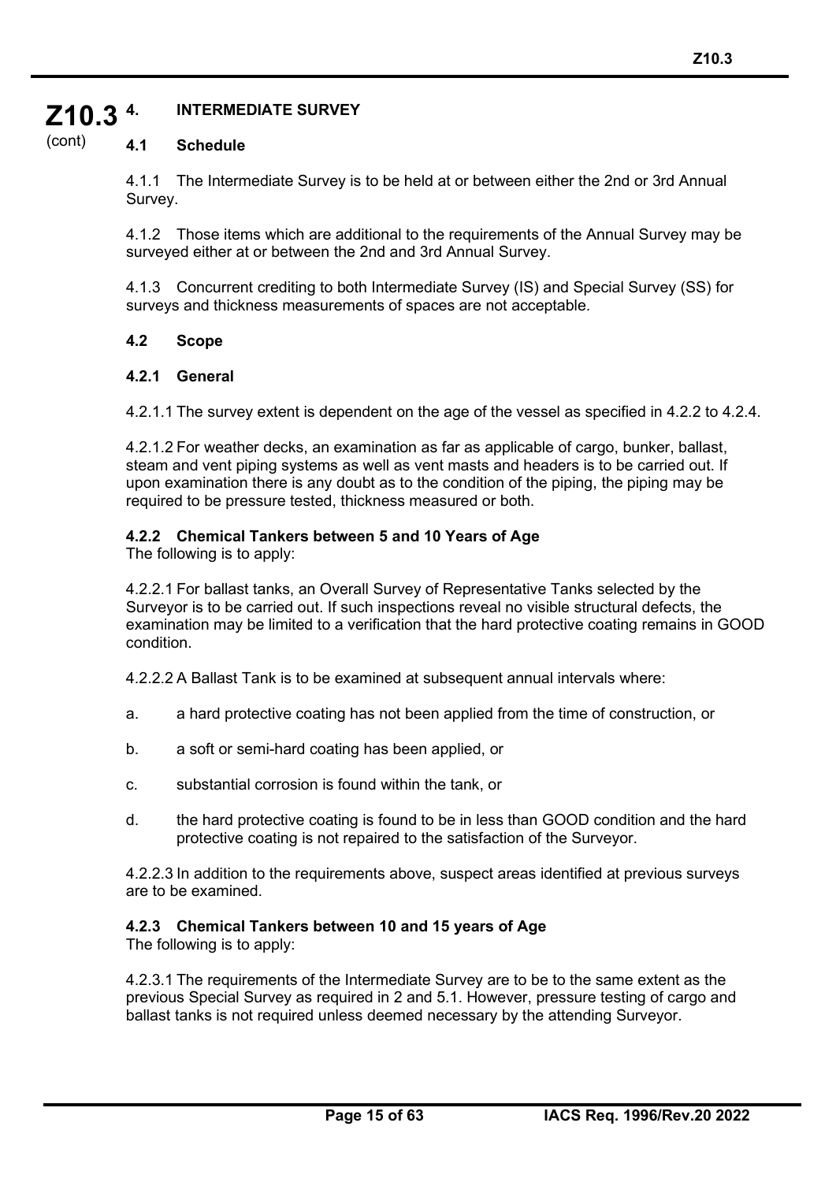## 4. INTERMEDIATE SURVEY

### 4.1 Schedule

4.1.1 The Intermediate Survey is to be held at or between either the 2nd or 3rd Annual Survey.

4.1.2 Those items which are additional to the requirements of the Annual Survey may be surveyed either at or between the 2nd and 3rd Annual Survey.

4.1.3 Concurrent crediting to both Intermediate Survey (IS) and Special Survey (SS) for surveys and thickness measurements of spaces are not acceptable.

### 4.2 Scope

#### 4.2.1 General

4.2.1.1 The survey extent is dependent on the age of the vessel as specified in 4.2.2 to 4.2.4.

4.2.1.2 For weather decks, an examination as far as applicable of cargo, bunker, ballast, steam and vent piping systems as well as vent masts and headers is to be carried out. If upon examination there is any doubt as to the condition of the piping, the piping may be required to be pressure tested, thickness measured or both.

#### 4.2.2 Chemical Tankers between 5 and 10 Years of Age

The following is to apply:

4.2.2.1 For ballast tanks, an Overall Survey of Representative Tanks selected by the Surveyor is to be carried out. If such inspections reveal no visible structural defects, the examination may be limited to a verification that the hard protective coating remains in GOOD condition.

4.2.2.2 A Ballast Tank is to be examined at subsequent annual intervals where:

a. a hard protective coating has not been applied from the time of construction, or

b. a soft or semi-hard coating has been applied, or

c. substantial corrosion is found within the tank, or

d. the hard protective coating is found to be in less than GOOD condition and the hard protective coating is not repaired to the satisfaction of the Surveyor.

4.2.2.3 In addition to the requirements above, suspect areas identified at previous surveys are to be examined.

#### 4.2.3 Chemical Tankers between 10 and 15 years of Age

The following is to apply:

4.2.3.1 The requirements of the Intermediate Survey are to be to the same extent as the previous Special Survey as required in 2 and 5.1. However, pressure testing of cargo and ballast tanks is not required unless deemed necessary by the attending Surveyor.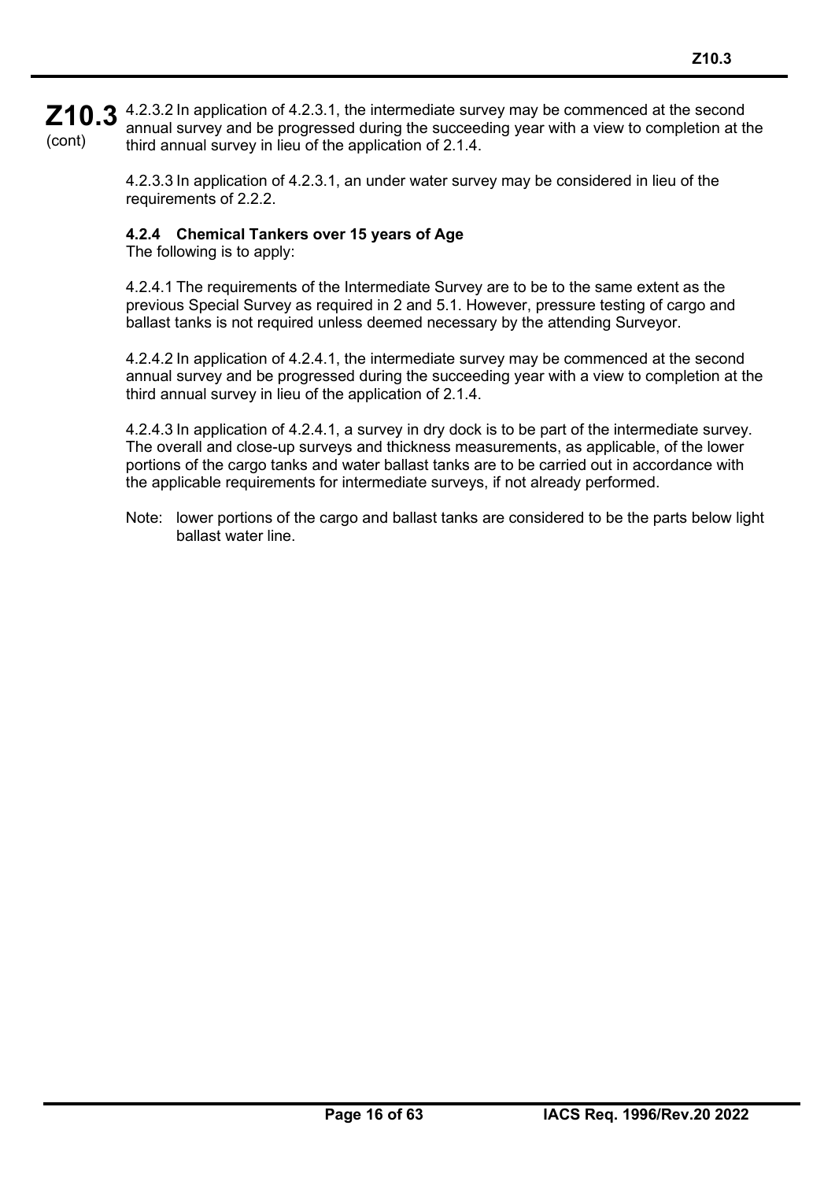4.2.3.2 In application of 4.2.3.1, the intermediate survey may be commenced at the second annual survey and be progressed during the succeeding year with a view to completion at the third annual survey in lieu of the application of 2.1.4.

4.2.3.3 In application of 4.2.3.1, an under water survey may be considered in lieu of the requirements of 2.2.2.

#### 4.2.4 Chemical Tankers over 15 years of Age

The following is to apply:

4.2.4.1 The requirements of the Intermediate Survey are to be to the same extent as the previous Special Survey as required in 2 and 5.1. However, pressure testing of cargo and ballast tanks is not required unless deemed necessary by the attending Surveyor.

4.2.4.2 In application of 4.2.4.1, the intermediate survey may be commenced at the second annual survey and be progressed during the succeeding year with a view to completion at the third annual survey in lieu of the application of 2.1.4.

4.2.4.3 In application of 4.2.4.1, a survey in dry dock is to be part of the intermediate survey. The overall and close-up surveys and thickness measurements, as applicable, of the lower portions of the cargo tanks and water ballast tanks are to be carried out in accordance with the applicable requirements for intermediate surveys, if not already performed.

Note: lower portions of the cargo and ballast tanks are considered to be the parts below light ballast water line.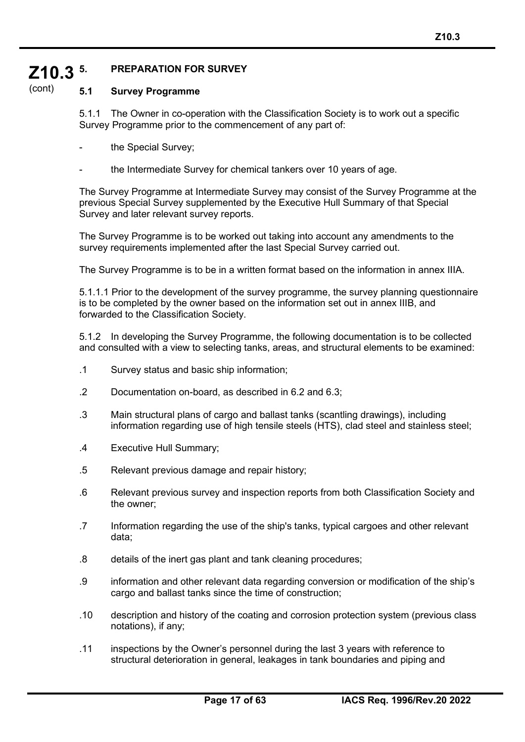## 5. PREPARATION FOR SURVEY

### 5.1 Survey Programme

5.1.1 The Owner in co-operation with the Classification Society is to work out a specific Survey Programme prior to the commencement of any part of:

- the Special Survey;
- the Intermediate Survey for chemical tankers over 10 years of age.

The Survey Programme at Intermediate Survey may consist of the Survey Programme at the previous Special Survey supplemented by the Executive Hull Summary of that Special Survey and later relevant survey reports.

The Survey Programme is to be worked out taking into account any amendments to the survey requirements implemented after the last Special Survey carried out.

The Survey Programme is to be in a written format based on the information in annex IIIA.

5.1.1.1 Prior to the development of the survey programme, the survey planning questionnaire is to be completed by the owner based on the information set out in annex IIIB, and forwarded to the Classification Society.

5.1.2 In developing the Survey Programme, the following documentation is to be collected and consulted with a view to selecting tanks, areas, and structural elements to be examined:

.1 Survey status and basic ship information;

.2 Documentation on-board, as described in 6.2 and 6.3;

.3 Main structural plans of cargo and ballast tanks (scantling drawings), including information regarding use of high tensile steels (HTS), clad steel and stainless steel;

.4 Executive Hull Summary;

.5 Relevant previous damage and repair history;

.6 Relevant previous survey and inspection reports from both Classification Society and the owner;

.7 Information regarding the use of the ship's tanks, typical cargoes and other relevant data;

.8 details of the inert gas plant and tank cleaning procedures;

.9 information and other relevant data regarding conversion or modification of the ship's cargo and ballast tanks since the time of construction;

.10 description and history of the coating and corrosion protection system (previous class notations), if any;

.11 inspections by the Owner's personnel during the last 3 years with reference to structural deterioration in general, leakages in tank boundaries and piping and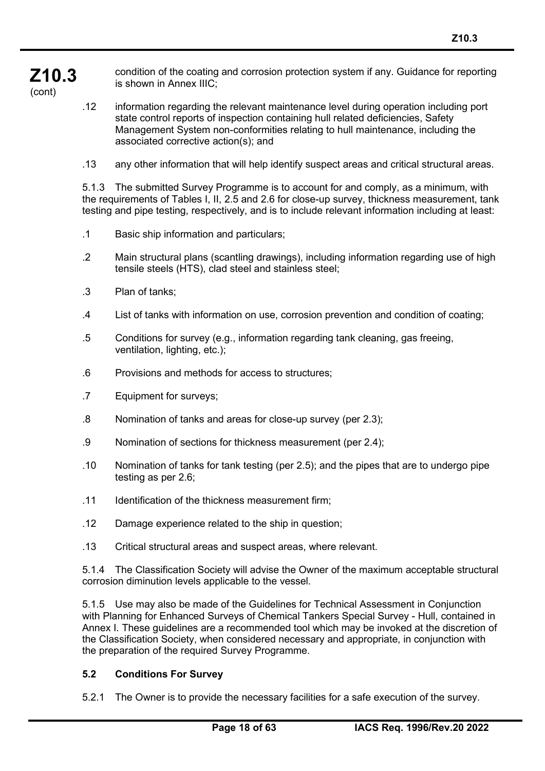condition of the coating and corrosion protection system if any. Guidance for reporting is shown in Annex IIIC;

.12 information regarding the relevant maintenance level during operation including port state control reports of inspection containing hull related deficiencies, Safety Management System non-conformities relating to hull maintenance, including the associated corrective action(s); and

.13 any other information that will help identify suspect areas and critical structural areas.

5.1.3 The submitted Survey Programme is to account for and comply, as a minimum, with the requirements of Tables I, II, 2.5 and 2.6 for close-up survey, thickness measurement, tank testing and pipe testing, respectively, and is to include relevant information including at least:

.1 Basic ship information and particulars;

.2 Main structural plans (scantling drawings), including information regarding use of high tensile steels (HTS), clad steel and stainless steel;

.3 Plan of tanks;

.4 List of tanks with information on use, corrosion prevention and condition of coating;

.5 Conditions for survey (e.g., information regarding tank cleaning, gas freeing, ventilation, lighting, etc.);

.6 Provisions and methods for access to structures;

.7 Equipment for surveys;

.8 Nomination of tanks and areas for close-up survey (per 2.3);

.9 Nomination of sections for thickness measurement (per 2.4);

.10 Nomination of tanks for tank testing (per 2.5); and the pipes that are to undergo pipe testing as per 2.6;

.11 Identification of the thickness measurement firm;

.12 Damage experience related to the ship in question;

.13 Critical structural areas and suspect areas, where relevant.

5.1.4 The Classification Society will advise the Owner of the maximum acceptable structural corrosion diminution levels applicable to the vessel.

5.1.5 Use may also be made of the Guidelines for Technical Assessment in Conjunction with Planning for Enhanced Surveys of Chemical Tankers Special Survey - Hull, contained in Annex I. These guidelines are a recommended tool which may be invoked at the discretion of the Classification Society, when considered necessary and appropriate, in conjunction with the preparation of the required Survey Programme.

**5.2 Conditions For Survey**

5.2.1 The Owner is to provide the necessary facilities for a safe execution of the survey.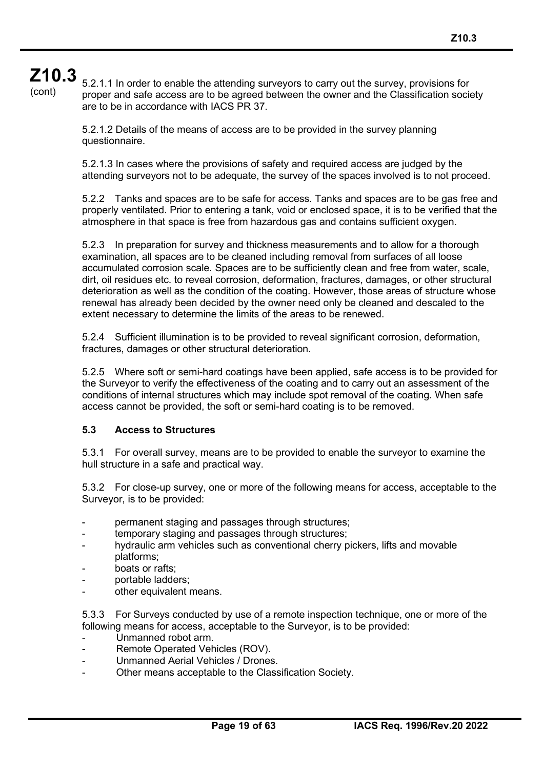5.2.1.1 In order to enable the attending surveyors to carry out the survey, provisions for proper and safe access are to be agreed between the owner and the Classification society are to be in accordance with IACS PR 37.

5.2.1.2 Details of the means of access are to be provided in the survey planning questionnaire.

5.2.1.3 In cases where the provisions of safety and required access are judged by the attending surveyors not to be adequate, the survey of the spaces involved is to not proceed.

5.2.2 Tanks and spaces are to be safe for access. Tanks and spaces are to be gas free and properly ventilated. Prior to entering a tank, void or enclosed space, it is to be verified that the atmosphere in that space is free from hazardous gas and contains sufficient oxygen.

5.2.3 In preparation for survey and thickness measurements and to allow for a thorough examination, all spaces are to be cleaned including removal from surfaces of all loose accumulated corrosion scale. Spaces are to be sufficiently clean and free from water, scale, dirt, oil residues etc. to reveal corrosion, deformation, fractures, damages, or other structural deterioration as well as the condition of the coating. However, those areas of structure whose renewal has already been decided by the owner need only be cleaned and descaled to the extent necessary to determine the limits of the areas to be renewed.

5.2.4 Sufficient illumination is to be provided to reveal significant corrosion, deformation, fractures, damages or other structural deterioration.

5.2.5 Where soft or semi-hard coatings have been applied, safe access is to be provided for the Surveyor to verify the effectiveness of the coating and to carry out an assessment of the conditions of internal structures which may include spot removal of the coating. When safe access cannot be provided, the soft or semi-hard coating is to be removed.

### 5.3 Access to Structures

5.3.1 For overall survey, means are to be provided to enable the surveyor to examine the hull structure in a safe and practical way.

5.3.2 For close-up survey, one or more of the following means for access, acceptable to the Surveyor, is to be provided:

- permanent staging and passages through structures;
- temporary staging and passages through structures;
- hydraulic arm vehicles such as conventional cherry pickers, lifts and movable platforms;
- boats or rafts;
- portable ladders;
- other equivalent means.

5.3.3 For Surveys conducted by use of a remote inspection technique, one or more of the following means for access, acceptable to the Surveyor, is to be provided:

- Unmanned robot arm.
- Remote Operated Vehicles (ROV).
- Unmanned Aerial Vehicles / Drones.
- Other means acceptable to the Classification Society.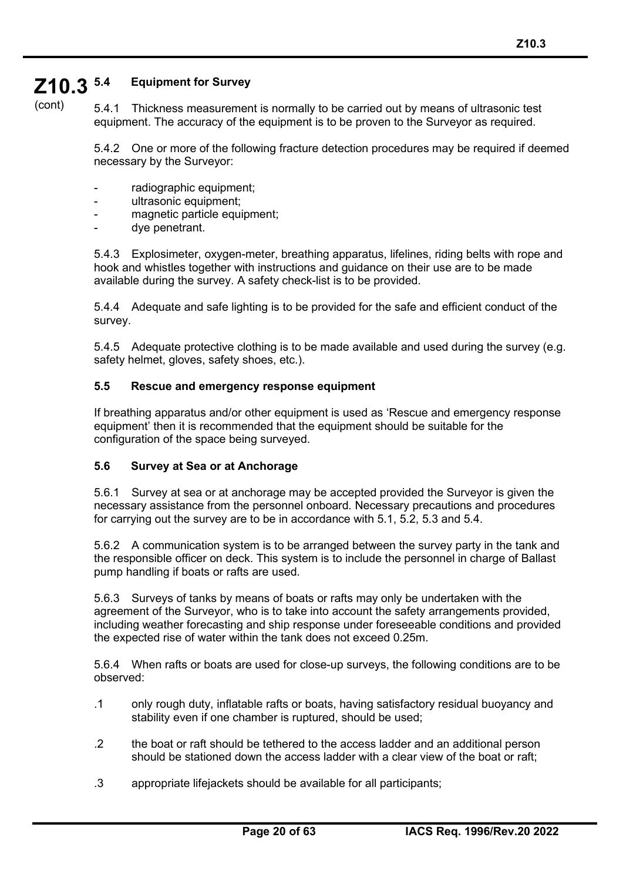### 5.4 Equipment for Survey

5.4.1 Thickness measurement is normally to be carried out by means of ultrasonic test equipment. The accuracy of the equipment is to be proven to the Surveyor as required.

5.4.2 One or more of the following fracture detection procedures may be required if deemed necessary by the Surveyor:

- radiographic equipment;
- ultrasonic equipment;
- magnetic particle equipment;
- dye penetrant.

5.4.3 Explosimeter, oxygen-meter, breathing apparatus, lifelines, riding belts with rope and hook and whistles together with instructions and guidance on their use are to be made available during the survey. A safety check-list is to be provided.

5.4.4 Adequate and safe lighting is to be provided for the safe and efficient conduct of the survey.

5.4.5 Adequate protective clothing is to be made available and used during the survey (e.g. safety helmet, gloves, safety shoes, etc.).

### 5.5 Rescue and emergency response equipment

If breathing apparatus and/or other equipment is used as 'Rescue and emergency response equipment' then it is recommended that the equipment should be suitable for the configuration of the space being surveyed.

### 5.6 Survey at Sea or at Anchorage

5.6.1 Survey at sea or at anchorage may be accepted provided the Surveyor is given the necessary assistance from the personnel onboard. Necessary precautions and procedures for carrying out the survey are to be in accordance with 5.1, 5.2, 5.3 and 5.4.

5.6.2 A communication system is to be arranged between the survey party in the tank and the responsible officer on deck. This system is to include the personnel in charge of Ballast pump handling if boats or rafts are used.

5.6.3 Surveys of tanks by means of boats or rafts may only be undertaken with the agreement of the Surveyor, who is to take into account the safety arrangements provided, including weather forecasting and ship response under foreseeable conditions and provided the expected rise of water within the tank does not exceed 0.25m.

5.6.4 When rafts or boats are used for close-up surveys, the following conditions are to be observed:

.1 only rough duty, inflatable rafts or boats, having satisfactory residual buoyancy and stability even if one chamber is ruptured, should be used;

.2 the boat or raft should be tethered to the access ladder and an additional person should be stationed down the access ladder with a clear view of the boat or raft;

.3 appropriate lifejackets should be available for all participants;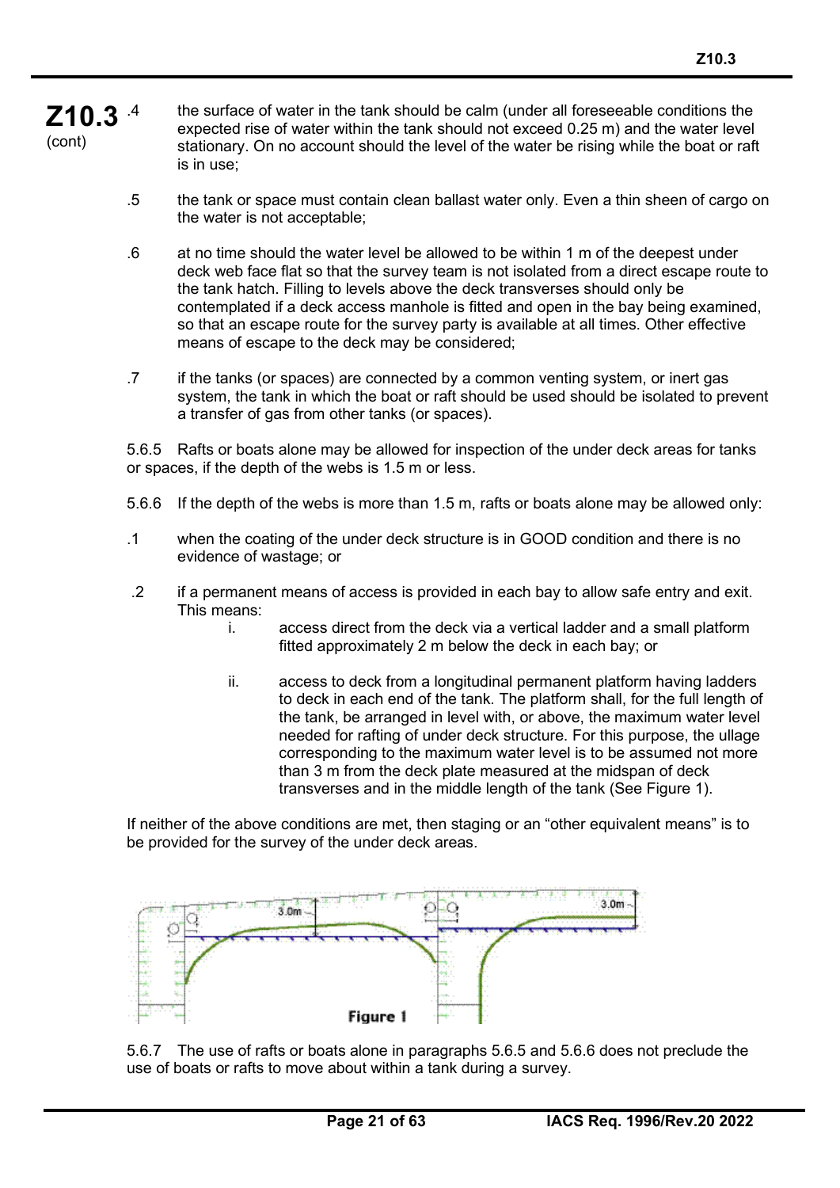**Z10.3** (cont)

.4 the surface of water in the tank should be calm (under all foreseeable conditions the expected rise of water within the tank should not exceed 0.25 m) and the water level stationary. On no account should the level of the water be rising while the boat or raft is in use;

.5 the tank or space must contain clean ballast water only. Even a thin sheen of cargo on the water is not acceptable;

.6 at no time should the water level be allowed to be within 1 m of the deepest under deck web face flat so that the survey team is not isolated from a direct escape route to the tank hatch. Filling to levels above the deck transverses should only be contemplated if a deck access manhole is fitted and open in the bay being examined, so that an escape route for the survey party is available at all times. Other effective means of escape to the deck may be considered;

.7 if the tanks (or spaces) are connected by a common venting system, or inert gas system, the tank in which the boat or raft should be used should be isolated to prevent a transfer of gas from other tanks (or spaces).

5.6.5 Rafts or boats alone may be allowed for inspection of the under deck areas for tanks or spaces, if the depth of the webs is 1.5 m or less.

5.6.6 If the depth of the webs is more than 1.5 m, rafts or boats alone may be allowed only:

.1 when the coating of the under deck structure is in GOOD condition and there is no evidence of wastage; or

.2 if a permanent means of access is provided in each bay to allow safe entry and exit. This means:

i. access direct from the deck via a vertical ladder and a small platform fitted approximately 2 m below the deck in each bay; or

ii. access to deck from a longitudinal permanent platform having ladders to deck in each end of the tank. The platform shall, for the full length of the tank, be arranged in level with, or above, the maximum water level needed for rafting of under deck structure. For this purpose, the ullage corresponding to the maximum water level is to be assumed not more than 3 m from the deck plate measured at the midspan of deck transverses and in the middle length of the tank (See Figure 1).

If neither of the above conditions are met, then staging or an "other equivalent means" is to be provided for the survey of the under deck areas.

Figure 1

5.6.7 The use of rafts or boats alone in paragraphs 5.6.5 and 5.6.6 does not preclude the use of boats or rafts to move about within a tank during a survey.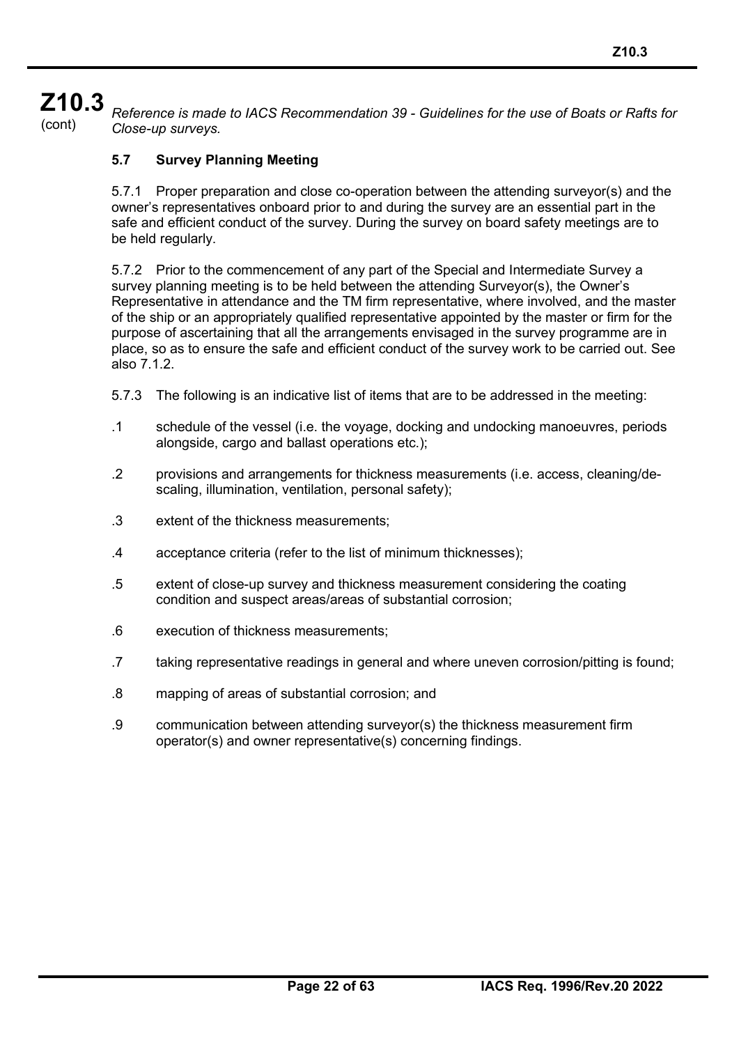*Reference is made to IACS Recommendation 39 - Guidelines for the use of Boats or Rafts for Close-up surveys.*

### 5.7 Survey Planning Meeting

5.7.1 Proper preparation and close co-operation between the attending surveyor(s) and the owner's representatives onboard prior to and during the survey are an essential part in the safe and efficient conduct of the survey. During the survey on board safety meetings are to be held regularly.

5.7.2 Prior to the commencement of any part of the Special and Intermediate Survey a survey planning meeting is to be held between the attending Surveyor(s), the Owner's Representative in attendance and the TM firm representative, where involved, and the master of the ship or an appropriately qualified representative appointed by the master or firm for the purpose of ascertaining that all the arrangements envisaged in the survey programme are in place, so as to ensure the safe and efficient conduct of the survey work to be carried out. See also 7.1.2.

5.7.3 The following is an indicative list of items that are to be addressed in the meeting:

.1 schedule of the vessel (i.e. the voyage, docking and undocking manoeuvres, periods alongside, cargo and ballast operations etc.);

.2 provisions and arrangements for thickness measurements (i.e. access, cleaning/de-scaling, illumination, ventilation, personal safety);

.3 extent of the thickness measurements;

.4 acceptance criteria (refer to the list of minimum thicknesses);

.5 extent of close-up survey and thickness measurement considering the coating condition and suspect areas/areas of substantial corrosion;

.6 execution of thickness measurements;

.7 taking representative readings in general and where uneven corrosion/pitting is found;

.8 mapping of areas of substantial corrosion; and

.9 communication between attending surveyor(s) the thickness measurement firm operator(s) and owner representative(s) concerning findings.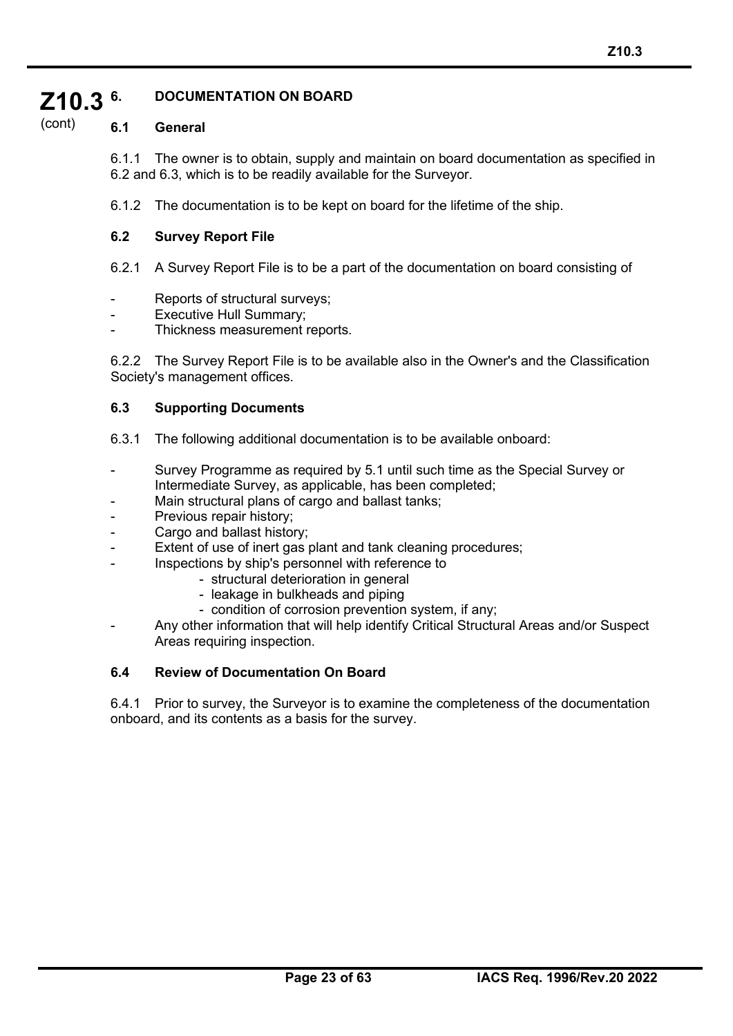## 6. DOCUMENTATION ON BOARD

### 6.1 General

6.1.1 The owner is to obtain, supply and maintain on board documentation as specified in 6.2 and 6.3, which is to be readily available for the Surveyor.

6.1.2 The documentation is to be kept on board for the lifetime of the ship.

### 6.2 Survey Report File

6.2.1 A Survey Report File is to be a part of the documentation on board consisting of

- Reports of structural surveys;
- Executive Hull Summary;
- Thickness measurement reports.

6.2.2 The Survey Report File is to be available also in the Owner's and the Classification Society's management offices.

### 6.3 Supporting Documents

6.3.1 The following additional documentation is to be available onboard:

- Survey Programme as required by 5.1 until such time as the Special Survey or Intermediate Survey, as applicable, has been completed;
- Main structural plans of cargo and ballast tanks;
- Previous repair history;
- Cargo and ballast history;
- Extent of use of inert gas plant and tank cleaning procedures;
- Inspections by ship's personnel with reference to
  - structural deterioration in general
  - leakage in bulkheads and piping
  - condition of corrosion prevention system, if any;
- Any other information that will help identify Critical Structural Areas and/or Suspect Areas requiring inspection.

### 6.4 Review of Documentation On Board

6.4.1 Prior to survey, the Surveyor is to examine the completeness of the documentation onboard, and its contents as a basis for the survey.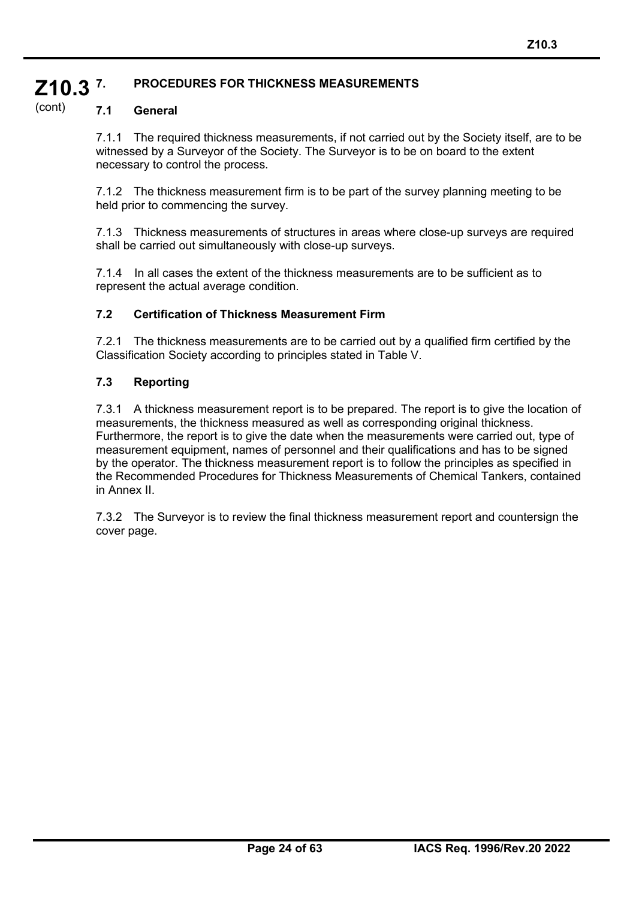## 7. PROCEDURES FOR THICKNESS MEASUREMENTS

### 7.1 General

7.1.1 The required thickness measurements, if not carried out by the Society itself, are to be witnessed by a Surveyor of the Society. The Surveyor is to be on board to the extent necessary to control the process.

7.1.2 The thickness measurement firm is to be part of the survey planning meeting to be held prior to commencing the survey.

7.1.3 Thickness measurements of structures in areas where close-up surveys are required shall be carried out simultaneously with close-up surveys.

7.1.4 In all cases the extent of the thickness measurements are to be sufficient as to represent the actual average condition.

### 7.2 Certification of Thickness Measurement Firm

7.2.1 The thickness measurements are to be carried out by a qualified firm certified by the Classification Society according to principles stated in Table V.

### 7.3 Reporting

7.3.1 A thickness measurement report is to be prepared. The report is to give the location of measurements, the thickness measured as well as corresponding original thickness. Furthermore, the report is to give the date when the measurements were carried out, type of measurement equipment, names of personnel and their qualifications and has to be signed by the operator. The thickness measurement report is to follow the principles as specified in the Recommended Procedures for Thickness Measurements of Chemical Tankers, contained in Annex II.

7.3.2 The Surveyor is to review the final thickness measurement report and countersign the cover page.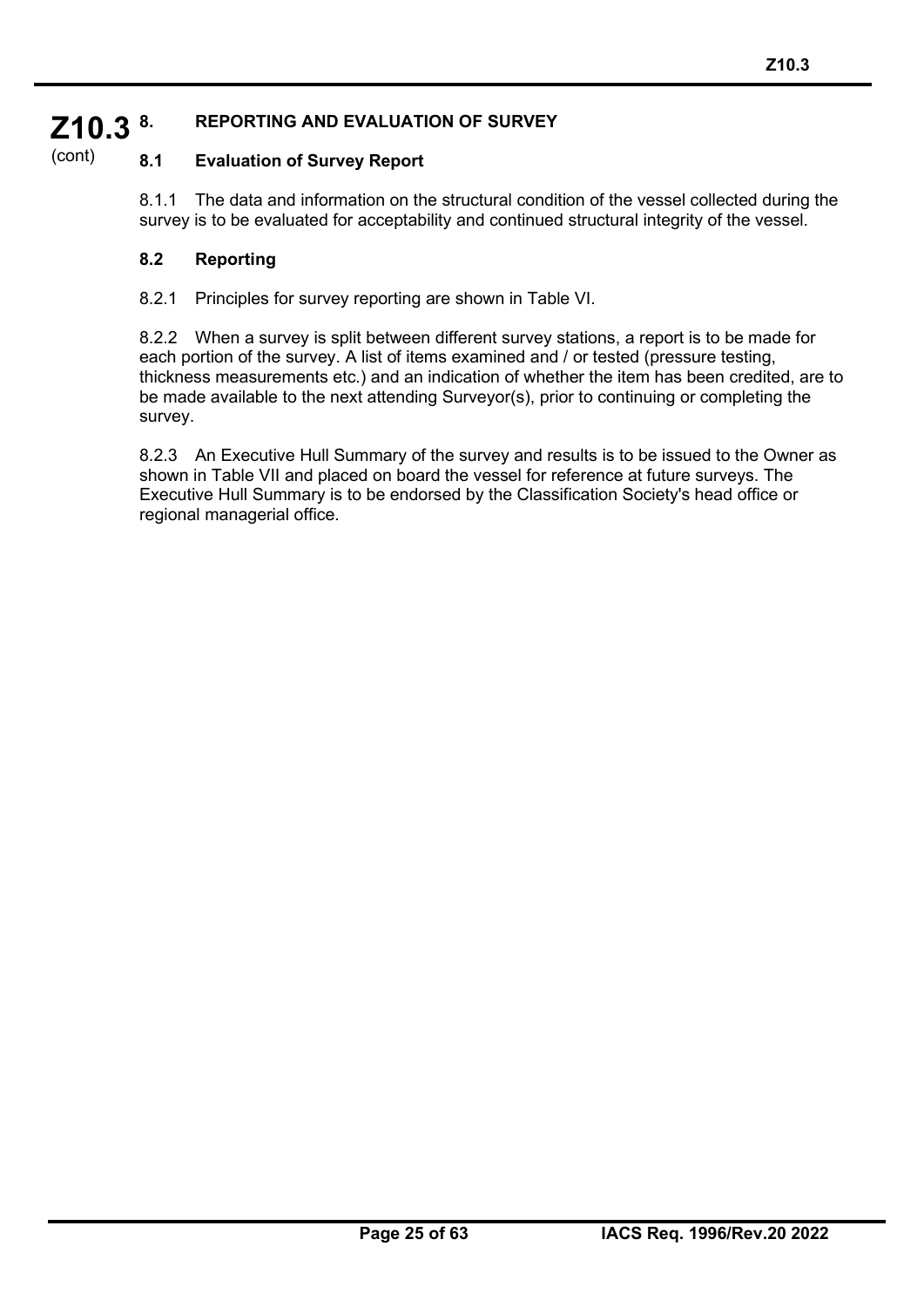## 8. REPORTING AND EVALUATION OF SURVEY

### 8.1 Evaluation of Survey Report

8.1.1 The data and information on the structural condition of the vessel collected during the survey is to be evaluated for acceptability and continued structural integrity of the vessel.

### 8.2 Reporting

8.2.1 Principles for survey reporting are shown in Table VI.

8.2.2 When a survey is split between different survey stations, a report is to be made for each portion of the survey. A list of items examined and / or tested (pressure testing, thickness measurements etc.) and an indication of whether the item has been credited, are to be made available to the next attending Surveyor(s), prior to continuing or completing the survey.

8.2.3 An Executive Hull Summary of the survey and results is to be issued to the Owner as shown in Table VII and placed on board the vessel for reference at future surveys. The Executive Hull Summary is to be endorsed by the Classification Society's head office or regional managerial office.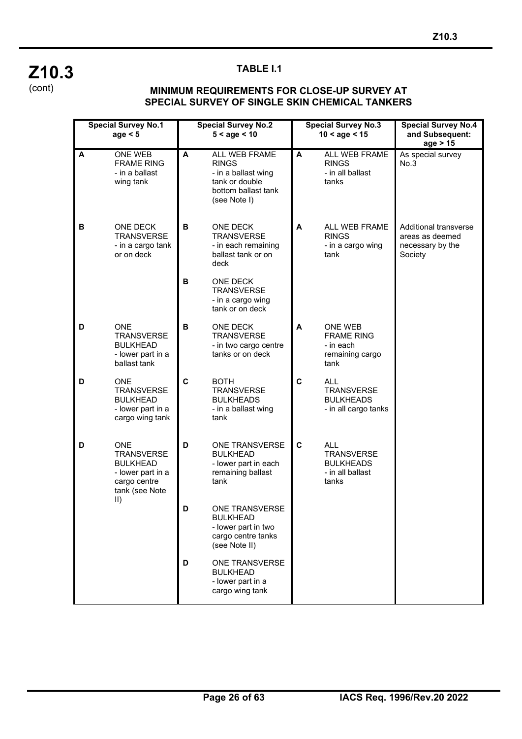**Z10.3** (cont)

**TABLE I.1**

**MINIMUM REQUIREMENTS FOR CLOSE-UP SURVEY AT SPECIAL SURVEY OF SINGLE SKIN CHEMICAL TANKERS**

| Special Survey No.1 age < 5 | | Special Survey No.2 5 < age < 10 | | Special Survey No.3 10 < age < 15 | | Special Survey No.4 and Subsequent: age > 15 |
|---|---|---|---|---|---|---|
| A | ONE WEB FRAME RING - in a ballast wing tank | A | ALL WEB FRAME RINGS - in a ballast wing tank or double bottom ballast tank (see Note I) | A | ALL WEB FRAME RINGS - in all ballast tanks | As special survey No.3 |
| B | ONE DECK TRANSVERSE - in a cargo tank or on deck | B | ONE DECK TRANSVERSE - in each remaining ballast tank or on deck | A | ALL WEB FRAME RINGS - in a cargo wing tank | Additional transverse areas as deemed necessary by the Society |
| | | B | ONE DECK TRANSVERSE - in a cargo wing tank or on deck | | | |
| D | ONE TRANSVERSE BULKHEAD - lower part in a ballast tank | B | ONE DECK TRANSVERSE - in two cargo centre tanks or on deck | A | ONE WEB FRAME RING - in each remaining cargo tank | |
| D | ONE TRANSVERSE BULKHEAD - lower part in a cargo wing tank | C | BOTH TRANSVERSE BULKHEADS - in a ballast wing tank | C | ALL TRANSVERSE BULKHEADS - in all cargo tanks | |
| D | ONE TRANSVERSE BULKHEAD - lower part in a cargo centre tank (see Note II) | D | ONE TRANSVERSE BULKHEAD - lower part in each remaining ballast tank | C | ALL TRANSVERSE BULKHEADS - in all ballast tanks | |
| | | D | ONE TRANSVERSE BULKHEAD - lower part in two cargo centre tanks (see Note II) | | | |
| | | D | ONE TRANSVERSE BULKHEAD - lower part in a cargo wing tank | | | |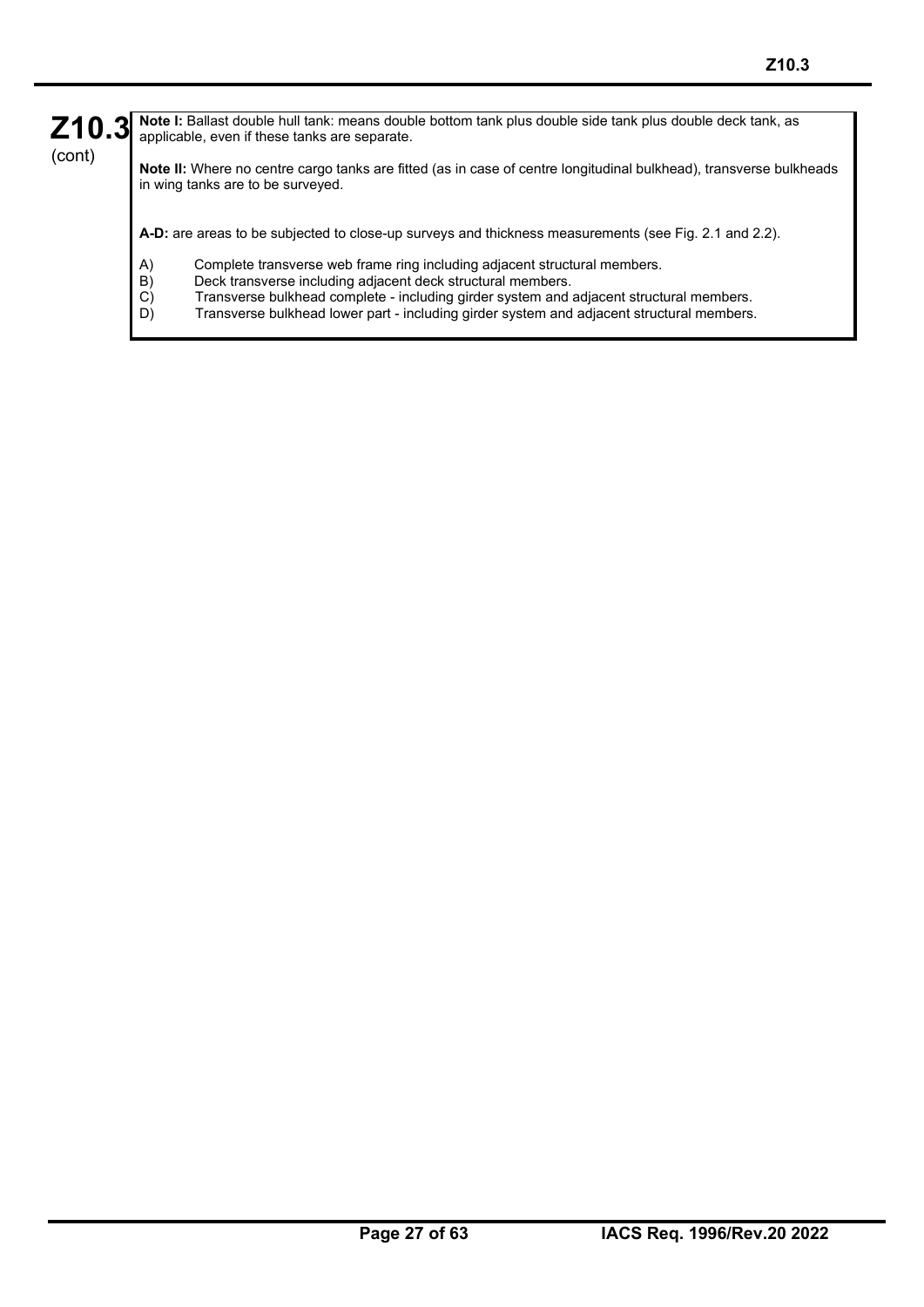**Note I:** Ballast double hull tank: means double bottom tank plus double side tank plus double deck tank, as applicable, even if these tanks are separate.

**Note II:** Where no centre cargo tanks are fitted (as in case of centre longitudinal bulkhead), transverse bulkheads in wing tanks are to be surveyed.

**A-D:** are areas to be subjected to close-up surveys and thickness measurements (see Fig. 2.1 and 2.2).

A) Complete transverse web frame ring including adjacent structural members.
B) Deck transverse including adjacent deck structural members.
C) Transverse bulkhead complete - including girder system and adjacent structural members.
D) Transverse bulkhead lower part - including girder system and adjacent structural members.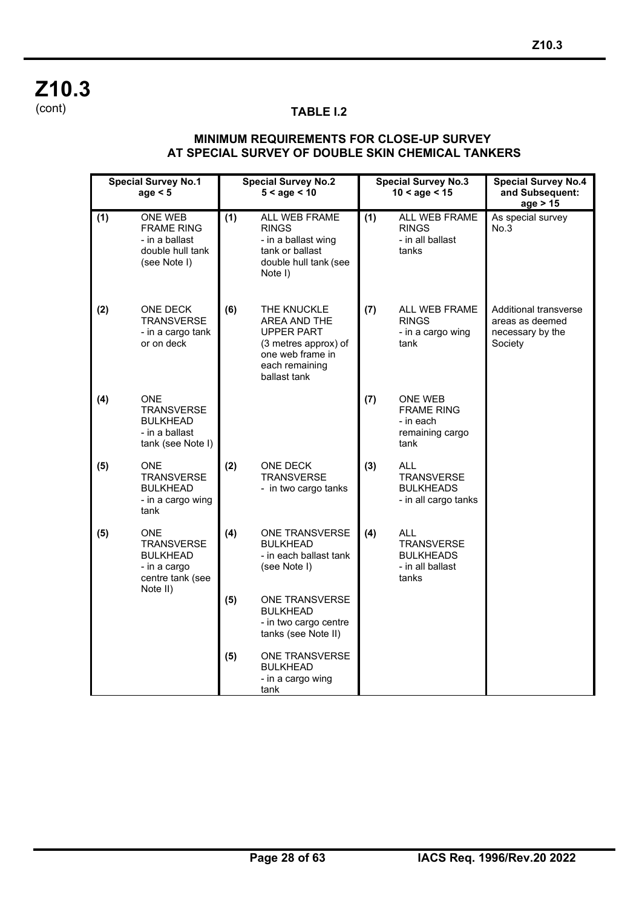# Z10.3

(cont)

## TABLE I.2

### MINIMUM REQUIREMENTS FOR CLOSE-UP SURVEY AT SPECIAL SURVEY OF DOUBLE SKIN CHEMICAL TANKERS

| Special Survey No.1<br>age < 5 | | Special Survey No.2<br>5 < age < 10 | | Special Survey No.3<br>10 < age < 15 | | Special Survey No.4 and Subsequent:<br>age > 15 |
|---|---|---|---|---|---|---|
| **(1)** | ONE WEB FRAME RING<br>- in a ballast double hull tank (see Note I) | **(1)** | ALL WEB FRAME RINGS<br>- in a ballast wing tank or ballast double hull tank (see Note I) | **(1)** | ALL WEB FRAME RINGS<br>- in all ballast tanks | As special survey No.3 |
| **(2)** | ONE DECK TRANSVERSE<br>- in a cargo tank or on deck | **(6)** | THE KNUCKLE AREA AND THE UPPER PART (3 metres approx) of one web frame in each remaining ballast tank | **(7)** | ALL WEB FRAME RINGS<br>- in a cargo wing tank | Additional transverse areas as deemed necessary by the Society |
| **(4)** | ONE TRANSVERSE BULKHEAD<br>- in a ballast tank (see Note I) | | | **(7)** | ONE WEB FRAME RING<br>- in each remaining cargo tank | |
| **(5)** | ONE TRANSVERSE BULKHEAD<br>- in a cargo wing tank | **(2)** | ONE DECK TRANSVERSE<br>- in two cargo tanks | **(3)** | ALL TRANSVERSE BULKHEADS<br>- in all cargo tanks | |
| **(5)** | ONE TRANSVERSE BULKHEAD<br>- in a cargo centre tank (see Note II) | **(4)** | ONE TRANSVERSE BULKHEAD<br>- in each ballast tank (see Note I) | **(4)** | ALL TRANSVERSE BULKHEADS<br>- in all ballast tanks | |
| | | **(5)** | ONE TRANSVERSE BULKHEAD<br>- in two cargo centre tanks (see Note II) | | | |
| | | **(5)** | ONE TRANSVERSE BULKHEAD<br>- in a cargo wing tank | | | |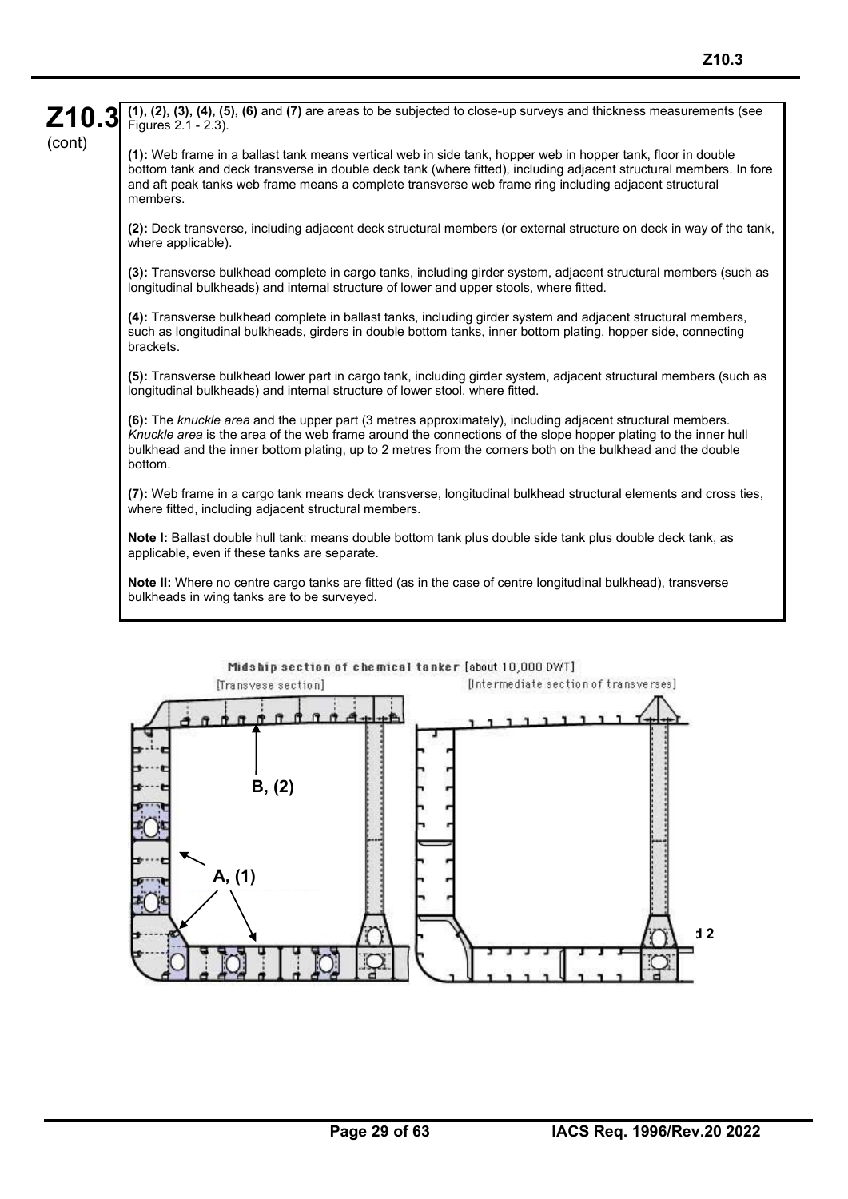**Z10.3** (cont)

**(1), (2), (3), (4), (5), (6)** and **(7)** are areas to be subjected to close-up surveys and thickness measurements (see Figures 2.1 - 2.3).

**(1):** Web frame in a ballast tank means vertical web in side tank, hopper web in hopper tank, floor in double bottom tank and deck transverse in double deck tank (where fitted), including adjacent structural members. In fore and aft peak tanks web frame means a complete transverse web frame ring including adjacent structural members.

**(2):** Deck transverse, including adjacent deck structural members (or external structure on deck in way of the tank, where applicable).

**(3):** Transverse bulkhead complete in cargo tanks, including girder system, adjacent structural members (such as longitudinal bulkheads) and internal structure of lower and upper stools, where fitted.

**(4):** Transverse bulkhead complete in ballast tanks, including girder system and adjacent structural members, such as longitudinal bulkheads, girders in double bottom tanks, inner bottom plating, hopper side, connecting brackets.

**(5):** Transverse bulkhead lower part in cargo tank, including girder system, adjacent structural members (such as longitudinal bulkheads) and internal structure of lower stool, where fitted.

**(6):** The *knuckle area* and the upper part (3 metres approximately), including adjacent structural members. *Knuckle area* is the area of the web frame around the connections of the slope hopper plating to the inner hull bulkhead and the inner bottom plating, up to 2 metres from the corners both on the bulkhead and the double bottom.

**(7):** Web frame in a cargo tank means deck transverse, longitudinal bulkhead structural elements and cross ties, where fitted, including adjacent structural members.

**Note I:** Ballast double hull tank: means double bottom tank plus double side tank plus double deck tank, as applicable, even if these tanks are separate.

**Note II:** Where no centre cargo tanks are fitted (as in the case of centre longitudinal bulkhead), transverse bulkheads in wing tanks are to be surveyed.

Midship section of chemical tanker [about 10,000 DWT]

[Transvese section] [Intermediate section of transverses]

B, (2)

A, (1)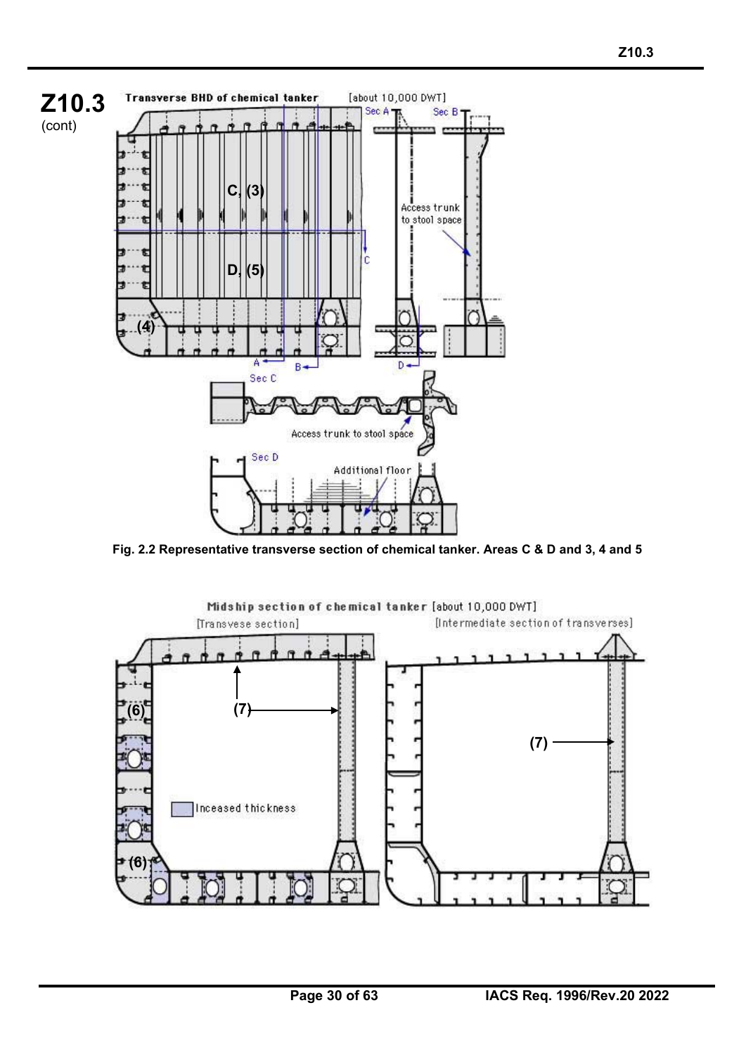# Z10.3 (cont)

Fig. 2.2 Representative transverse section of chemical tanker. Areas C & D and 3, 4 and 5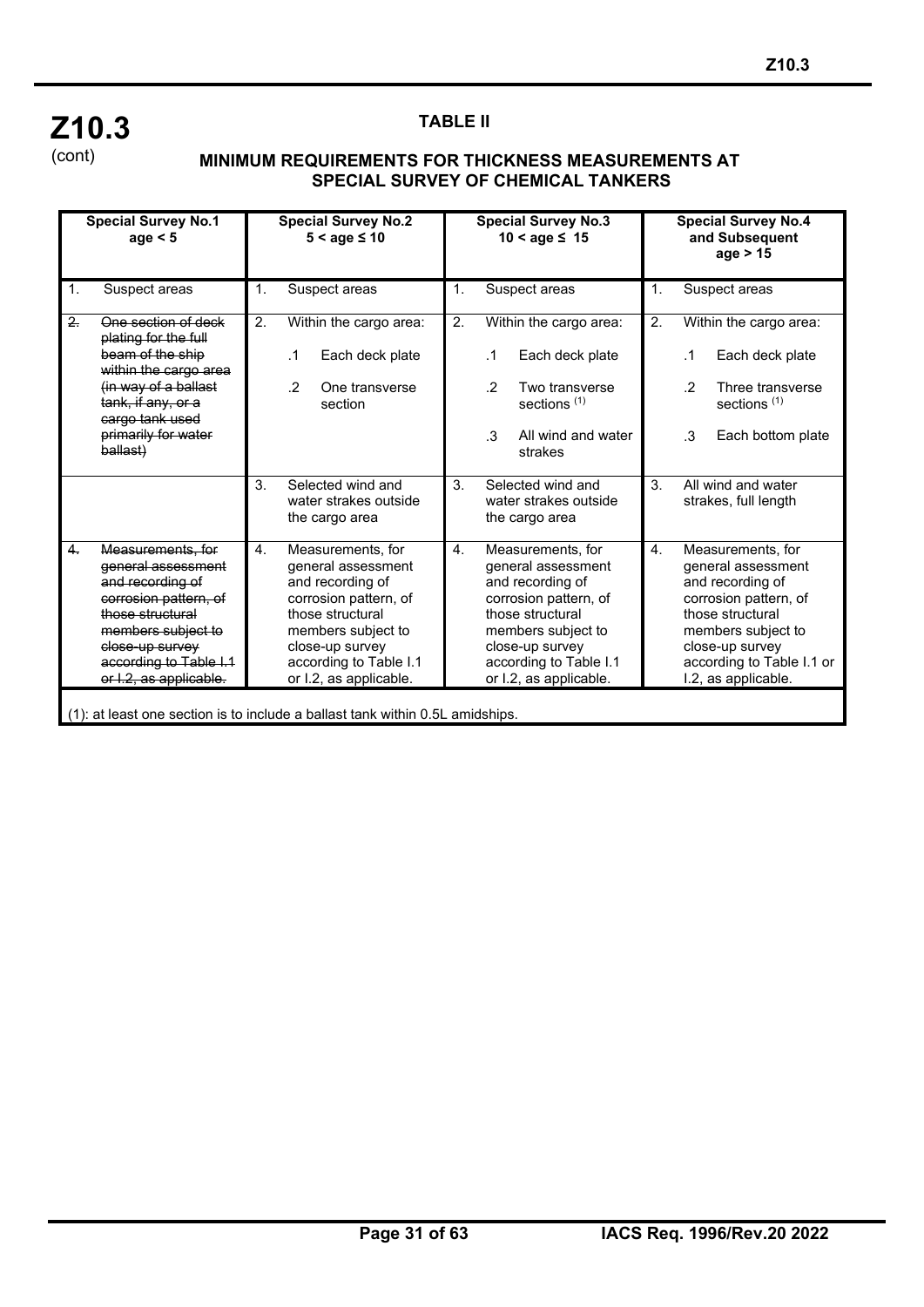# Z10.3
(cont)

**TABLE II**

**MINIMUM REQUIREMENTS FOR THICKNESS MEASUREMENTS AT SPECIAL SURVEY OF CHEMICAL TANKERS**

| Special Survey No.1 age < 5 | Special Survey No.2 5 < age ≤ 10 | Special Survey No.3 10 < age ≤ 15 | Special Survey No.4 and Subsequent age > 15 |
|---|---|---|---|
| 1. Suspect areas | 1. Suspect areas | 1. Suspect areas | 1. Suspect areas |
| ~~2. One section of deck plating for the full beam of the ship within the cargo area (in way of a ballast tank, if any, or a cargo tank used primarily for water ballast)~~ | 2. Within the cargo area: .1 Each deck plate .2 One transverse section | 2. Within the cargo area: .1 Each deck plate .2 Two transverse sections (1) .3 All wind and water strakes | 2. Within the cargo area: .1 Each deck plate .2 Three transverse sections (1) .3 Each bottom plate |
| | 3. Selected wind and water strakes outside the cargo area | 3. Selected wind and water strakes outside the cargo area | 3. All wind and water strakes, full length |
| ~~4. Measurements, for general assessment and recording of corrosion pattern, of those structural members subject to close-up survey according to Table I.1 or I.2, as applicable.~~ | 4. Measurements, for general assessment and recording of corrosion pattern, of those structural members subject to close-up survey according to Table I.1 or I.2, as applicable. | 4. Measurements, for general assessment and recording of corrosion pattern, of those structural members subject to close-up survey according to Table I.1 or I.2, as applicable. | 4. Measurements, for general assessment and recording of corrosion pattern, of those structural members subject to close-up survey according to Table I.1 or I.2, as applicable. |

(1): at least one section is to include a ballast tank within 0.5L amidships.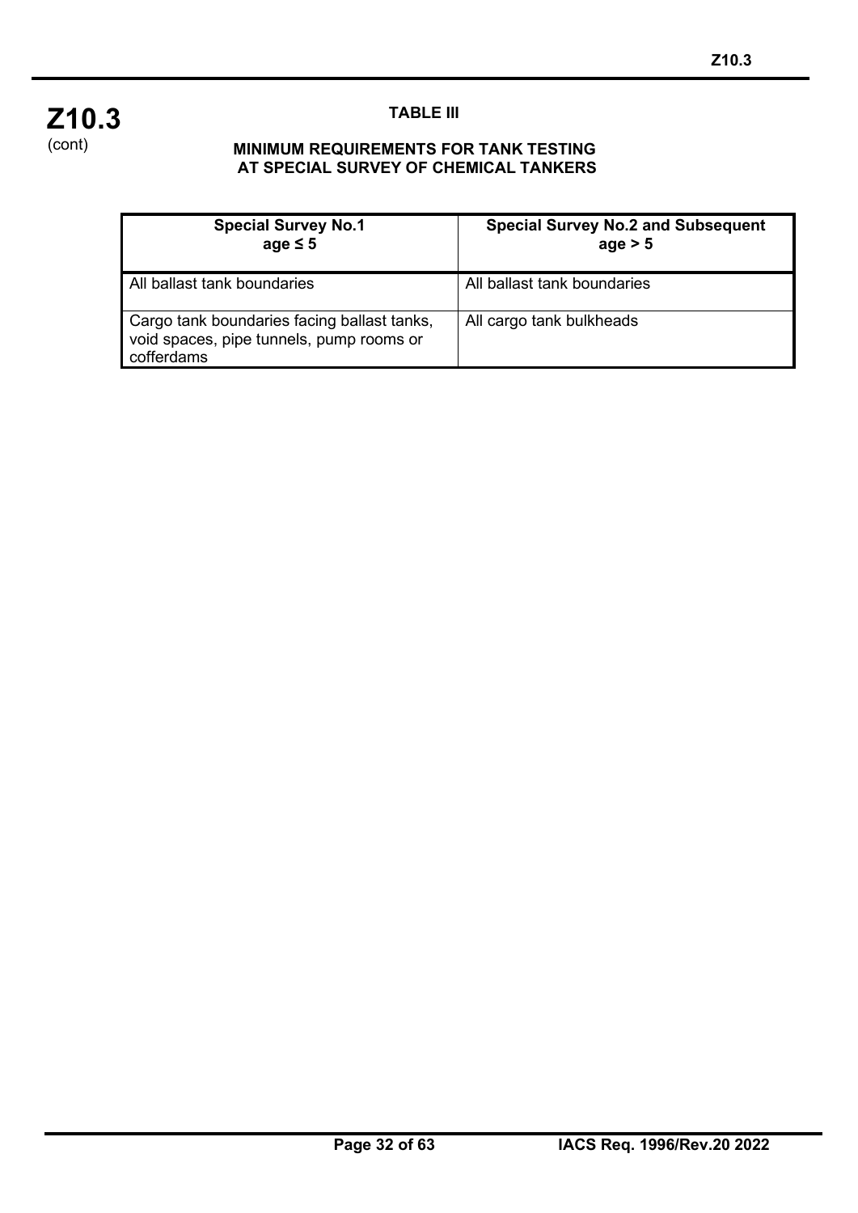**Z10.3**
(cont)

### TABLE III

### MINIMUM REQUIREMENTS FOR TANK TESTING AT SPECIAL SURVEY OF CHEMICAL TANKERS

| Special Survey No.1<br>age ≤ 5 | Special Survey No.2 and Subsequent<br>age > 5 |
| --- | --- |
| All ballast tank boundaries | All ballast tank boundaries |
| Cargo tank boundaries facing ballast tanks, void spaces, pipe tunnels, pump rooms or cofferdams | All cargo tank bulkheads |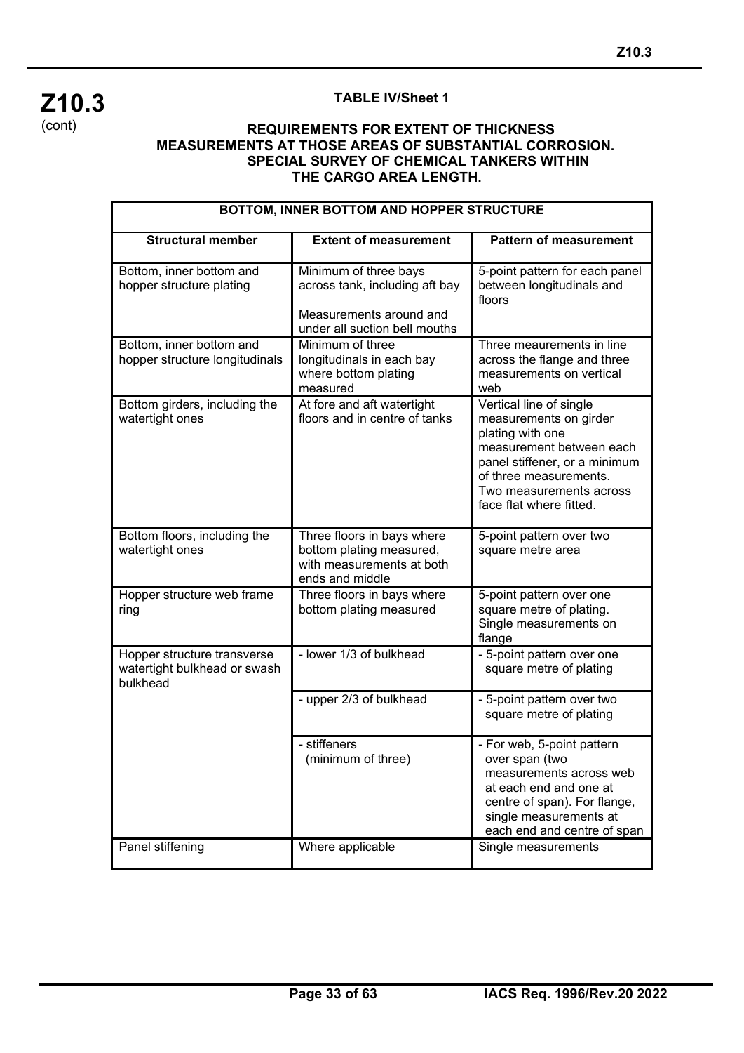**Z10.3** (cont)

**TABLE IV/Sheet 1**

**REQUIREMENTS FOR EXTENT OF THICKNESS MEASUREMENTS AT THOSE AREAS OF SUBSTANTIAL CORROSION. SPECIAL SURVEY OF CHEMICAL TANKERS WITHIN THE CARGO AREA LENGTH.**

| **BOTTOM, INNER BOTTOM AND HOPPER STRUCTURE** | | |
|---|---|---|
| **Structural member** | **Extent of measurement** | **Pattern of measurement** |
| Bottom, inner bottom and hopper structure plating | Minimum of three bays across tank, including aft bay<br><br>Measurements around and under all suction bell mouths | 5-point pattern for each panel between longitudinals and floors |
| Bottom, inner bottom and hopper structure longitudinals | Minimum of three longitudinals in each bay where bottom plating measured | Three meaurements in line across the flange and three measurements on vertical web |
| Bottom girders, including the watertight ones | At fore and aft watertight floors and in centre of tanks | Vertical line of single measurements on girder plating with one measurement between each panel stiffener, or a minimum of three measurements. Two measurements across face flat where fitted. |
| Bottom floors, including the watertight ones | Three floors in bays where bottom plating measured, with measurements at both ends and middle | 5-point pattern over two square metre area |
| Hopper structure web frame ring | Three floors in bays where bottom plating measured | 5-point pattern over one square metre of plating. Single measurements on flange |
| Hopper structure transverse watertight bulkhead or swash bulkhead | - lower 1/3 of bulkhead | - 5-point pattern over one square metre of plating |
| | - upper 2/3 of bulkhead | - 5-point pattern over two square metre of plating |
| | - stiffeners (minimum of three) | - For web, 5-point pattern over span (two measurements across web at each end and one at centre of span). For flange, single measurements at each end and centre of span |
| Panel stiffening | Where applicable | Single measurements |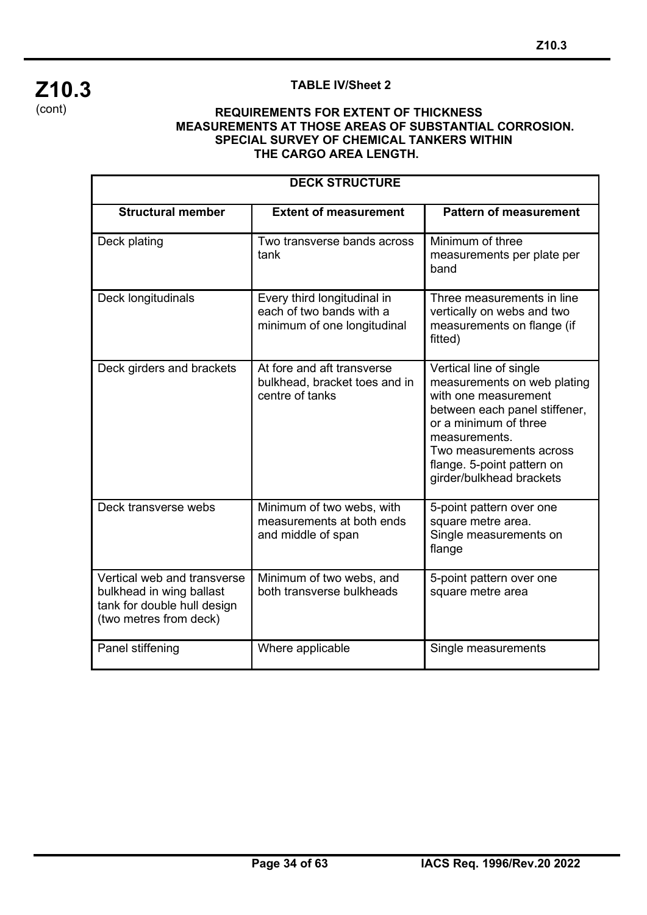**Z10.3**
(cont)

**TABLE IV/Sheet 2**

**REQUIREMENTS FOR EXTENT OF THICKNESS MEASUREMENTS AT THOSE AREAS OF SUBSTANTIAL CORROSION. SPECIAL SURVEY OF CHEMICAL TANKERS WITHIN THE CARGO AREA LENGTH.**

| DECK STRUCTURE | | |
|---|---|---|
| **Structural member** | **Extent of measurement** | **Pattern of measurement** |
| Deck plating | Two transverse bands across tank | Minimum of three measurements per plate per band |
| Deck longitudinals | Every third longitudinal in each of two bands with a minimum of one longitudinal | Three measurements in line vertically on webs and two measurements on flange (if fitted) |
| Deck girders and brackets | At fore and aft transverse bulkhead, bracket toes and in centre of tanks | Vertical line of single measurements on web plating with one measurement between each panel stiffener, or a minimum of three measurements. Two measurements across flange. 5-point pattern on girder/bulkhead brackets |
| Deck transverse webs | Minimum of two webs, with measurements at both ends and middle of span | 5-point pattern over one square metre area. Single measurements on flange |
| Vertical web and transverse bulkhead in wing ballast tank for double hull design (two metres from deck) | Minimum of two webs, and both transverse bulkheads | 5-point pattern over one square metre area |
| Panel stiffening | Where applicable | Single measurements |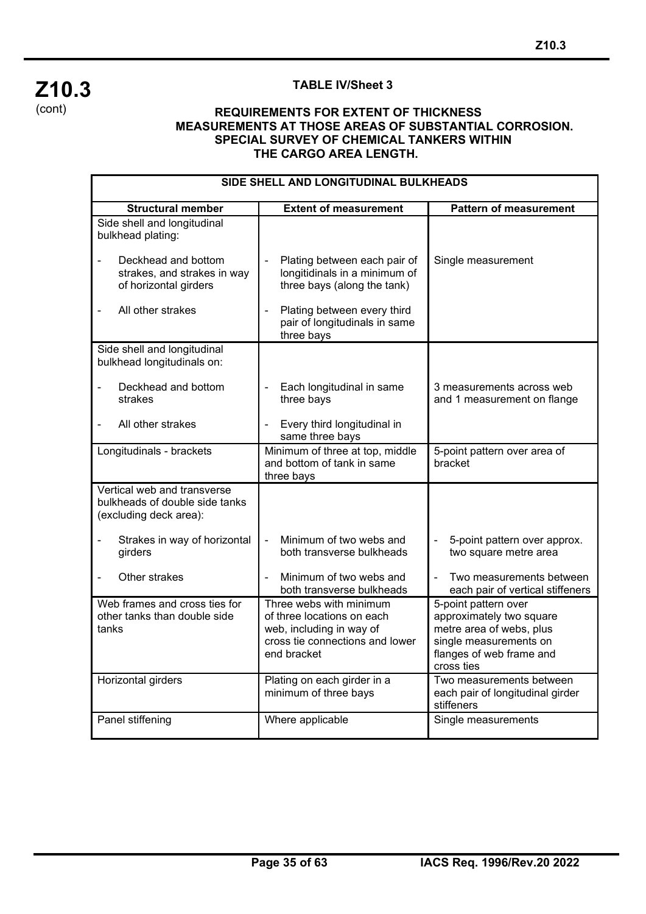**Z10.3** (cont)

**TABLE IV/Sheet 3**

**REQUIREMENTS FOR EXTENT OF THICKNESS MEASUREMENTS AT THOSE AREAS OF SUBSTANTIAL CORROSION. SPECIAL SURVEY OF CHEMICAL TANKERS WITHIN THE CARGO AREA LENGTH.**

| SIDE SHELL AND LONGITUDINAL BULKHEADS | | |
|---|---|---|
| **Structural member** | **Extent of measurement** | **Pattern of measurement** |
| Side shell and longitudinal bulkhead plating: | | |
| - Deckhead and bottom strakes, and strakes in way of horizontal girders | - Plating between each pair of longitidinals in a minimum of three bays (along the tank) | Single measurement |
| - All other strakes | - Plating between every third pair of longitudinals in same three bays | |
| Side shell and longitudinal bulkhead longitudinals on: | | |
| - Deckhead and bottom strakes | - Each longitudinal in same three bays | 3 measurements across web and 1 measurement on flange |
| - All other strakes | - Every third longitudinal in same three bays | |
| Longitudinals - brackets | Minimum of three at top, middle and bottom of tank in same three bays | 5-point pattern over area of bracket |
| Vertical web and transverse bulkheads of double side tanks (excluding deck area): | | |
| - Strakes in way of horizontal girders | - Minimum of two webs and both transverse bulkheads | - 5-point pattern over approx. two square metre area |
| - Other strakes | - Minimum of two webs and both transverse bulkheads | - Two measurements between each pair of vertical stiffeners |
| Web frames and cross ties for other tanks than double side tanks | Three webs with minimum of three locations on each web, including in way of cross tie connections and lower end bracket | 5-point pattern over approximately two square metre area of webs, plus single measurements on flanges of web frame and cross ties |
| Horizontal girders | Plating on each girder in a minimum of three bays | Two measurements between each pair of longitudinal girder stiffeners |
| Panel stiffening | Where applicable | Single measurements |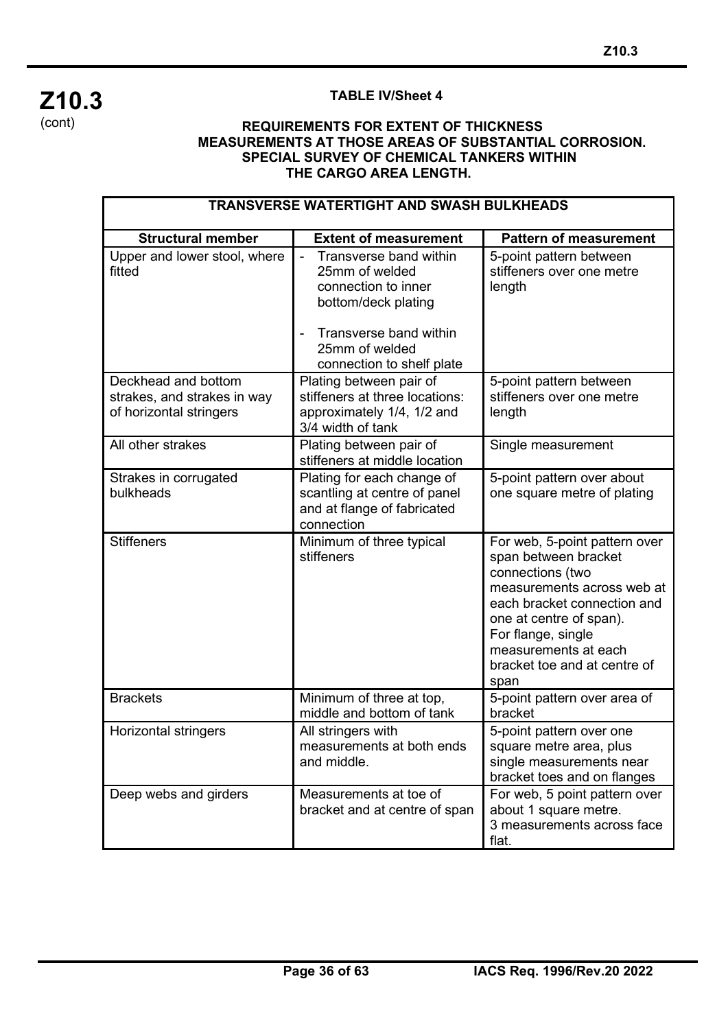**Z10.3** (cont)

**TABLE IV/Sheet 4**

**REQUIREMENTS FOR EXTENT OF THICKNESS MEASUREMENTS AT THOSE AREAS OF SUBSTANTIAL CORROSION. SPECIAL SURVEY OF CHEMICAL TANKERS WITHIN THE CARGO AREA LENGTH.**

| **TRANSVERSE WATERTIGHT AND SWASH BULKHEADS** | | |
|---|---|---|
| **Structural member** | **Extent of measurement** | **Pattern of measurement** |
| Upper and lower stool, where fitted | - Transverse band within 25mm of welded connection to inner bottom/deck plating<br>- Transverse band within 25mm of welded connection to shelf plate | 5-point pattern between stiffeners over one metre length |
| Deckhead and bottom strakes, and strakes in way of horizontal stringers | Plating between pair of stiffeners at three locations: approximately 1/4, 1/2 and 3/4 width of tank | 5-point pattern between stiffeners over one metre length |
| All other strakes | Plating between pair of stiffeners at middle location | Single measurement |
| Strakes in corrugated bulkheads | Plating for each change of scantling at centre of panel and at flange of fabricated connection | 5-point pattern over about one square metre of plating |
| Stiffeners | Minimum of three typical stiffeners | For web, 5-point pattern over span between bracket connections (two measurements across web at each bracket connection and one at centre of span). For flange, single measurements at each bracket toe and at centre of span |
| Brackets | Minimum of three at top, middle and bottom of tank | 5-point pattern over area of bracket |
| Horizontal stringers | All stringers with measurements at both ends and middle. | 5-point pattern over one square metre area, plus single measurements near bracket toes and on flanges |
| Deep webs and girders | Measurements at toe of bracket and at centre of span | For web, 5 point pattern over about 1 square metre. 3 measurements across face flat. |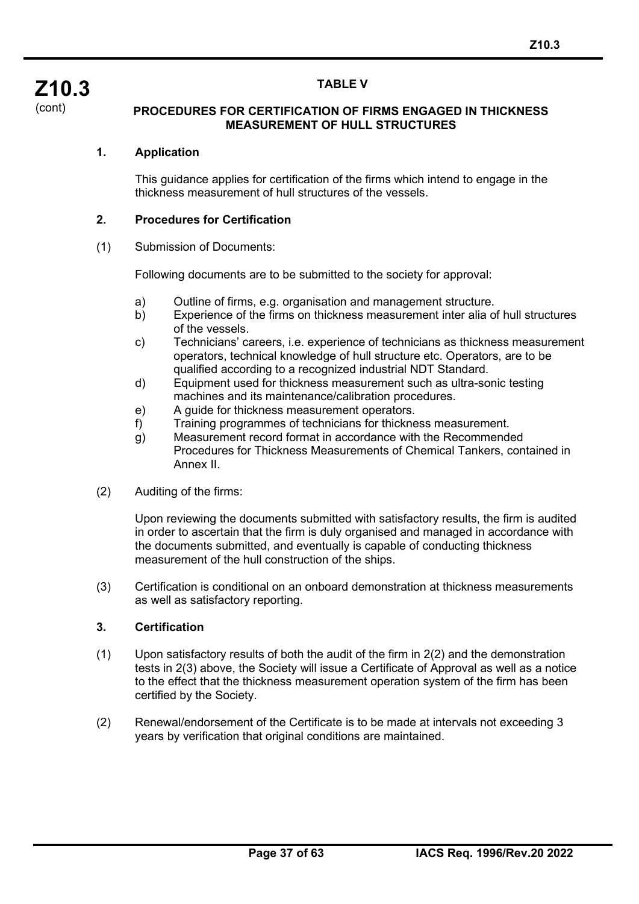**Z10.3** (cont)

## TABLE V

### PROCEDURES FOR CERTIFICATION OF FIRMS ENGAGED IN THICKNESS MEASUREMENT OF HULL STRUCTURES

**1. Application**

This guidance applies for certification of the firms which intend to engage in the thickness measurement of hull structures of the vessels.

**2. Procedures for Certification**

(1) Submission of Documents:

Following documents are to be submitted to the society for approval:

a) Outline of firms, e.g. organisation and management structure.
b) Experience of the firms on thickness measurement inter alia of hull structures of the vessels.
c) Technicians' careers, i.e. experience of technicians as thickness measurement operators, technical knowledge of hull structure etc. Operators, are to be qualified according to a recognized industrial NDT Standard.
d) Equipment used for thickness measurement such as ultra-sonic testing machines and its maintenance/calibration procedures.
e) A guide for thickness measurement operators.
f) Training programmes of technicians for thickness measurement.
g) Measurement record format in accordance with the Recommended Procedures for Thickness Measurements of Chemical Tankers, contained in Annex II.

(2) Auditing of the firms:

Upon reviewing the documents submitted with satisfactory results, the firm is audited in order to ascertain that the firm is duly organised and managed in accordance with the documents submitted, and eventually is capable of conducting thickness measurement of the hull construction of the ships.

(3) Certification is conditional on an onboard demonstration at thickness measurements as well as satisfactory reporting.

**3. Certification**

(1) Upon satisfactory results of both the audit of the firm in 2(2) and the demonstration tests in 2(3) above, the Society will issue a Certificate of Approval as well as a notice to the effect that the thickness measurement operation system of the firm has been certified by the Society.

(2) Renewal/endorsement of the Certificate is to be made at intervals not exceeding 3 years by verification that original conditions are maintained.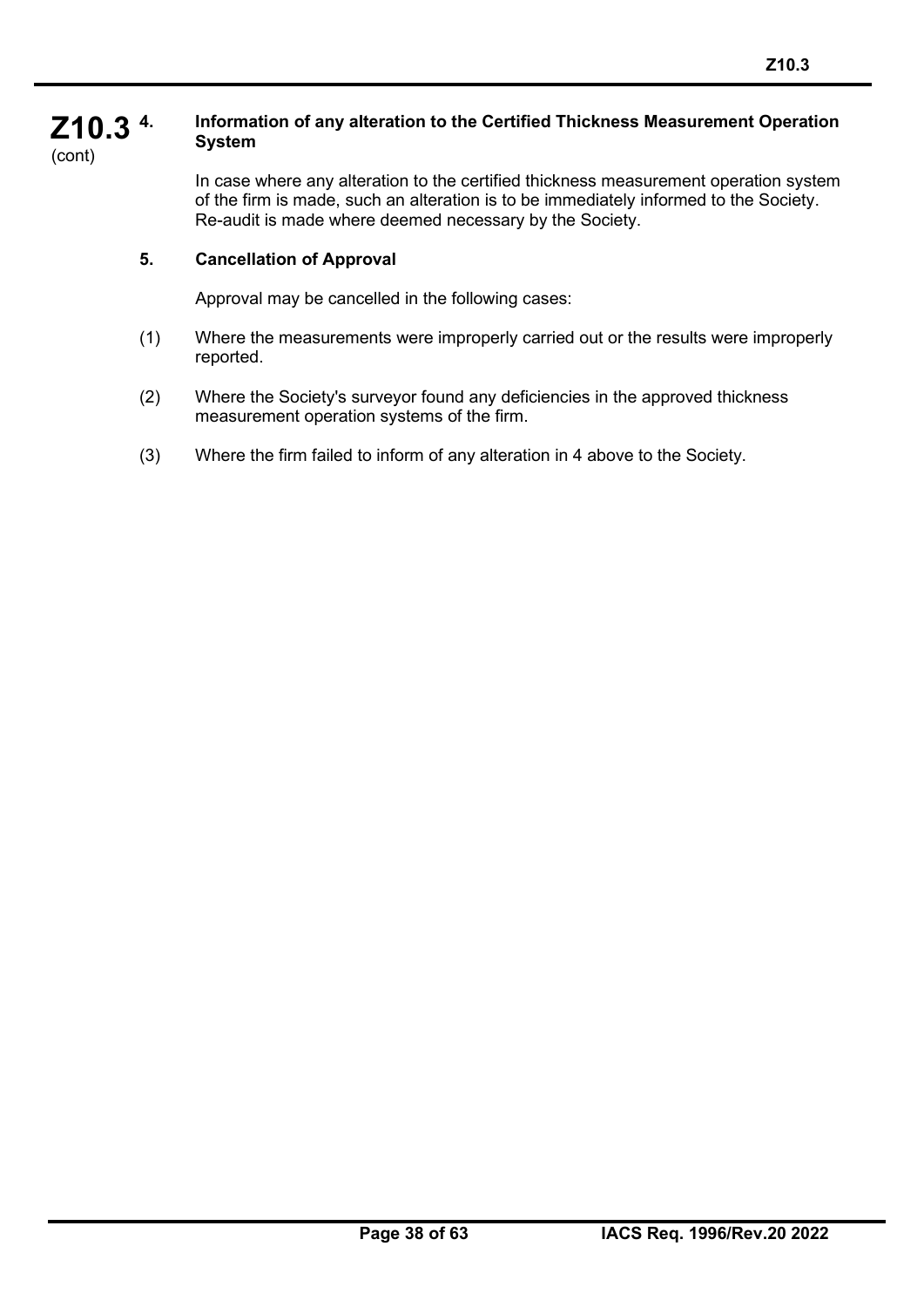**Z10.3** (cont)

### 4. Information of any alteration to the Certified Thickness Measurement Operation System

In case where any alteration to the certified thickness measurement operation system of the firm is made, such an alteration is to be immediately informed to the Society. Re-audit is made where deemed necessary by the Society.

### 5. Cancellation of Approval

Approval may be cancelled in the following cases:

(1) Where the measurements were improperly carried out or the results were improperly reported.

(2) Where the Society's surveyor found any deficiencies in the approved thickness measurement operation systems of the firm.

(3) Where the firm failed to inform of any alteration in 4 above to the Society.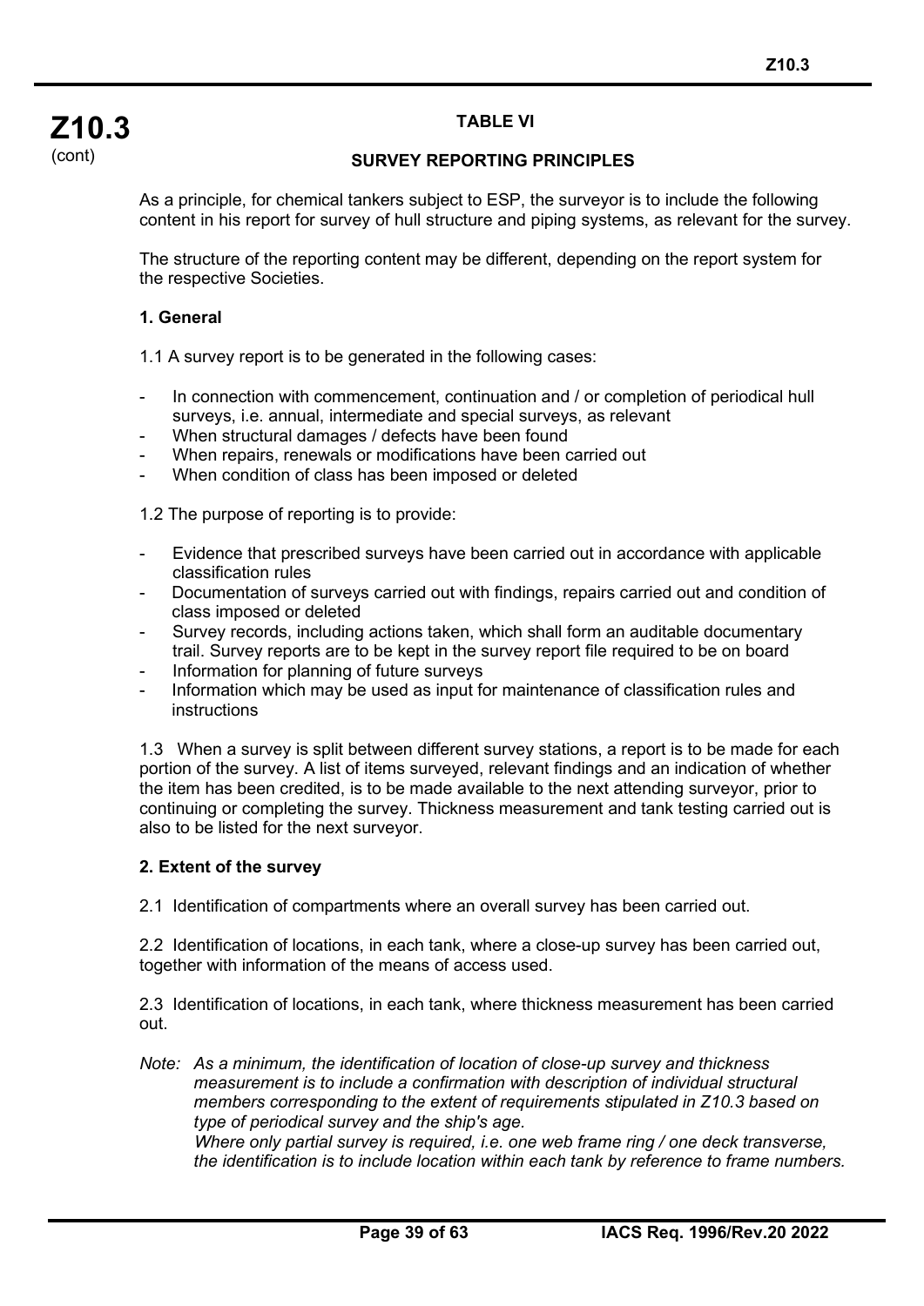**Z10.3** (cont)

## TABLE VI

## SURVEY REPORTING PRINCIPLES

As a principle, for chemical tankers subject to ESP, the surveyor is to include the following content in his report for survey of hull structure and piping systems, as relevant for the survey.

The structure of the reporting content may be different, depending on the report system for the respective Societies.

### 1. General

1.1 A survey report is to be generated in the following cases:

- In connection with commencement, continuation and / or completion of periodical hull surveys, i.e. annual, intermediate and special surveys, as relevant
- When structural damages / defects have been found
- When repairs, renewals or modifications have been carried out
- When condition of class has been imposed or deleted

1.2 The purpose of reporting is to provide:

- Evidence that prescribed surveys have been carried out in accordance with applicable classification rules
- Documentation of surveys carried out with findings, repairs carried out and condition of class imposed or deleted
- Survey records, including actions taken, which shall form an auditable documentary trail. Survey reports are to be kept in the survey report file required to be on board
- Information for planning of future surveys
- Information which may be used as input for maintenance of classification rules and instructions

1.3 When a survey is split between different survey stations, a report is to be made for each portion of the survey. A list of items surveyed, relevant findings and an indication of whether the item has been credited, is to be made available to the next attending surveyor, prior to continuing or completing the survey. Thickness measurement and tank testing carried out is also to be listed for the next surveyor.

### 2. Extent of the survey

2.1 Identification of compartments where an overall survey has been carried out.

2.2 Identification of locations, in each tank, where a close-up survey has been carried out, together with information of the means of access used.

2.3 Identification of locations, in each tank, where thickness measurement has been carried out.

*Note: As a minimum, the identification of location of close-up survey and thickness measurement is to include a confirmation with description of individual structural members corresponding to the extent of requirements stipulated in Z10.3 based on type of periodical survey and the ship's age.*
*Where only partial survey is required, i.e. one web frame ring / one deck transverse, the identification is to include location within each tank by reference to frame numbers.*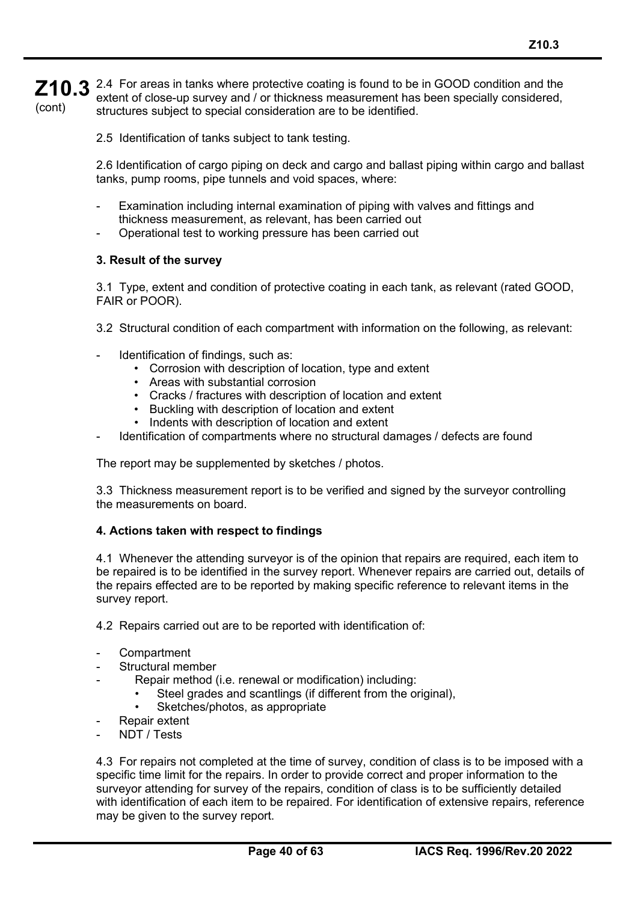**Z10.3** (cont)

2.4 For areas in tanks where protective coating is found to be in GOOD condition and the extent of close-up survey and / or thickness measurement has been specially considered, structures subject to special consideration are to be identified.

2.5 Identification of tanks subject to tank testing.

2.6 Identification of cargo piping on deck and cargo and ballast piping within cargo and ballast tanks, pump rooms, pipe tunnels and void spaces, where:

- Examination including internal examination of piping with valves and fittings and thickness measurement, as relevant, has been carried out
- Operational test to working pressure has been carried out

**3. Result of the survey**

3.1 Type, extent and condition of protective coating in each tank, as relevant (rated GOOD, FAIR or POOR).

3.2 Structural condition of each compartment with information on the following, as relevant:

- Identification of findings, such as:
  - Corrosion with description of location, type and extent
  - Areas with substantial corrosion
  - Cracks / fractures with description of location and extent
  - Buckling with description of location and extent
  - Indents with description of location and extent
- Identification of compartments where no structural damages / defects are found

The report may be supplemented by sketches / photos.

3.3 Thickness measurement report is to be verified and signed by the surveyor controlling the measurements on board.

**4. Actions taken with respect to findings**

4.1 Whenever the attending surveyor is of the opinion that repairs are required, each item to be repaired is to be identified in the survey report. Whenever repairs are carried out, details of the repairs effected are to be reported by making specific reference to relevant items in the survey report.

4.2 Repairs carried out are to be reported with identification of:

- Compartment
- Structural member
- Repair method (i.e. renewal or modification) including:
  - Steel grades and scantlings (if different from the original),
  - Sketches/photos, as appropriate
- Repair extent
- NDT / Tests

4.3 For repairs not completed at the time of survey, condition of class is to be imposed with a specific time limit for the repairs. In order to provide correct and proper information to the surveyor attending for survey of the repairs, condition of class is to be sufficiently detailed with identification of each item to be repaired. For identification of extensive repairs, reference may be given to the survey report.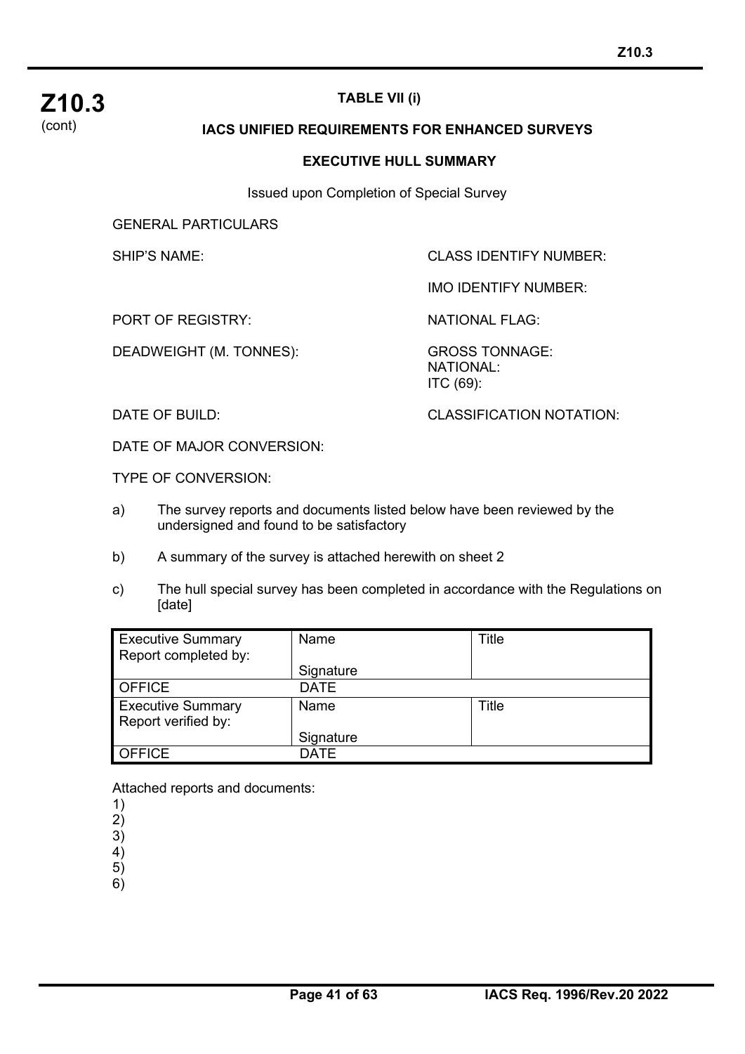**Z10.3**
(cont)

**TABLE VII (i)**

**IACS UNIFIED REQUIREMENTS FOR ENHANCED SURVEYS**

**EXECUTIVE HULL SUMMARY**

Issued upon Completion of Special Survey

GENERAL PARTICULARS

SHIP'S NAME:

CLASS IDENTIFY NUMBER:

IMO IDENTIFY NUMBER:

PORT OF REGISTRY:

NATIONAL FLAG:

DEADWEIGHT (M. TONNES):

GROSS TONNAGE:
NATIONAL:
ITC (69):

DATE OF BUILD:

CLASSIFICATION NOTATION:

DATE OF MAJOR CONVERSION:

TYPE OF CONVERSION:

a) The survey reports and documents listed below have been reviewed by the undersigned and found to be satisfactory

b) A summary of the survey is attached herewith on sheet 2

c) The hull special survey has been completed in accordance with the Regulations on [date]

| Executive Summary Report completed by: | Name<br><br>Signature | Title |
|---|---|---|
| OFFICE | DATE | |
| Executive Summary Report verified by: | Name<br><br>Signature | Title |
| OFFICE | DATE | |

Attached reports and documents:
1)
2)
3)
4)
5)
6)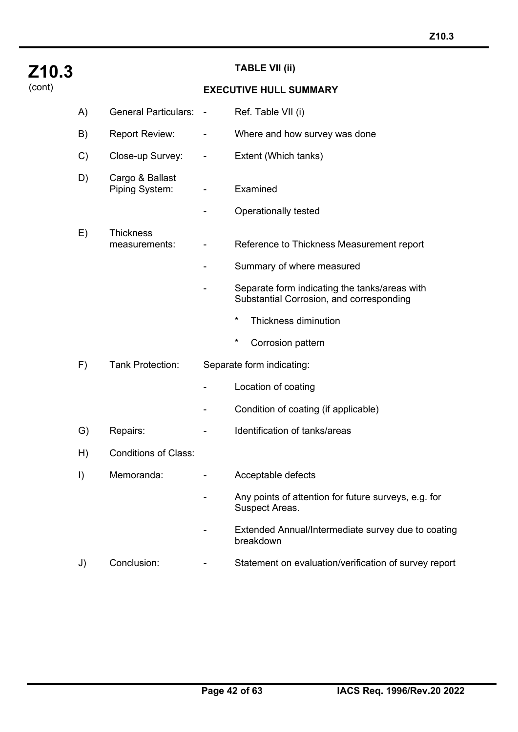**Z10.3**
(cont)

**TABLE VII (ii)**

**EXECUTIVE HULL SUMMARY**

A) General Particulars: - Ref. Table VII (i)

B) Report Review: - Where and how survey was done

C) Close-up Survey: - Extent (Which tanks)

D) Cargo & Ballast Piping System:
- Examined
- Operationally tested

E) Thickness measurements:
- Reference to Thickness Measurement report
- Summary of where measured
- Separate form indicating the tanks/areas with Substantial Corrosion, and corresponding
  - * Thickness diminution
  - * Corrosion pattern

F) Tank Protection: Separate form indicating:
- Location of coating
- Condition of coating (if applicable)

G) Repairs: - Identification of tanks/areas

H) Conditions of Class:

I) Memoranda:
- Acceptable defects
- Any points of attention for future surveys, e.g. for Suspect Areas.
- Extended Annual/Intermediate survey due to coating breakdown

J) Conclusion: - Statement on evaluation/verification of survey report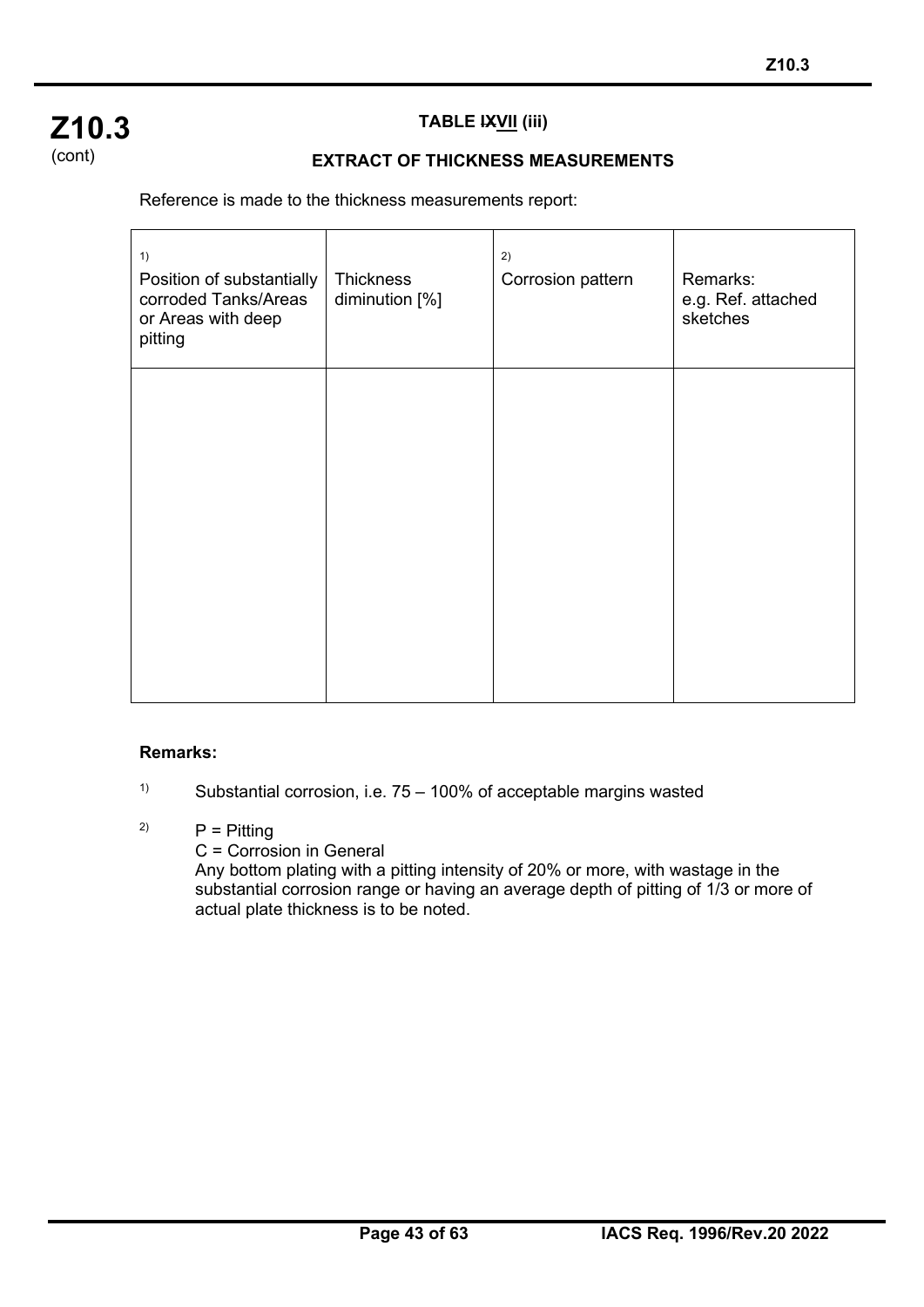**Z10.3**
(cont)

### TABLE ~~IX~~VII (iii)

### EXTRACT OF THICKNESS MEASUREMENTS

Reference is made to the thickness measurements report:

| [1] Position of substantially corroded Tanks/Areas or Areas with deep pitting | Thickness diminution [%] | [2] Corrosion pattern | Remarks: e.g. Ref. attached sketches |
|---|---|---|---|
| | | | |

**Remarks:**

[1] Substantial corrosion, i.e. 75 – 100% of acceptable margins wasted

[2] P = Pitting
C = Corrosion in General
Any bottom plating with a pitting intensity of 20% or more, with wastage in the substantial corrosion range or having an average depth of pitting of 1/3 or more of actual plate thickness is to be noted.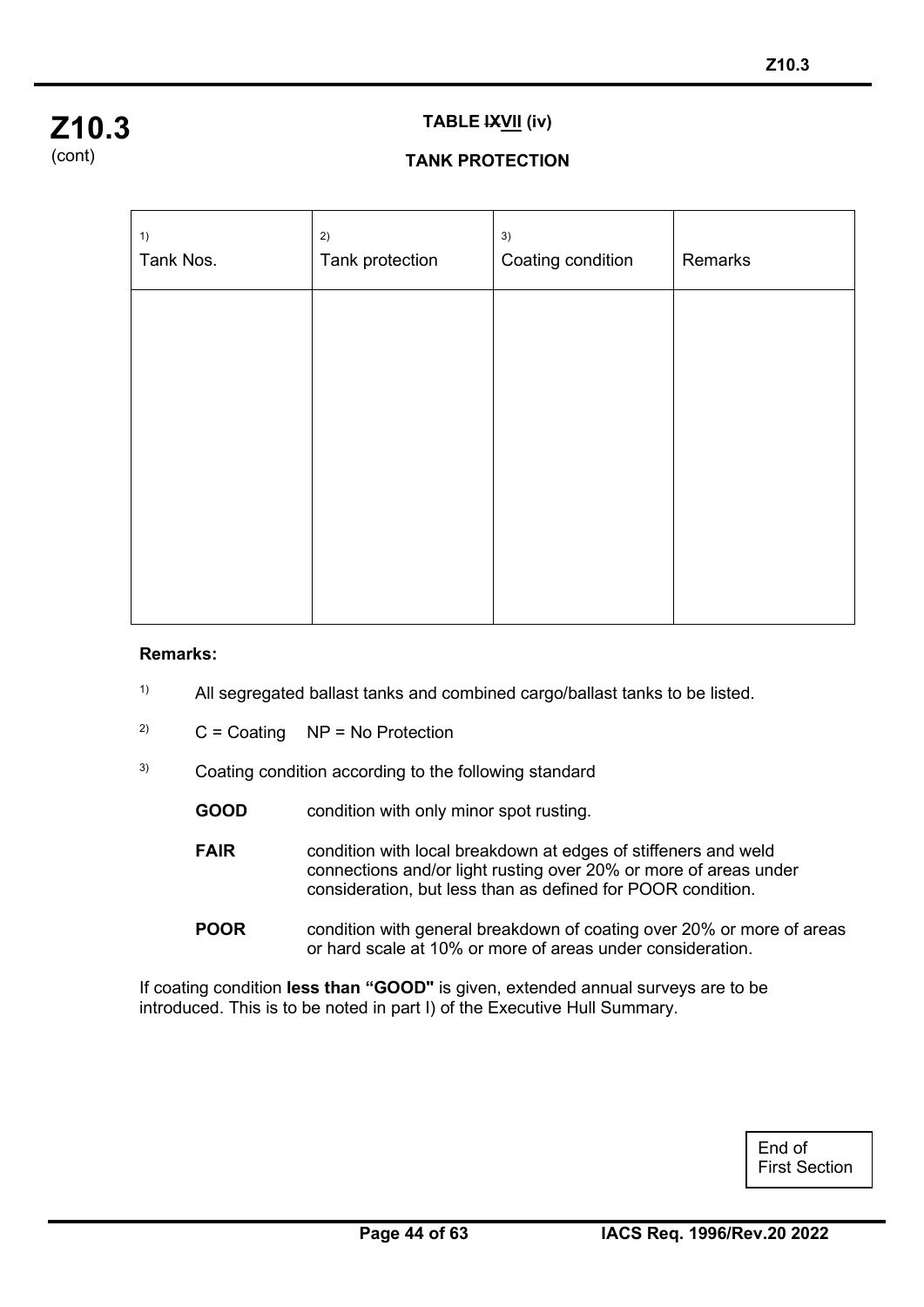**Z10.3**
(cont)

**TABLE ~~IX~~VII (iv)**

**TANK PROTECTION**

| [1) ] Tank Nos. | [2) ] Tank protection | [3) ] Coating condition | Remarks |
|---|---|---|---|
| | | | |

**Remarks:**

[1) ] All segregated ballast tanks and combined cargo/ballast tanks to be listed.

[2) ] C = Coating NP = No Protection

[3) ] Coating condition according to the following standard

**GOOD** condition with only minor spot rusting.

**FAIR** condition with local breakdown at edges of stiffeners and weld connections and/or light rusting over 20% or more of areas under consideration, but less than as defined for POOR condition.

**POOR** condition with general breakdown of coating over 20% or more of areas or hard scale at 10% or more of areas under consideration.

If coating condition **less than "GOOD"** is given, extended annual surveys are to be introduced. This is to be noted in part I) of the Executive Hull Summary.

End of First Section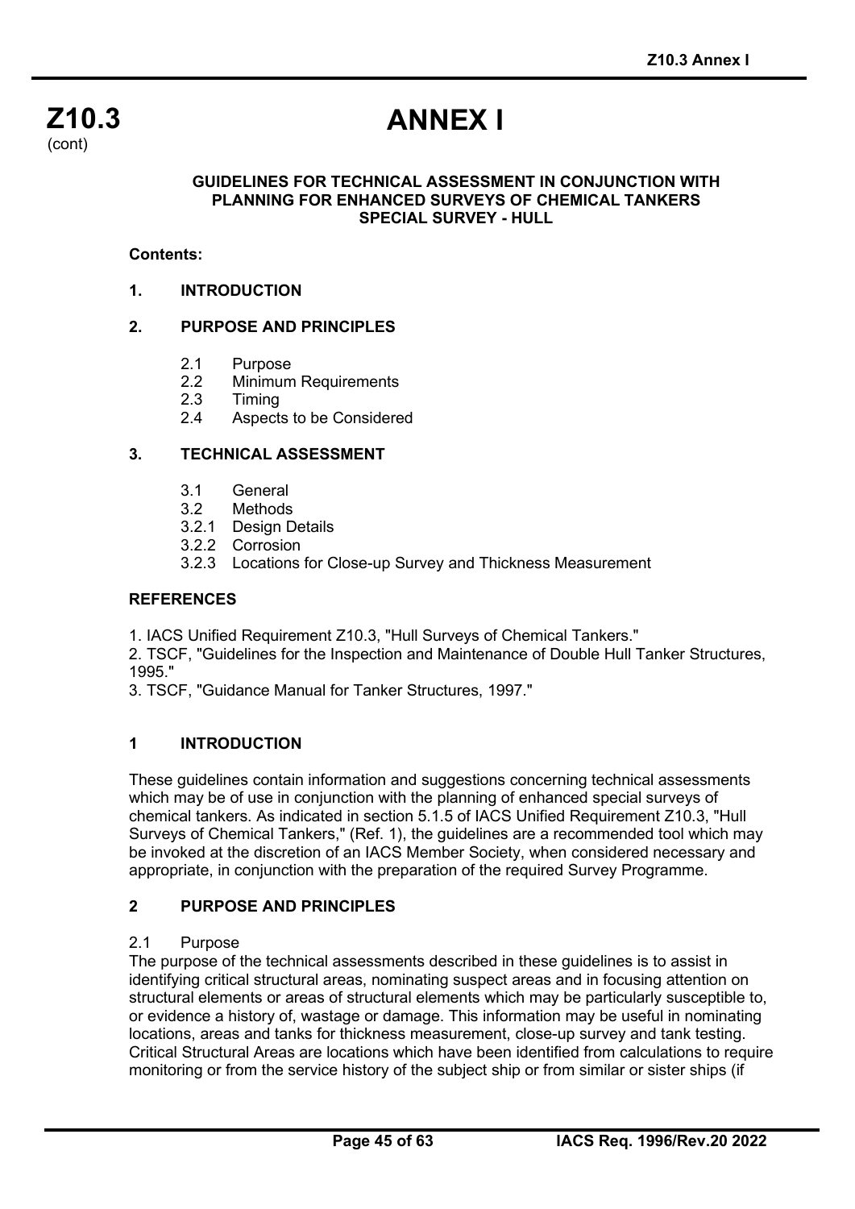# Z10.3 (cont)

# ANNEX I

**GUIDELINES FOR TECHNICAL ASSESSMENT IN CONJUNCTION WITH PLANNING FOR ENHANCED SURVEYS OF CHEMICAL TANKERS SPECIAL SURVEY - HULL**

**Contents:**

**1. INTRODUCTION**

**2. PURPOSE AND PRINCIPLES**

- 2.1 Purpose
- 2.2 Minimum Requirements
- 2.3 Timing
- 2.4 Aspects to be Considered

**3. TECHNICAL ASSESSMENT**

- 3.1 General
- 3.2 Methods
- 3.2.1 Design Details
- 3.2.2 Corrosion
- 3.2.3 Locations for Close-up Survey and Thickness Measurement

**REFERENCES**

1. IACS Unified Requirement Z10.3, "Hull Surveys of Chemical Tankers."
2. TSCF, "Guidelines for the Inspection and Maintenance of Double Hull Tanker Structures, 1995."
3. TSCF, "Guidance Manual for Tanker Structures, 1997."

## 1 INTRODUCTION

These guidelines contain information and suggestions concerning technical assessments which may be of use in conjunction with the planning of enhanced special surveys of chemical tankers. As indicated in section 5.1.5 of IACS Unified Requirement Z10.3, "Hull Surveys of Chemical Tankers," (Ref. 1), the guidelines are a recommended tool which may be invoked at the discretion of an IACS Member Society, when considered necessary and appropriate, in conjunction with the preparation of the required Survey Programme.

## 2 PURPOSE AND PRINCIPLES

2.1 Purpose

The purpose of the technical assessments described in these guidelines is to assist in identifying critical structural areas, nominating suspect areas and in focusing attention on structural elements or areas of structural elements which may be particularly susceptible to, or evidence a history of, wastage or damage. This information may be useful in nominating locations, areas and tanks for thickness measurement, close-up survey and tank testing. Critical Structural Areas are locations which have been identified from calculations to require monitoring or from the service history of the subject ship or from similar or sister ships (if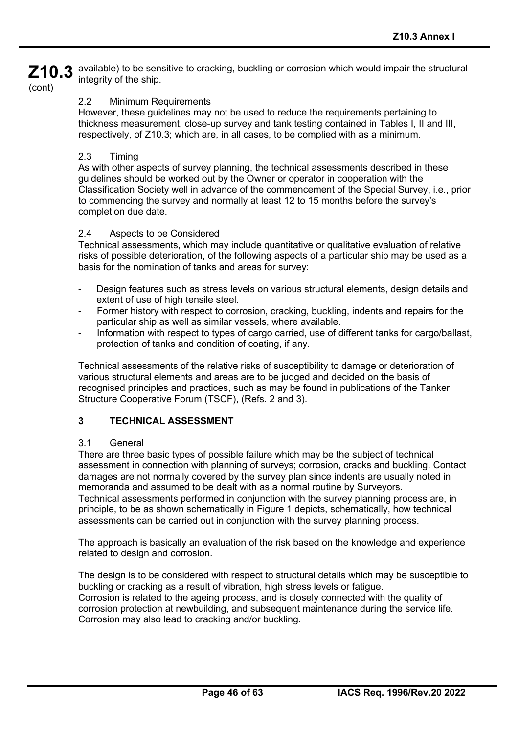available) to be sensitive to cracking, buckling or corrosion which would impair the structural integrity of the ship.

2.2 Minimum Requirements

However, these guidelines may not be used to reduce the requirements pertaining to thickness measurement, close-up survey and tank testing contained in Tables I, II and III, respectively, of Z10.3; which are, in all cases, to be complied with as a minimum.

2.3 Timing

As with other aspects of survey planning, the technical assessments described in these guidelines should be worked out by the Owner or operator in cooperation with the Classification Society well in advance of the commencement of the Special Survey, i.e., prior to commencing the survey and normally at least 12 to 15 months before the survey's completion due date.

2.4 Aspects to be Considered

Technical assessments, which may include quantitative or qualitative evaluation of relative risks of possible deterioration, of the following aspects of a particular ship may be used as a basis for the nomination of tanks and areas for survey:

- Design features such as stress levels on various structural elements, design details and extent of use of high tensile steel.
- Former history with respect to corrosion, cracking, buckling, indents and repairs for the particular ship as well as similar vessels, where available.
- Information with respect to types of cargo carried, use of different tanks for cargo/ballast, protection of tanks and condition of coating, if any.

Technical assessments of the relative risks of susceptibility to damage or deterioration of various structural elements and areas are to be judged and decided on the basis of recognised principles and practices, such as may be found in publications of the Tanker Structure Cooperative Forum (TSCF), (Refs. 2 and 3).

## 3 TECHNICAL ASSESSMENT

3.1 General

There are three basic types of possible failure which may be the subject of technical assessment in connection with planning of surveys; corrosion, cracks and buckling. Contact damages are not normally covered by the survey plan since indents are usually noted in memoranda and assumed to be dealt with as a normal routine by Surveyors.
Technical assessments performed in conjunction with the survey planning process are, in principle, to be as shown schematically in Figure 1 depicts, schematically, how technical assessments can be carried out in conjunction with the survey planning process.

The approach is basically an evaluation of the risk based on the knowledge and experience related to design and corrosion.

The design is to be considered with respect to structural details which may be susceptible to buckling or cracking as a result of vibration, high stress levels or fatigue.
Corrosion is related to the ageing process, and is closely connected with the quality of corrosion protection at newbuilding, and subsequent maintenance during the service life. Corrosion may also lead to cracking and/or buckling.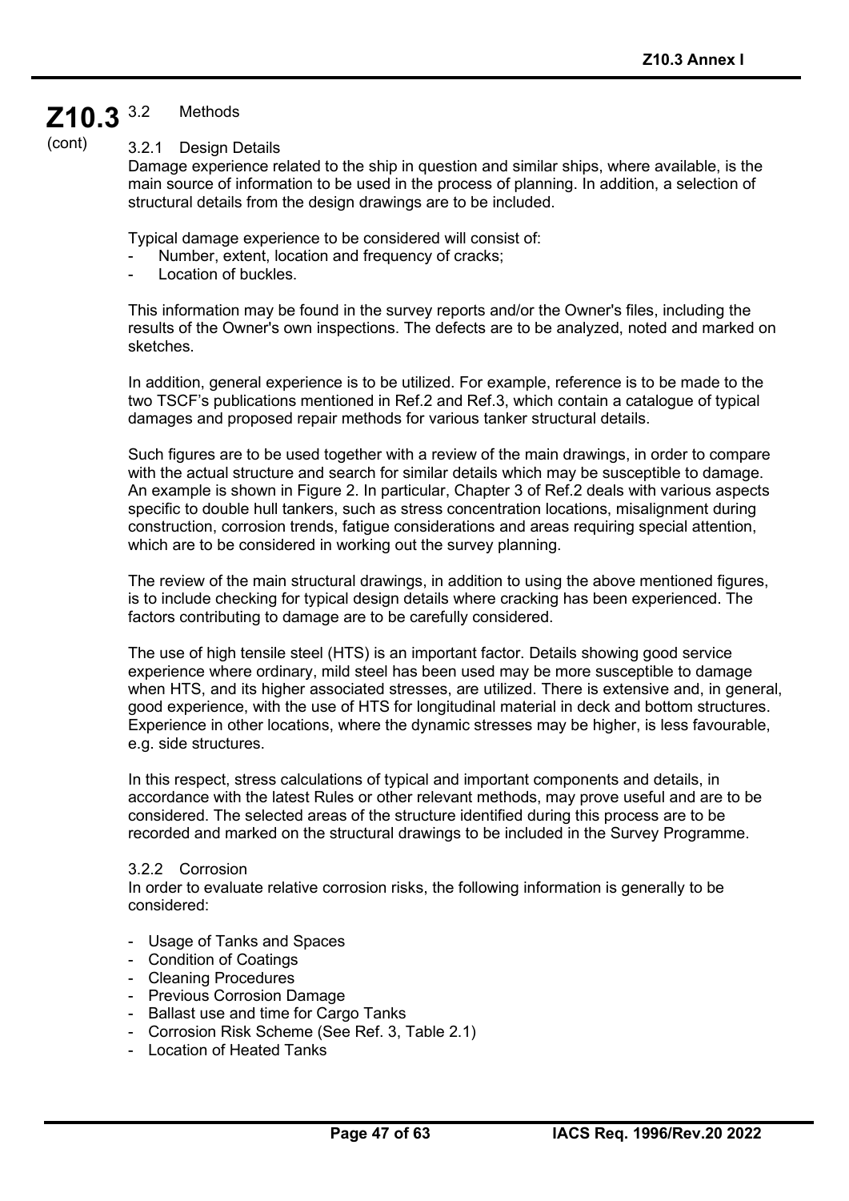### 3.2 Methods

#### 3.2.1 Design Details

Damage experience related to the ship in question and similar ships, where available, is the main source of information to be used in the process of planning. In addition, a selection of structural details from the design drawings are to be included.

Typical damage experience to be considered will consist of:

- Number, extent, location and frequency of cracks;
- Location of buckles.

This information may be found in the survey reports and/or the Owner's files, including the results of the Owner's own inspections. The defects are to be analyzed, noted and marked on sketches.

In addition, general experience is to be utilized. For example, reference is to be made to the two TSCF's publications mentioned in Ref.2 and Ref.3, which contain a catalogue of typical damages and proposed repair methods for various tanker structural details.

Such figures are to be used together with a review of the main drawings, in order to compare with the actual structure and search for similar details which may be susceptible to damage. An example is shown in Figure 2. In particular, Chapter 3 of Ref.2 deals with various aspects specific to double hull tankers, such as stress concentration locations, misalignment during construction, corrosion trends, fatigue considerations and areas requiring special attention, which are to be considered in working out the survey planning.

The review of the main structural drawings, in addition to using the above mentioned figures, is to include checking for typical design details where cracking has been experienced. The factors contributing to damage are to be carefully considered.

The use of high tensile steel (HTS) is an important factor. Details showing good service experience where ordinary, mild steel has been used may be more susceptible to damage when HTS, and its higher associated stresses, are utilized. There is extensive and, in general, good experience, with the use of HTS for longitudinal material in deck and bottom structures. Experience in other locations, where the dynamic stresses may be higher, is less favourable, e.g. side structures.

In this respect, stress calculations of typical and important components and details, in accordance with the latest Rules or other relevant methods, may prove useful and are to be considered. The selected areas of the structure identified during this process are to be recorded and marked on the structural drawings to be included in the Survey Programme.

#### 3.2.2 Corrosion

In order to evaluate relative corrosion risks, the following information is generally to be considered:

- Usage of Tanks and Spaces
- Condition of Coatings
- Cleaning Procedures
- Previous Corrosion Damage
- Ballast use and time for Cargo Tanks
- Corrosion Risk Scheme (See Ref. 3, Table 2.1)
- Location of Heated Tanks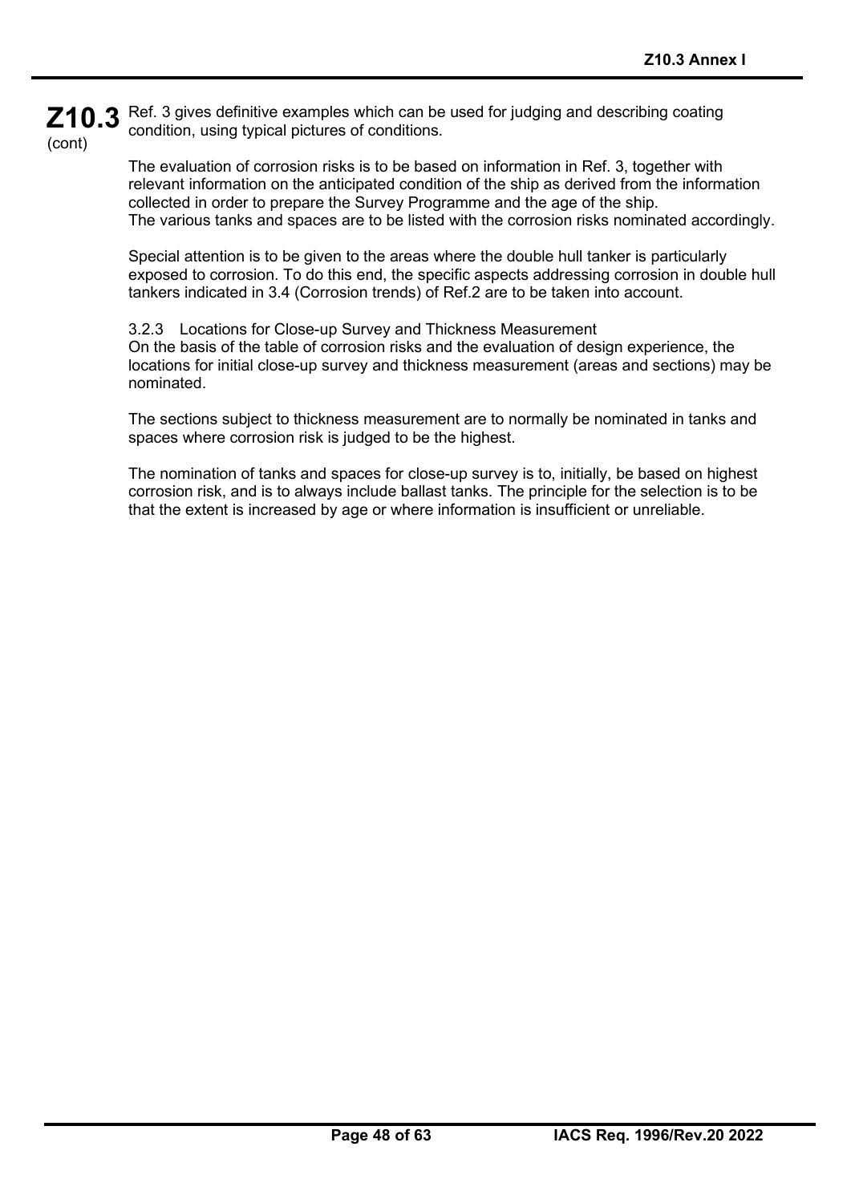Ref. 3 gives definitive examples which can be used for judging and describing coating condition, using typical pictures of conditions.

The evaluation of corrosion risks is to be based on information in Ref. 3, together with relevant information on the anticipated condition of the ship as derived from the information collected in order to prepare the Survey Programme and the age of the ship.
The various tanks and spaces are to be listed with the corrosion risks nominated accordingly.

Special attention is to be given to the areas where the double hull tanker is particularly exposed to corrosion. To do this end, the specific aspects addressing corrosion in double hull tankers indicated in 3.4 (Corrosion trends) of Ref.2 are to be taken into account.

#### 3.2.3 Locations for Close-up Survey and Thickness Measurement

On the basis of the table of corrosion risks and the evaluation of design experience, the locations for initial close-up survey and thickness measurement (areas and sections) may be nominated.

The sections subject to thickness measurement are to normally be nominated in tanks and spaces where corrosion risk is judged to be the highest.

The nomination of tanks and spaces for close-up survey is to, initially, be based on highest corrosion risk, and is to always include ballast tanks. The principle for the selection is to be that the extent is increased by age or where information is insufficient or unreliable.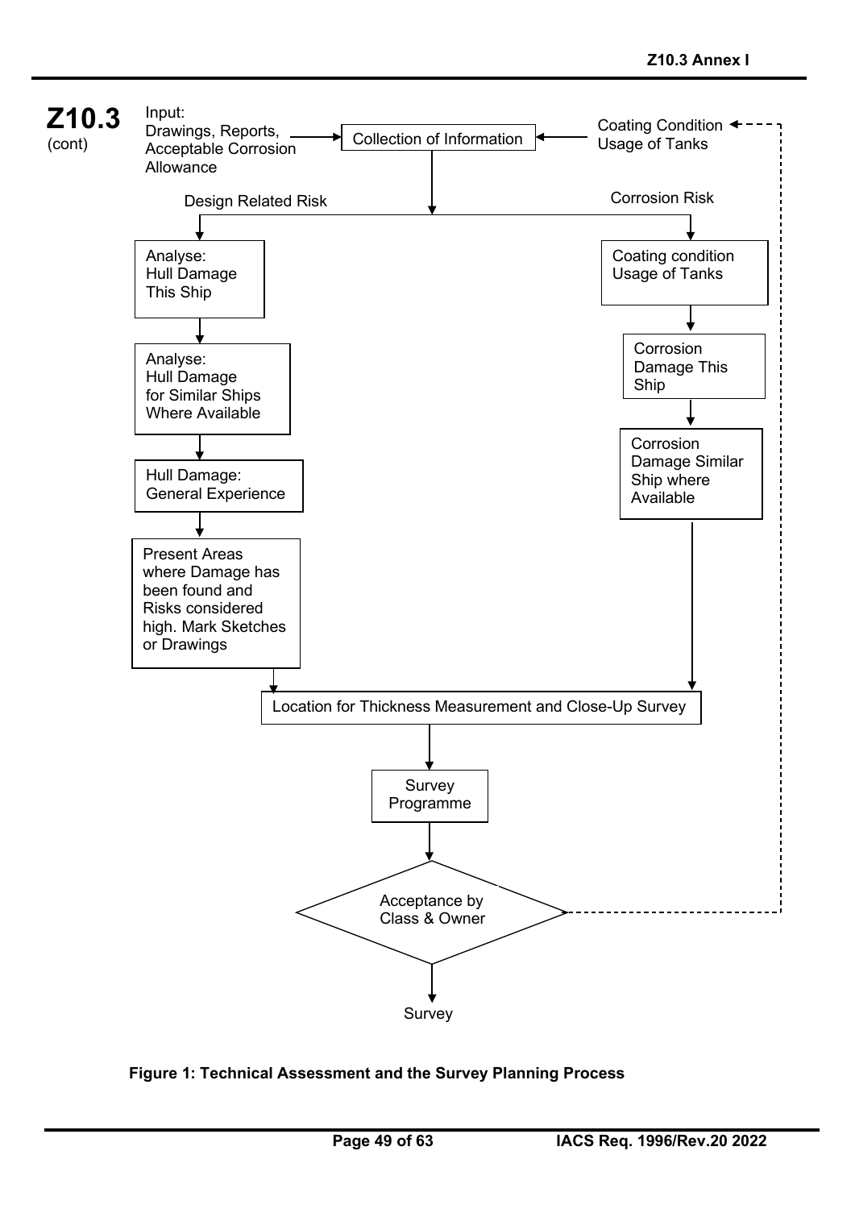**Z10.3** (cont)

Input:
Drawings, Reports, Acceptable Corrosion Allowance

Collection of Information

Coating Condition
Usage of Tanks

Design Related Risk

Corrosion Risk

Analyse:
Hull Damage
This Ship

Analyse:
Hull Damage
for Similar Ships
Where Available

Hull Damage:
General Experience

Present Areas where Damage has been found and Risks considered high. Mark Sketches or Drawings

Coating condition
Usage of Tanks

Corrosion
Damage This
Ship

Corrosion
Damage Similar
Ship where
Available

Location for Thickness Measurement and Close-Up Survey

Survey
Programme

Acceptance by
Class & Owner

Survey

**Figure 1: Technical Assessment and the Survey Planning Process**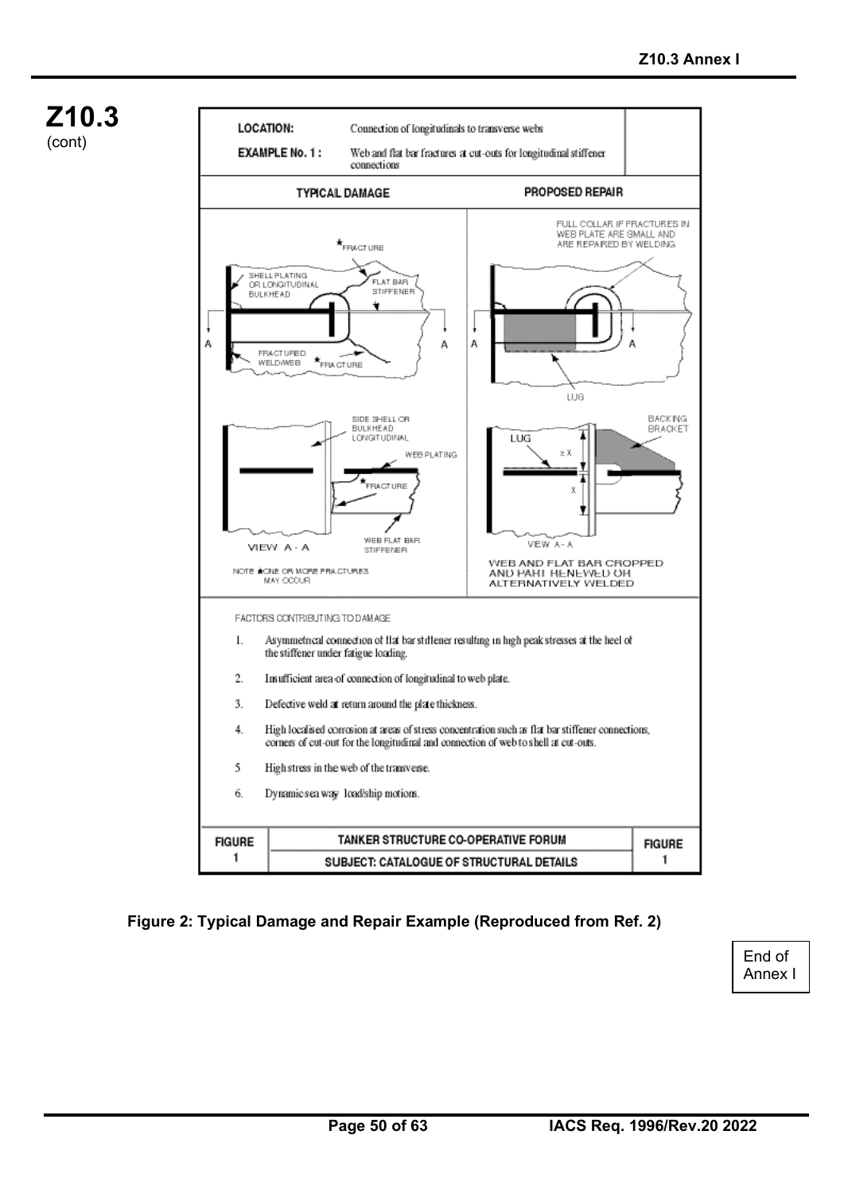**Z10.3**
(cont)

| LOCATION: | Connection of longitudinals to transverse webs |
|---|---|
| EXAMPLE No. 1 : | Web and flat bar fractures at cut-outs for longitudinal stiffener connections |

| TYPICAL DAMAGE | PROPOSED REPAIR |
|---|---|
| FRACTURE; SHELL PLATING OR LONGITUDINAL BULKHEAD; FLAT BAR STIFFENER; FRACTURED WELD/WEB; FRACTURE; SIDE SHELL OR BULKHEAD LONGITUDINAL; WEB PLATING; FRACTURE; WEB FLAT BAR STIFFENER; VIEW A - A | FULL COLLAR IF FRACTURES IN WEB PLATE ARE SMALL AND ARE REPAIRED BY WELDING; LUG; BACKING BRACKET; LUG; ≥ X; X; VIEW A - A |
| NOTE ★ONE OR MORE FRACTURES MAY OCCUR | WEB AND FLAT BAR CROPPED AND PART RENEWED OR ALTERNATIVELY WELDED |

FACTORS CONTRIBUTING TO DAMAGE

1. Asymmetrical connection of flat bar stiffener resulting in high peak stresses at the heel of the stiffener under fatigue loading.
2. Insufficient area of connection of longitudinal to web plate.
3. Defective weld at return around the plate thickness.
4. High localised corrosion at areas of stress concentration such as flat bar stiffener connections, corners of cut-out for the longitudinal and connection of web to shell at cut-outs.
5. High stress in the web of the transverse.
6. Dynamic sea way load/ship motions.

| FIGURE 1 | TANKER STRUCTURE CO-OPERATIVE FORUM | FIGURE 1 |
|---|---|---|
| | SUBJECT: CATALOGUE OF STRUCTURAL DETAILS | |

**Figure 2: Typical Damage and Repair Example (Reproduced from Ref. 2)**

End of Annex I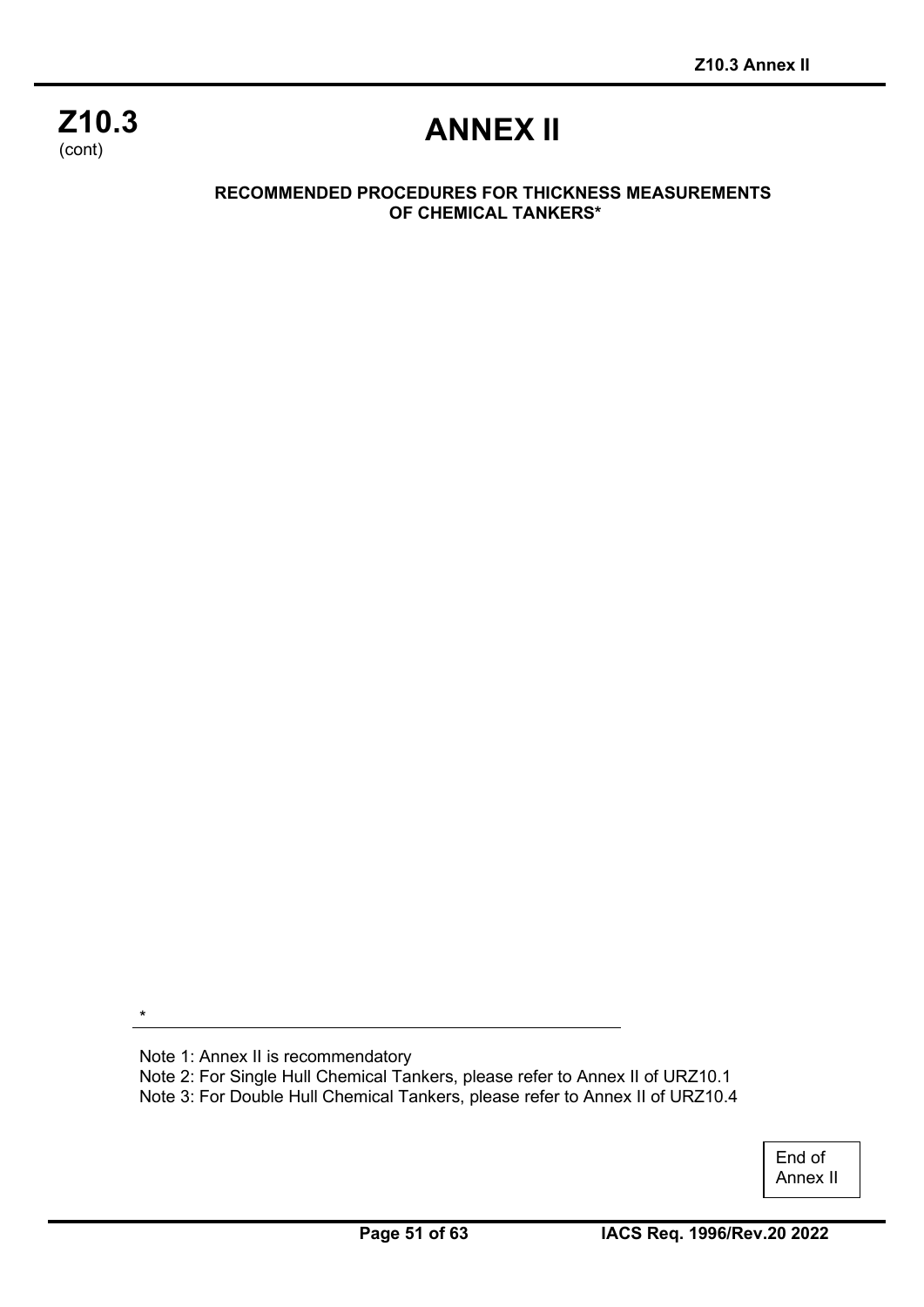# ANNEX II

**RECOMMENDED PROCEDURES FOR THICKNESS MEASUREMENTS OF CHEMICAL TANKERS***

---

*

Note 1: Annex II is recommendatory

Note 2: For Single Hull Chemical Tankers, please refer to Annex II of URZ10.1

Note 3: For Double Hull Chemical Tankers, please refer to Annex II of URZ10.4

End of Annex II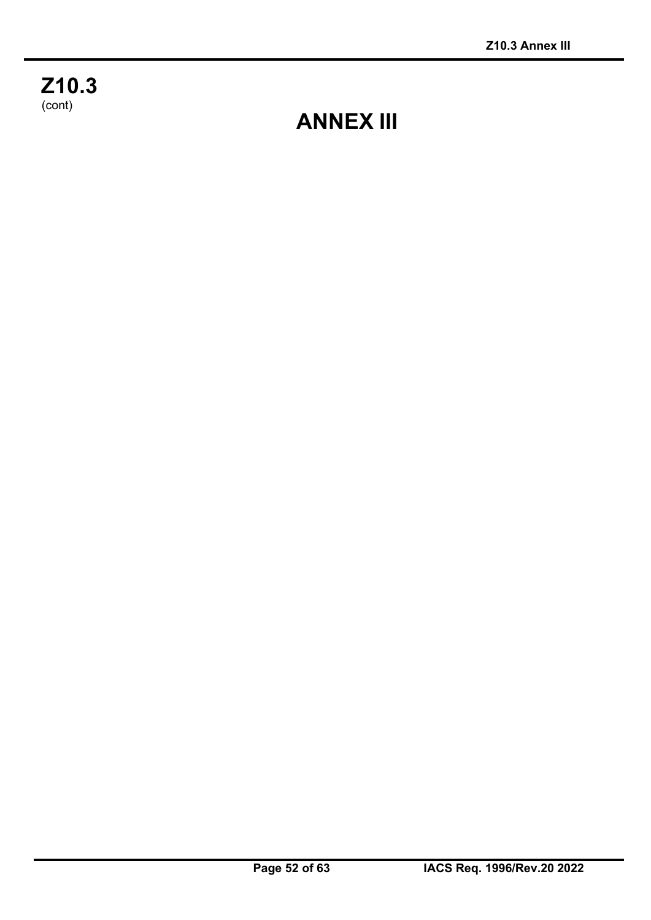# ANNEX III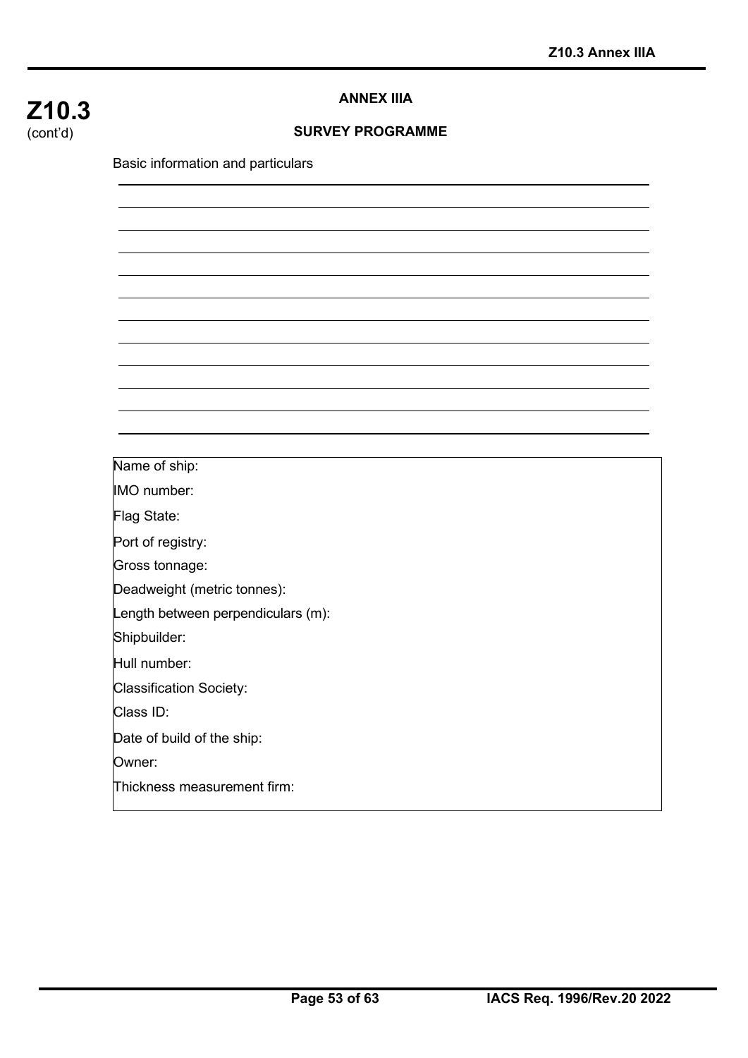**Z10.3**
(cont'd)

## ANNEX IIIA

## SURVEY PROGRAMME

Basic information and particulars

| |
|---|
| Name of ship: |
| IMO number: |
| Flag State: |
| Port of registry: |
| Gross tonnage: |
| Deadweight (metric tonnes): |
| Length between perpendiculars (m): |
| Shipbuilder: |
| Hull number: |
| Classification Society: |
| Class ID: |
| Date of build of the ship: |
| Owner: |
| Thickness measurement firm: |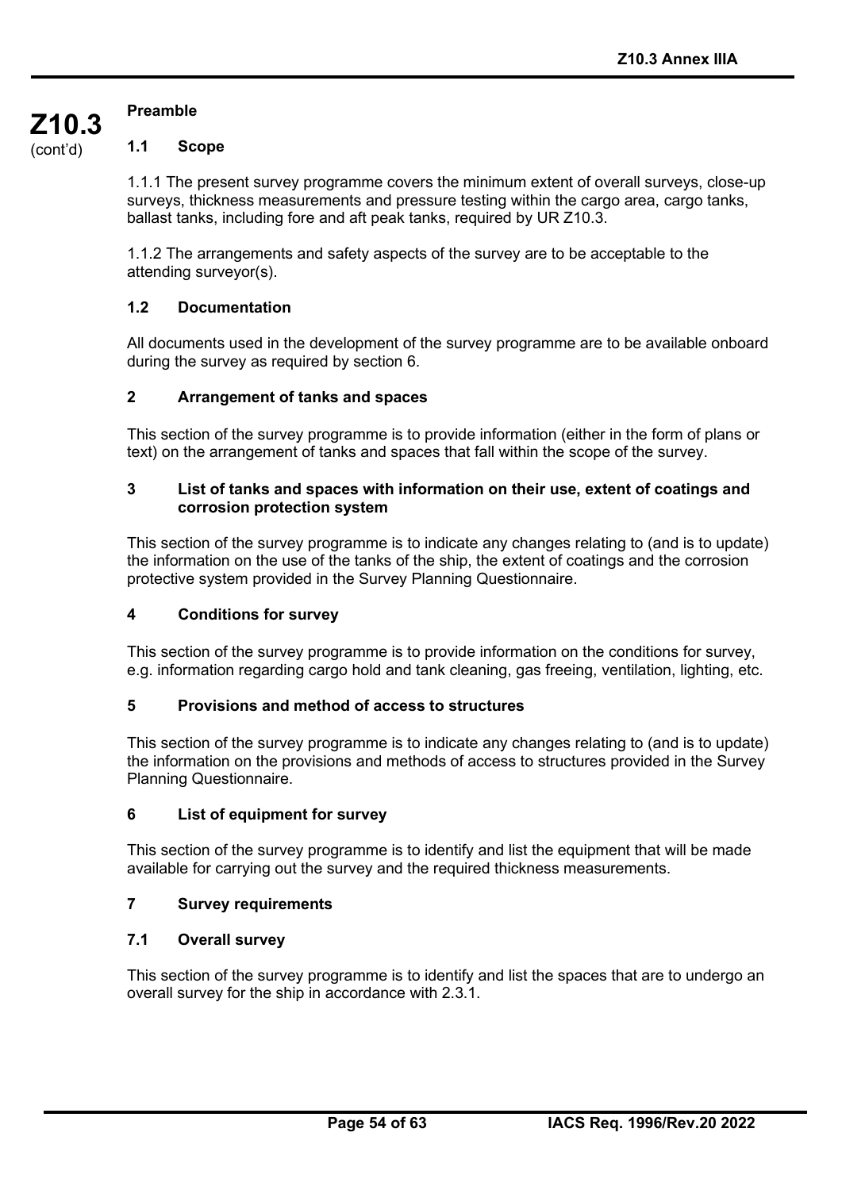## Preamble

### 1.1 Scope

1.1.1 The present survey programme covers the minimum extent of overall surveys, close-up surveys, thickness measurements and pressure testing within the cargo area, cargo tanks, ballast tanks, including fore and aft peak tanks, required by UR Z10.3.

1.1.2 The arrangements and safety aspects of the survey are to be acceptable to the attending surveyor(s).

### 1.2 Documentation

All documents used in the development of the survey programme are to be available onboard during the survey as required by section 6.

### 2 Arrangement of tanks and spaces

This section of the survey programme is to provide information (either in the form of plans or text) on the arrangement of tanks and spaces that fall within the scope of the survey.

### 3 List of tanks and spaces with information on their use, extent of coatings and corrosion protection system

This section of the survey programme is to indicate any changes relating to (and is to update) the information on the use of the tanks of the ship, the extent of coatings and the corrosion protective system provided in the Survey Planning Questionnaire.

### 4 Conditions for survey

This section of the survey programme is to provide information on the conditions for survey, e.g. information regarding cargo hold and tank cleaning, gas freeing, ventilation, lighting, etc.

### 5 Provisions and method of access to structures

This section of the survey programme is to indicate any changes relating to (and is to update) the information on the provisions and methods of access to structures provided in the Survey Planning Questionnaire.

### 6 List of equipment for survey

This section of the survey programme is to identify and list the equipment that will be made available for carrying out the survey and the required thickness measurements.

### 7 Survey requirements

### 7.1 Overall survey

This section of the survey programme is to identify and list the spaces that are to undergo an overall survey for the ship in accordance with 2.3.1.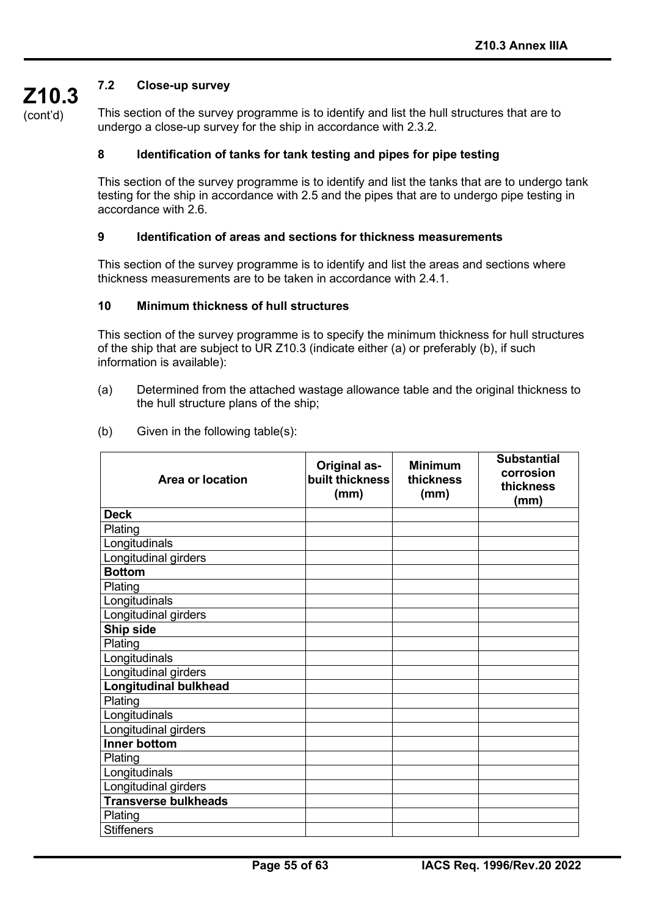### 7.2 Close-up survey

This section of the survey programme is to identify and list the hull structures that are to undergo a close-up survey for the ship in accordance with 2.3.2.

## 8 Identification of tanks for tank testing and pipes for pipe testing

This section of the survey programme is to identify and list the tanks that are to undergo tank testing for the ship in accordance with 2.5 and the pipes that are to undergo pipe testing in accordance with 2.6.

## 9 Identification of areas and sections for thickness measurements

This section of the survey programme is to identify and list the areas and sections where thickness measurements are to be taken in accordance with 2.4.1.

## 10 Minimum thickness of hull structures

This section of the survey programme is to specify the minimum thickness for hull structures of the ship that are subject to UR Z10.3 (indicate either (a) or preferably (b), if such information is available):

(a) Determined from the attached wastage allowance table and the original thickness to the hull structure plans of the ship;

(b) Given in the following table(s):

| Area or location | Original as-built thickness (mm) | Minimum thickness (mm) | Substantial corrosion thickness (mm) |
|---|---|---|---|
| **Deck** | | | |
| Plating | | | |
| Longitudinals | | | |
| Longitudinal girders | | | |
| **Bottom** | | | |
| Plating | | | |
| Longitudinals | | | |
| Longitudinal girders | | | |
| **Ship side** | | | |
| Plating | | | |
| Longitudinals | | | |
| Longitudinal girders | | | |
| **Longitudinal bulkhead** | | | |
| Plating | | | |
| Longitudinals | | | |
| Longitudinal girders | | | |
| **Inner bottom** | | | |
| Plating | | | |
| Longitudinals | | | |
| Longitudinal girders | | | |
| **Transverse bulkheads** | | | |
| Plating | | | |
| Stiffeners | | | |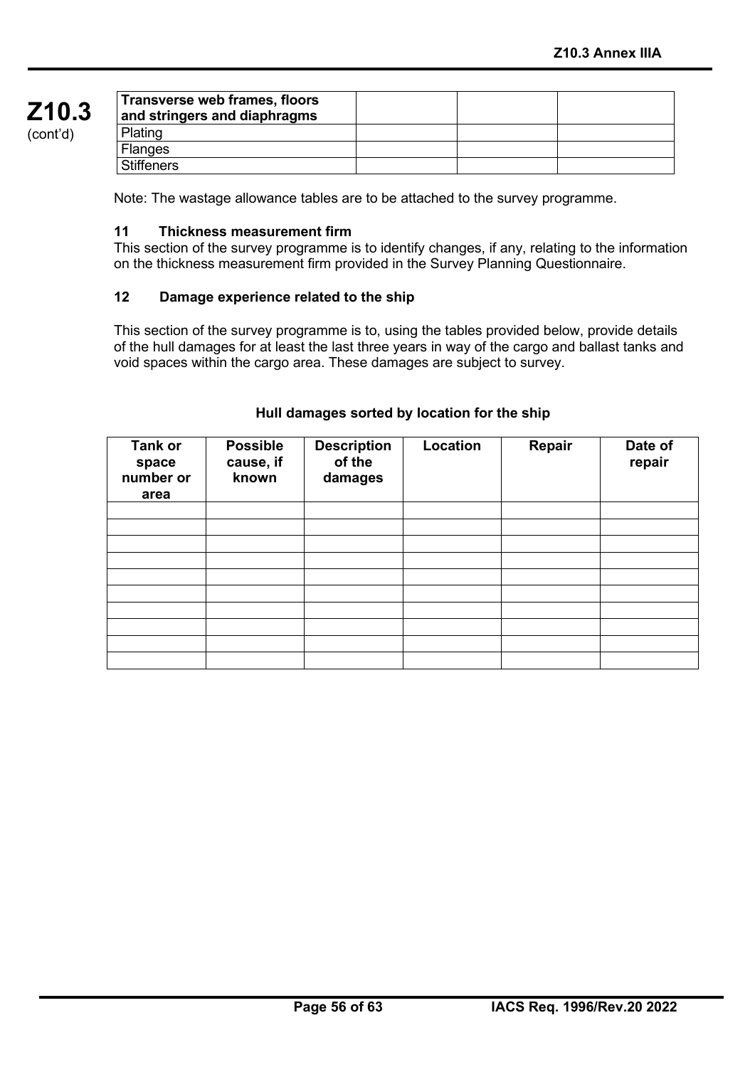| Transverse web frames, floors and stringers and diaphragms | | | |
|---|---|---|---|
| Plating | | | |
| Flanges | | | |
| Stiffeners | | | |

Note: The wastage allowance tables are to be attached to the survey programme.

### 11 Thickness measurement firm

This section of the survey programme is to identify changes, if any, relating to the information on the thickness measurement firm provided in the Survey Planning Questionnaire.

### 12 Damage experience related to the ship

This section of the survey programme is to, using the tables provided below, provide details of the hull damages for at least the last three years in way of the cargo and ballast tanks and void spaces within the cargo area. These damages are subject to survey.

**Hull damages sorted by location for the ship**

| Tank or space number or area | Possible cause, if known | Description of the damages | Location | Repair | Date of repair |
|---|---|---|---|---|---|
| | | | | | |
| | | | | | |
| | | | | | |
| | | | | | |
| | | | | | |
| | | | | | |
| | | | | | |
| | | | | | |
| | | | | | |
| | | | | | |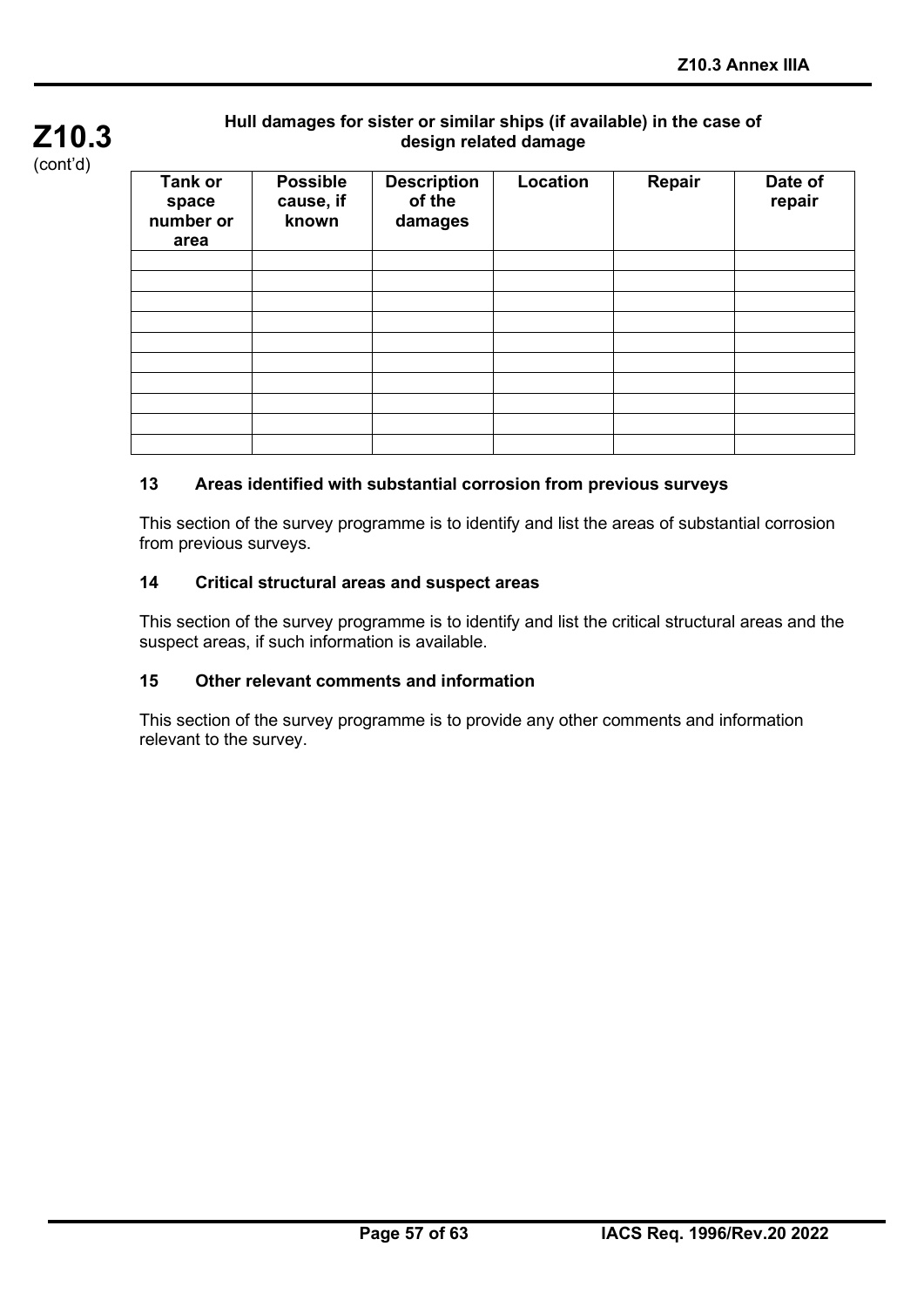**Hull damages for sister or similar ships (if available) in the case of design related damage**

| Tank or space number or area | Possible cause, if known | Description of the damages | Location | Repair | Date of repair |
|---|---|---|---|---|---|
| | | | | | |
| | | | | | |
| | | | | | |
| | | | | | |
| | | | | | |
| | | | | | |
| | | | | | |
| | | | | | |
| | | | | | |
| | | | | | |

### 13 Areas identified with substantial corrosion from previous surveys

This section of the survey programme is to identify and list the areas of substantial corrosion from previous surveys.

### 14 Critical structural areas and suspect areas

This section of the survey programme is to identify and list the critical structural areas and the suspect areas, if such information is available.

### 15 Other relevant comments and information

This section of the survey programme is to provide any other comments and information relevant to the survey.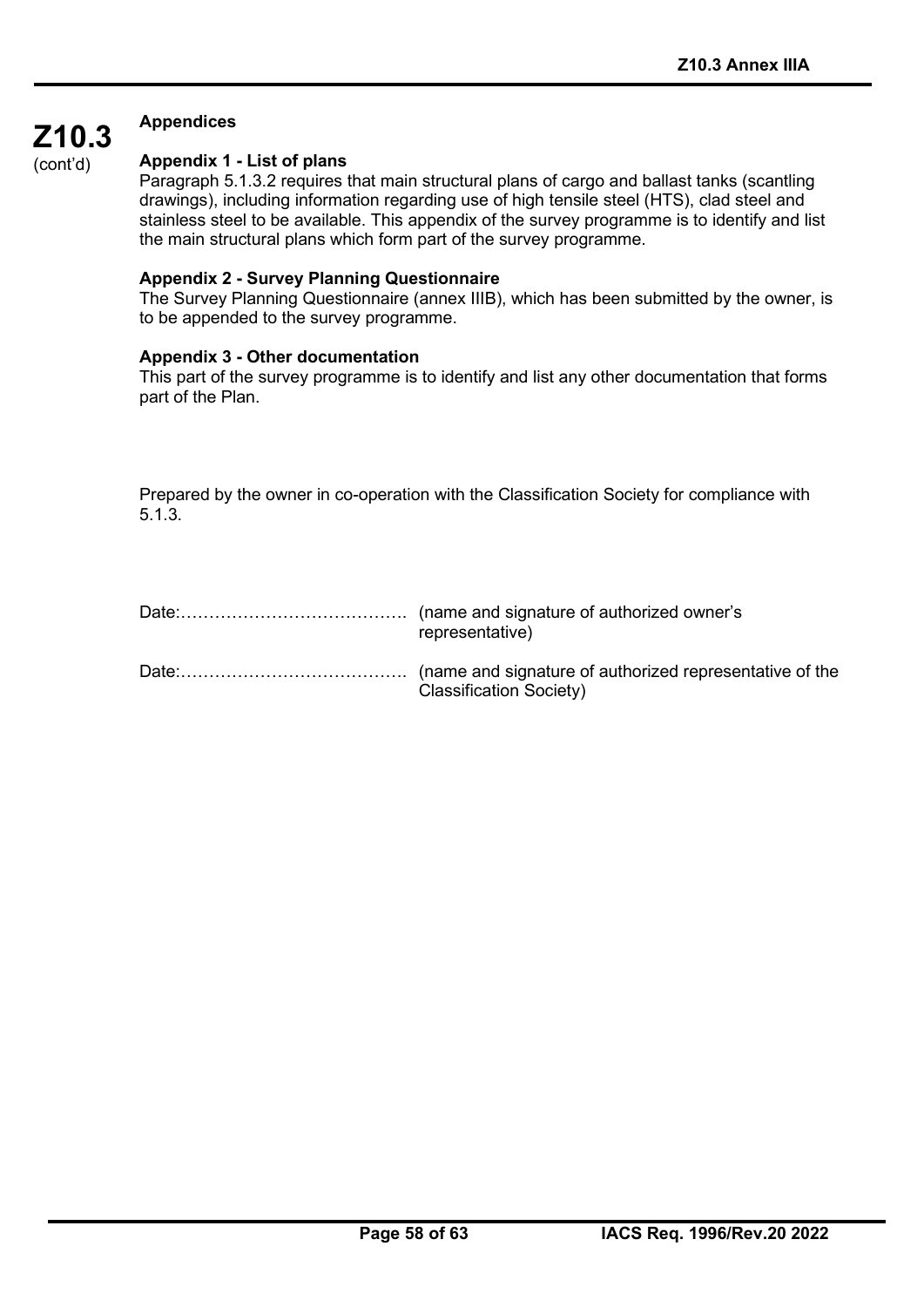## Appendices

### Appendix 1 - List of plans

Paragraph 5.1.3.2 requires that main structural plans of cargo and ballast tanks (scantling drawings), including information regarding use of high tensile steel (HTS), clad steel and stainless steel to be available. This appendix of the survey programme is to identify and list the main structural plans which form part of the survey programme.

### Appendix 2 - Survey Planning Questionnaire

The Survey Planning Questionnaire (annex IIIB), which has been submitted by the owner, is to be appended to the survey programme.

### Appendix 3 - Other documentation

This part of the survey programme is to identify and list any other documentation that forms part of the Plan.

Prepared by the owner in co-operation with the Classification Society for compliance with 5.1.3.

Date:………………………………… (name and signature of authorized owner's representative)

Date:………………………………… (name and signature of authorized representative of the Classification Society)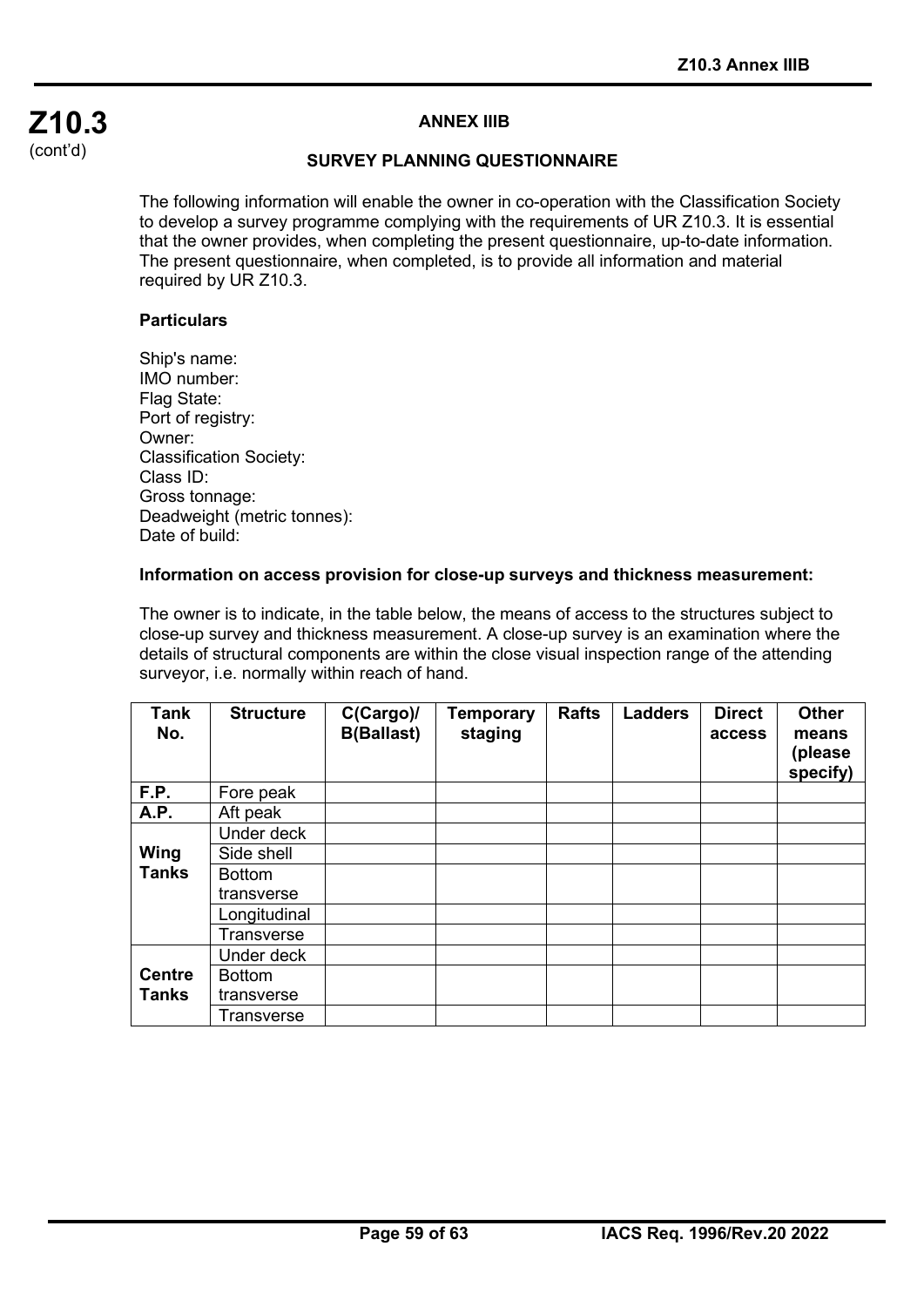**Z10.3**
(cont'd)

## ANNEX IIIB

## SURVEY PLANNING QUESTIONNAIRE

The following information will enable the owner in co-operation with the Classification Society to develop a survey programme complying with the requirements of UR Z10.3. It is essential that the owner provides, when completing the present questionnaire, up-to-date information. The present questionnaire, when completed, is to provide all information and material required by UR Z10.3.

**Particulars**

Ship's name:
IMO number:
Flag State:
Port of registry:
Owner:
Classification Society:
Class ID:
Gross tonnage:
Deadweight (metric tonnes):
Date of build:

**Information on access provision for close-up surveys and thickness measurement:**

The owner is to indicate, in the table below, the means of access to the structures subject to close-up survey and thickness measurement. A close-up survey is an examination where the details of structural components are within the close visual inspection range of the attending surveyor, i.e. normally within reach of hand.

| Tank No. | Structure | C(Cargo)/ B(Ballast) | Temporary staging | Rafts | Ladders | Direct access | Other means (please specify) |
|---|---|---|---|---|---|---|---|
| **F.P.** | Fore peak | | | | | | |
| **A.P.** | Aft peak | | | | | | |
| **Wing Tanks** | Under deck | | | | | | |
| | Side shell | | | | | | |
| | Bottom transverse | | | | | | |
| | Longitudinal | | | | | | |
| | Transverse | | | | | | |
| **Centre Tanks** | Under deck | | | | | | |
| | Bottom transverse | | | | | | |
| | Transverse | | | | | | |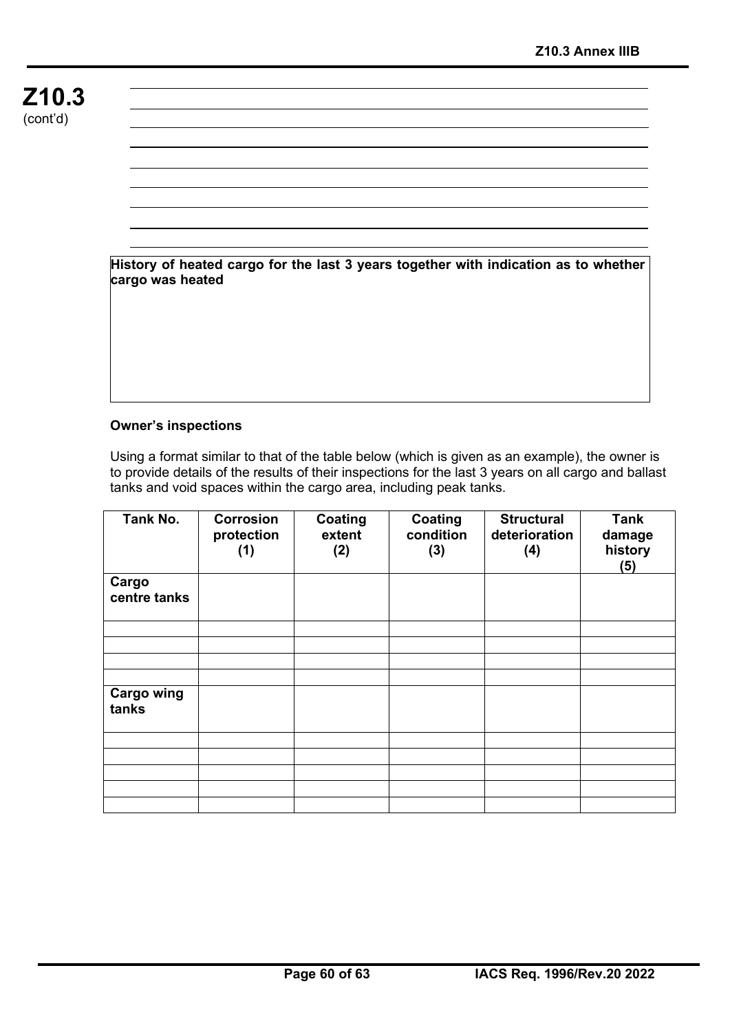**History of heated cargo for the last 3 years together with indication as to whether cargo was heated**

**Owner's inspections**

Using a format similar to that of the table below (which is given as an example), the owner is to provide details of the results of their inspections for the last 3 years on all cargo and ballast tanks and void spaces within the cargo area, including peak tanks.

| Tank No. | Corrosion protection (1) | Coating extent (2) | Coating condition (3) | Structural deterioration (4) | Tank damage history (5) |
|---|---|---|---|---|---|
| **Cargo centre tanks** | | | | | |
| | | | | | |
| | | | | | |
| | | | | | |
| | | | | | |
| **Cargo wing tanks** | | | | | |
| | | | | | |
| | | | | | |
| | | | | | |
| | | | | | |
| | | | | | |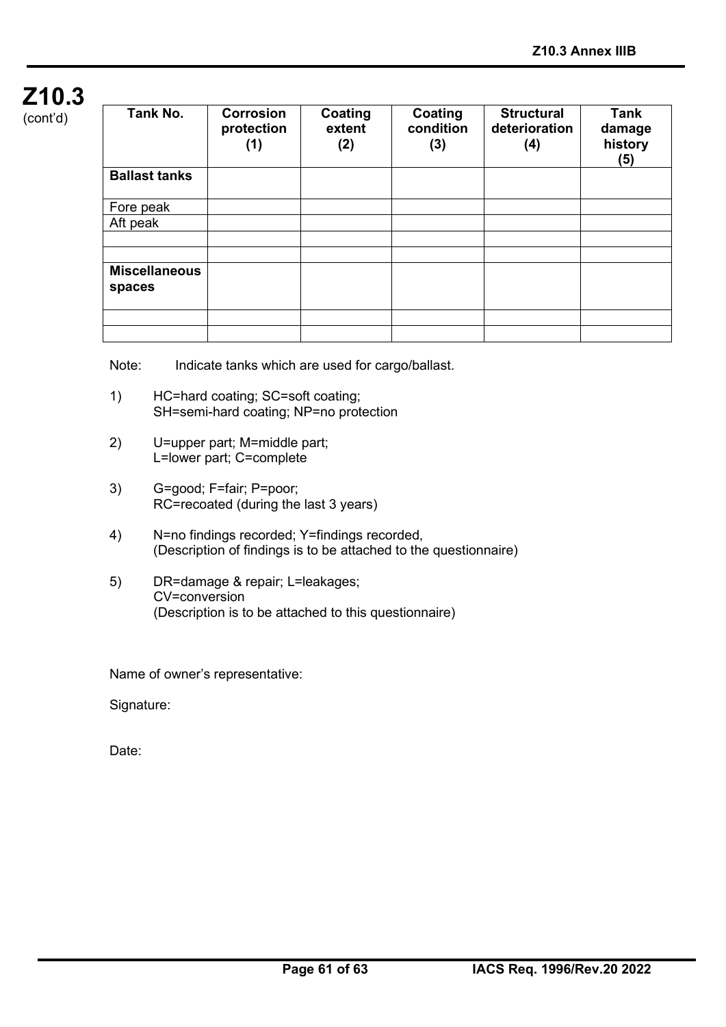**Z10.3** (cont'd)

| Tank No. | Corrosion protection (1) | Coating extent (2) | Coating condition (3) | Structural deterioration (4) | Tank damage history (5) |
|---|---|---|---|---|---|
| **Ballast tanks** | | | | | |
| Fore peak | | | | | |
| Aft peak | | | | | |
| | | | | | |
| | | | | | |
| **Miscellaneous spaces** | | | | | |
| | | | | | |
| | | | | | |

Note: Indicate tanks which are used for cargo/ballast.

1) HC=hard coating; SC=soft coating; SH=semi-hard coating; NP=no protection

2) U=upper part; M=middle part; L=lower part; C=complete

3) G=good; F=fair; P=poor; RC=recoated (during the last 3 years)

4) N=no findings recorded; Y=findings recorded, (Description of findings is to be attached to the questionnaire)

5) DR=damage & repair; L=leakages; CV=conversion (Description is to be attached to this questionnaire)

Name of owner's representative:

Signature:

Date: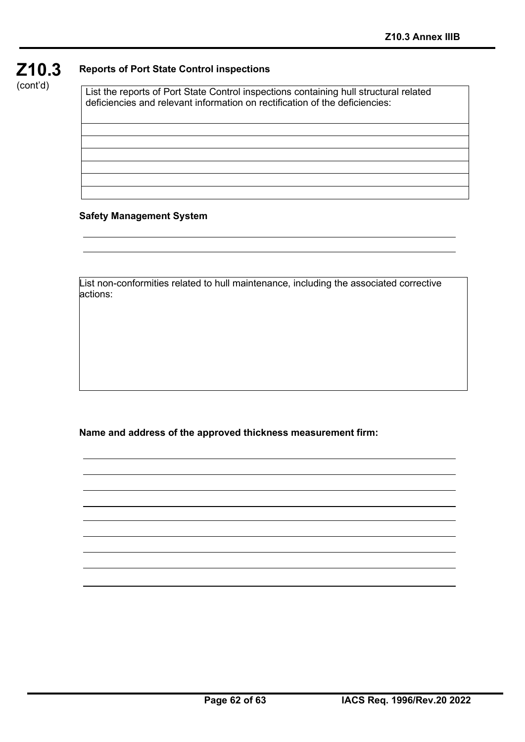**Z10.3** (cont'd)

### Reports of Port State Control inspections

| List the reports of Port State Control inspections containing hull structural related deficiencies and relevant information on rectification of the deficiencies: |
| --- |
| |
| |
| |
| |
| |
| |

### Safety Management System

______________________________________________________________________

______________________________________________________________________

| List non-conformities related to hull maintenance, including the associated corrective actions: |
| --- |
| |

**Name and address of the approved thickness measurement firm:**

______________________________________________________________________

______________________________________________________________________

______________________________________________________________________

______________________________________________________________________

______________________________________________________________________

______________________________________________________________________

______________________________________________________________________

______________________________________________________________________

______________________________________________________________________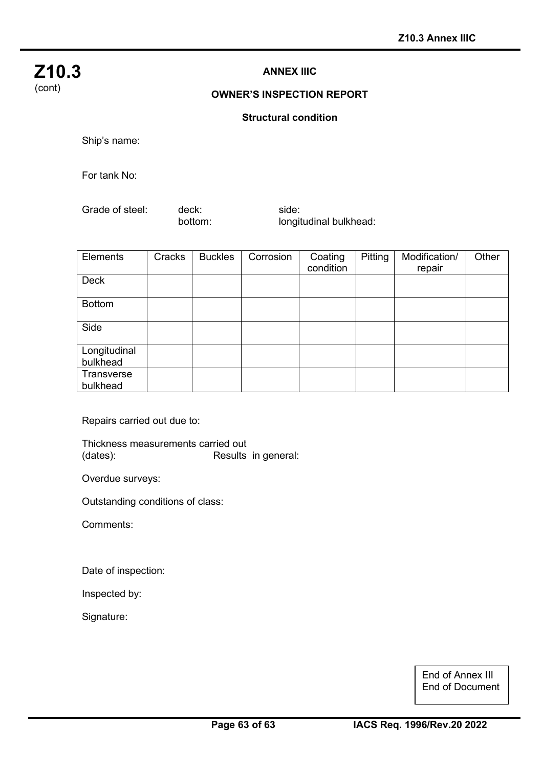**Z10.3**
(cont)

## ANNEX IIIC

### OWNER'S INSPECTION REPORT

### Structural condition

Ship's name:

For tank No:

Grade of steel: deck: side:
bottom: longitudinal bulkhead:

| Elements | Cracks | Buckles | Corrosion | Coating condition | Pitting | Modification/ repair | Other |
|---|---|---|---|---|---|---|---|
| Deck | | | | | | | |
| Bottom | | | | | | | |
| Side | | | | | | | |
| Longitudinal bulkhead | | | | | | | |
| Transverse bulkhead | | | | | | | |

Repairs carried out due to:

Thickness measurements carried out
(dates): Results in general:

Overdue surveys:

Outstanding conditions of class:

Comments:

Date of inspection:

Inspected by:

Signature:

End of Annex III
End of Document